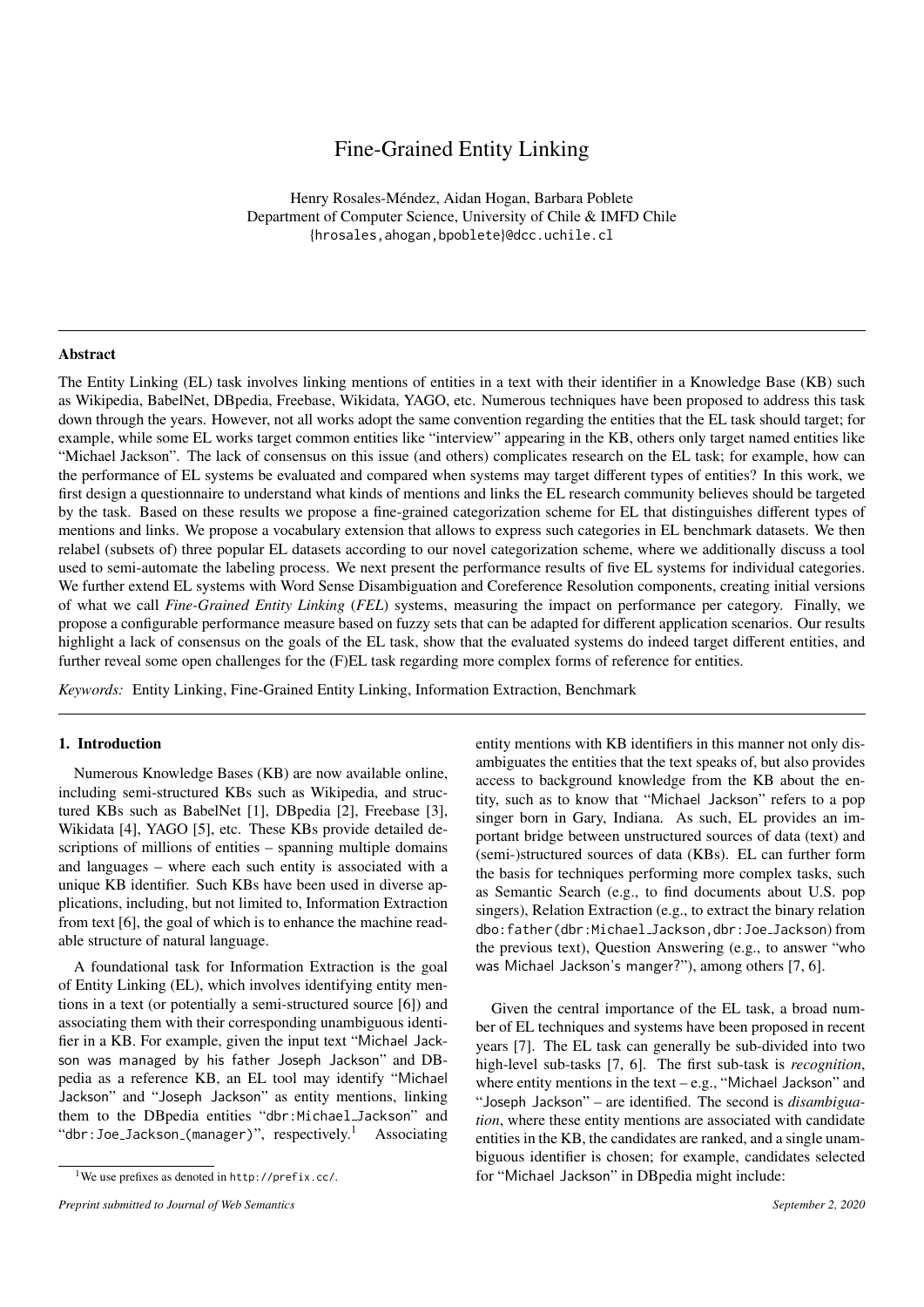# Fine-Grained Entity Linking

Henry Rosales-Méndez, Aidan Hogan, Barbara Poblete
Department of Computer Science, University of Chile & IMFD Chile
{hrosales,ahogan,bpoblete}@dcc.uchile.cl

---

## Abstract

The Entity Linking (EL) task involves linking mentions of entities in a text with their identifier in a Knowledge Base (KB) such as Wikipedia, BabelNet, DBpedia, Freebase, Wikidata, YAGO, etc. Numerous techniques have been proposed to address this task down through the years. However, not all works adopt the same convention regarding the entities that the EL task should target; for example, while some EL works target common entities like "interview" appearing in the KB, others only target named entities like "Michael Jackson". The lack of consensus on this issue (and others) complicates research on the EL task; for example, how can the performance of EL systems be evaluated and compared when systems may target different types of entities? In this work, we first design a questionnaire to understand what kinds of mentions and links the EL research community believes should be targeted by the task. Based on these results we propose a fine-grained categorization scheme for EL that distinguishes different types of mentions and links. We propose a vocabulary extension that allows to express such categories in EL benchmark datasets. We then relabel (subsets of) three popular EL datasets according to our novel categorization scheme, where we additionally discuss a tool used to semi-automate the labeling process. We next present the performance results of five EL systems for individual categories. We further extend EL systems with Word Sense Disambiguation and Coreference Resolution components, creating initial versions of what we call *Fine-Grained Entity Linking* (*FEL*) systems, measuring the impact on performance per category. Finally, we propose a configurable performance measure based on fuzzy sets that can be adapted for different application scenarios. Our results highlight a lack of consensus on the goals of the EL task, show that the evaluated systems do indeed target different entities, and further reveal some open challenges for the (F)EL task regarding more complex forms of reference for entities.

*Keywords:* Entity Linking, Fine-Grained Entity Linking, Information Extraction, Benchmark

---

## 1. Introduction

Numerous Knowledge Bases (KB) are now available online, including semi-structured KBs such as Wikipedia, and structured KBs such as BabelNet [1], DBpedia [2], Freebase [3], Wikidata [4], YAGO [5], etc. These KBs provide detailed descriptions of millions of entities – spanning multiple domains and languages – where each such entity is associated with a unique KB identifier. Such KBs have been used in diverse applications, including, but not limited to, Information Extraction from text [6], the goal of which is to enhance the machine readable structure of natural language.

A foundational task for Information Extraction is the goal of Entity Linking (EL), which involves identifying entity mentions in a text (or potentially a semi-structured source [6]) and associating them with their corresponding unambiguous identifier in a KB. For example, given the input text "Michael Jackson was managed by his father Joseph Jackson" and DBpedia as a reference KB, an EL tool may identify "Michael Jackson" and "Joseph Jackson" as entity mentions, linking them to the DBpedia entities "dbr:Michael_Jackson" and "dbr:Joe_Jackson_(manager)", respectively.[1] Associating entity mentions with KB identifiers in this manner not only disambiguates the entities that the text speaks of, but also provides access to background knowledge from the KB about the entity, such as to know that "Michael Jackson" refers to a pop singer born in Gary, Indiana. As such, EL provides an important bridge between unstructured sources of data (text) and (semi-)structured sources of data (KBs). EL can further form the basis for techniques performing more complex tasks, such as Semantic Search (e.g., to find documents about U.S. pop singers), Relation Extraction (e.g., to extract the binary relation dbo:father(dbr:Michael_Jackson,dbr:Joe_Jackson) from the previous text), Question Answering (e.g., to answer "who was Michael Jackson's manger?"), among others [7, 6].

Given the central importance of the EL task, a broad number of EL techniques and systems have been proposed in recent years [7]. The EL task can generally be sub-divided into two high-level sub-tasks [7, 6]. The first sub-task is *recognition*, where entity mentions in the text – e.g., "Michael Jackson" and "Joseph Jackson" – are identified. The second is *disambiguation*, where these entity mentions are associated with candidate entities in the KB, the candidates are ranked, and a single unambiguous identifier is chosen; for example, candidates selected for "Michael Jackson" in DBpedia might include:

[1] We use prefixes as denoted in http://prefix.cc/.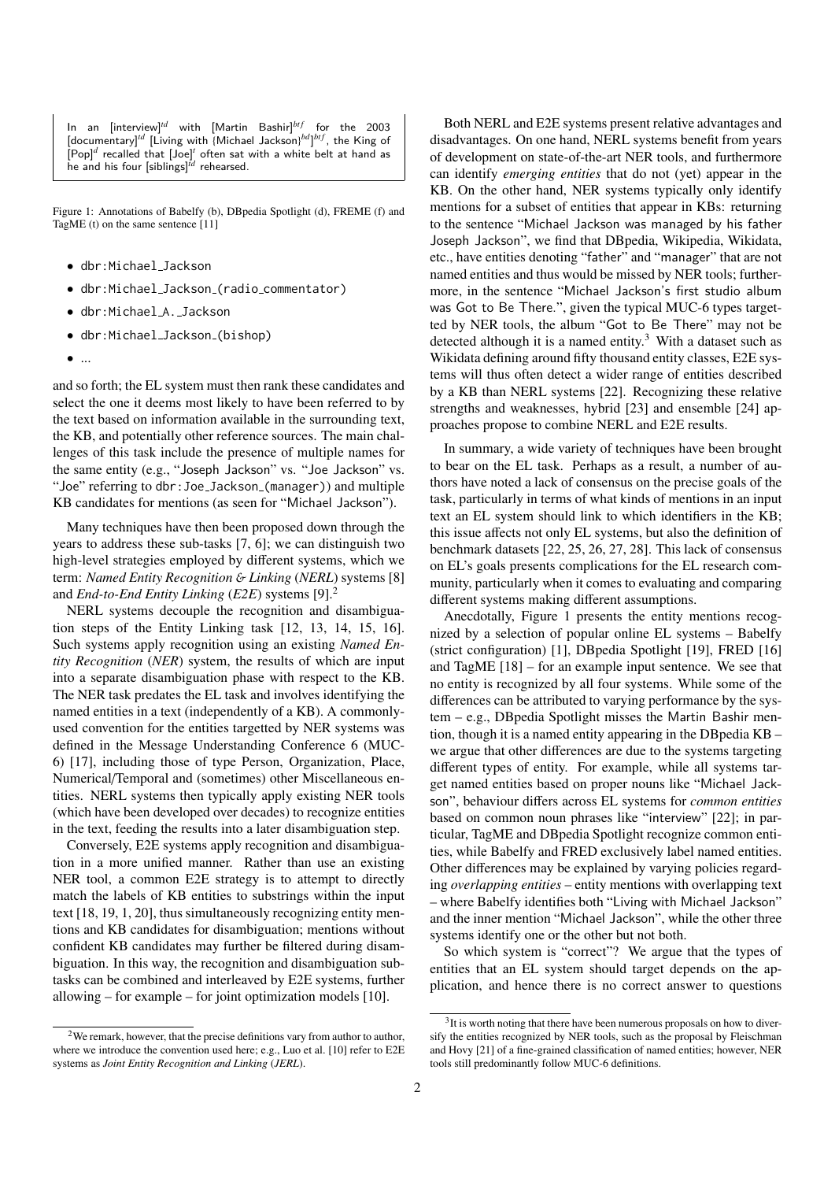In an [interview][td] with [Martin Bashir][btf] for the 2003 [documentary][td] [Living with {Michael Jackson}[bd]][btf], the King of [Pop][d] recalled that [Joe][t] often sat with a white belt at hand as he and his four [siblings][td] rehearsed.

Figure 1: Annotations of Babelfy (b), DBpedia Spotlight (d), FREME (f) and TagME (t) on the same sentence [11]

- dbr:Michael_Jackson
- dbr:Michael_Jackson_(radio_commentator)
- dbr:Michael_A._Jackson
- dbr:Michael_Jackson_(bishop)
- ...

and so forth; the EL system must then rank these candidates and select the one it deems most likely to have been referred to by the text based on information available in the surrounding text, the KB, and potentially other reference sources. The main challenges of this task include the presence of multiple names for the same entity (e.g., "Joseph Jackson" vs. "Joe Jackson" vs. "Joe" referring to dbr:Joe_Jackson_(manager)) and multiple KB candidates for mentions (as seen for "Michael Jackson").

Many techniques have then been proposed down through the years to address these sub-tasks [7, 6]; we can distinguish two high-level strategies employed by different systems, which we term: *Named Entity Recognition & Linking* (*NERL*) systems [8] and *End-to-End Entity Linking* (*E2E*) systems [9].[2]

NERL systems decouple the recognition and disambiguation steps of the Entity Linking task [12, 13, 14, 15, 16]. Such systems apply recognition using an existing *Named Entity Recognition* (*NER*) system, the results of which are input into a separate disambiguation phase with respect to the KB. The NER task predates the EL task and involves identifying the named entities in a text (independently of a KB). A commonly-used convention for the entities targetted by NER systems was defined in the Message Understanding Conference 6 (MUC-6) [17], including those of type Person, Organization, Place, Numerical/Temporal and (sometimes) other Miscellaneous entities. NERL systems then typically apply existing NER tools (which have been developed over decades) to recognize entities in the text, feeding the results into a later disambiguation step.

Conversely, E2E systems apply recognition and disambiguation in a more unified manner. Rather than use an existing NER tool, a common E2E strategy is to attempt to directly match the labels of KB entities to substrings within the input text [18, 19, 1, 20], thus simultaneously recognizing entity mentions and KB candidates for disambiguation; mentions without confident KB candidates may further be filtered during disambiguation. In this way, the recognition and disambiguation sub-tasks can be combined and interleaved by E2E systems, further allowing – for example – for joint optimization models [10].

Both NERL and E2E systems present relative advantages and disadvantages. On one hand, NERL systems benefit from years of development on state-of-the-art NER tools, and furthermore can identify *emerging entities* that do not (yet) appear in the KB. On the other hand, NER systems typically only identify mentions for a subset of entities that appear in KBs: returning to the sentence "Michael Jackson was managed by his father Joseph Jackson", we find that DBpedia, Wikipedia, Wikidata, etc., have entities denoting "father" and "manager" that are not named entities and thus would be missed by NER tools; furthermore, in the sentence "Michael Jackson's first studio album was Got to Be There.", given the typical MUC-6 types targetted by NER tools, the album "Got to Be There" may not be detected although it is a named entity.[3] With a dataset such as Wikidata defining around fifty thousand entity classes, E2E systems will thus often detect a wider range of entities described by a KB than NERL systems [22]. Recognizing these relative strengths and weaknesses, hybrid [23] and ensemble [24] approaches propose to combine NERL and E2E results.

In summary, a wide variety of techniques have been brought to bear on the EL task. Perhaps as a result, a number of authors have noted a lack of consensus on the precise goals of the task, particularly in terms of what kinds of mentions in an input text an EL system should link to which identifiers in the KB; this issue affects not only EL systems, but also the definition of benchmark datasets [22, 25, 26, 27, 28]. This lack of consensus on EL's goals presents complications for the EL research community, particularly when it comes to evaluating and comparing different systems making different assumptions.

Anecdotally, Figure 1 presents the entity mentions recognized by a selection of popular online EL systems – Babelfy (strict configuration) [1], DBpedia Spotlight [19], FRED [16] and TagME [18] – for an example input sentence. We see that no entity is recognized by all four systems. While some of the differences can be attributed to varying performance by the system – e.g., DBpedia Spotlight misses the Martin Bashir mention, though it is a named entity appearing in the DBpedia KB – we argue that other differences are due to the systems targeting different types of entity. For example, while all systems target named entities based on proper nouns like "Michael Jackson", behaviour differs across EL systems for *common entities* based on common noun phrases like "interview" [22]; in particular, TagME and DBpedia Spotlight recognize common entities, while Babelfy and FRED exclusively label named entities. Other differences may be explained by varying policies regarding *overlapping entities* – entity mentions with overlapping text – where Babelfy identifies both "Living with Michael Jackson" and the inner mention "Michael Jackson", while the other three systems identify one or the other but not both.

So which system is "correct"? We argue that the types of entities that an EL system should target depends on the application, and hence there is no correct answer to questions

[2] We remark, however, that the precise definitions vary from author to author, where we introduce the convention used here; e.g., Luo et al. [10] refer to E2E systems as *Joint Entity Recognition and Linking* (*JERL*).

[3] It is worth noting that there have been numerous proposals on how to diversify the entities recognized by NER tools, such as the proposal by Fleischman and Hovy [21] of a fine-grained classification of named entities; however, NER tools still predominantly follow MUC-6 definitions.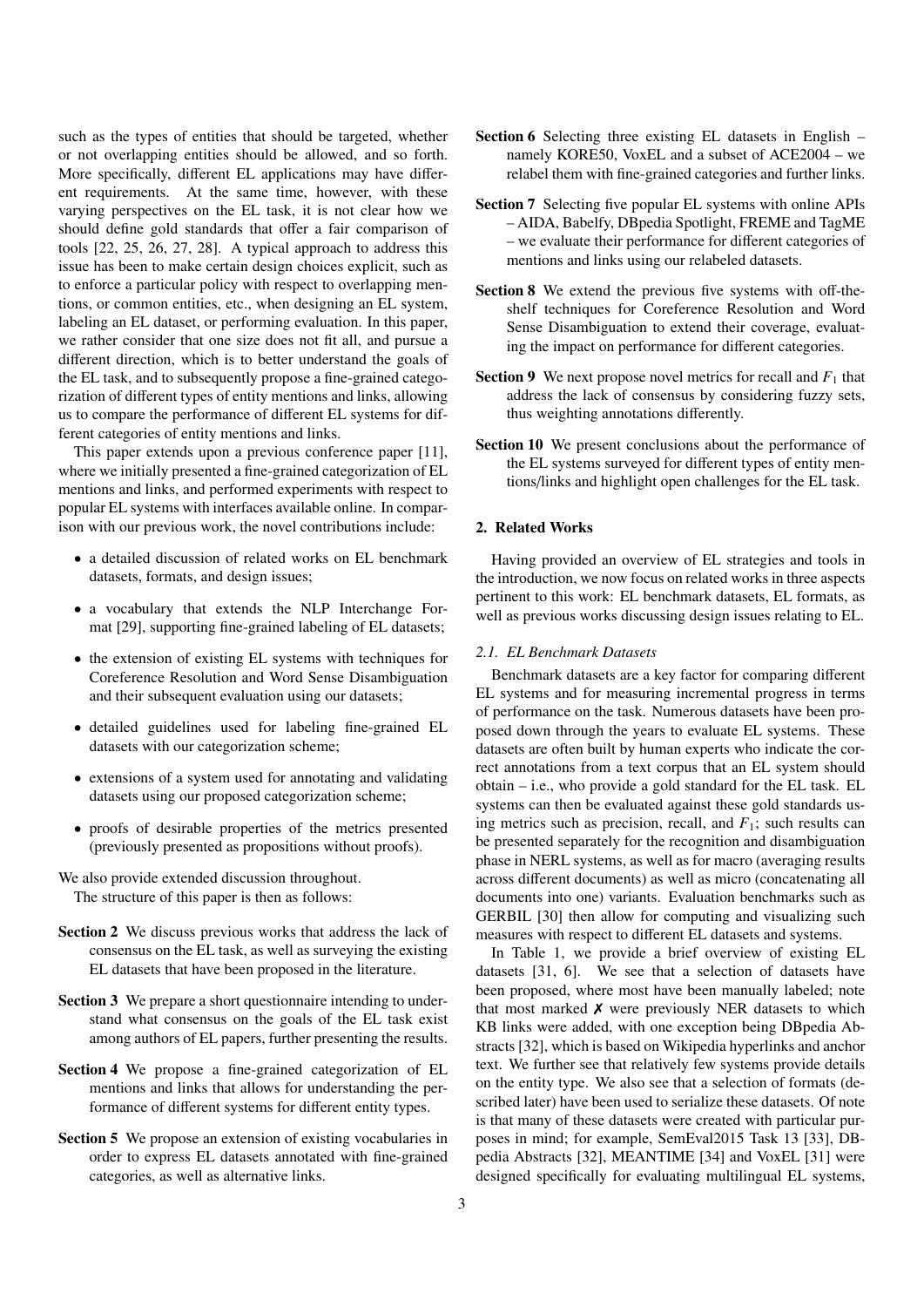such as the types of entities that should be targeted, whether or not overlapping entities should be allowed, and so forth. More specifically, different EL applications may have different requirements. At the same time, however, with these varying perspectives on the EL task, it is not clear how we should define gold standards that offer a fair comparison of tools [22, 25, 26, 27, 28]. A typical approach to address this issue has been to make certain design choices explicit, such as to enforce a particular policy with respect to overlapping mentions, or common entities, etc., when designing an EL system, labeling an EL dataset, or performing evaluation. In this paper, we rather consider that one size does not fit all, and pursue a different direction, which is to better understand the goals of the EL task, and to subsequently propose a fine-grained categorization of different types of entity mentions and links, allowing us to compare the performance of different EL systems for different categories of entity mentions and links.

This paper extends upon a previous conference paper [11], where we initially presented a fine-grained categorization of EL mentions and links, and performed experiments with respect to popular EL systems with interfaces available online. In comparison with our previous work, the novel contributions include:

- a detailed discussion of related works on EL benchmark datasets, formats, and design issues;
- a vocabulary that extends the NLP Interchange Format [29], supporting fine-grained labeling of EL datasets;
- the extension of existing EL systems with techniques for Coreference Resolution and Word Sense Disambiguation and their subsequent evaluation using our datasets;
- detailed guidelines used for labeling fine-grained EL datasets with our categorization scheme;
- extensions of a system used for annotating and validating datasets using our proposed categorization scheme;
- proofs of desirable properties of the metrics presented (previously presented as propositions without proofs).

We also provide extended discussion throughout.

The structure of this paper is then as follows:

**Section 2** We discuss previous works that address the lack of consensus on the EL task, as well as surveying the existing EL datasets that have been proposed in the literature.

**Section 3** We prepare a short questionnaire intending to understand what consensus on the goals of the EL task exist among authors of EL papers, further presenting the results.

**Section 4** We propose a fine-grained categorization of EL mentions and links that allows for understanding the performance of different systems for different entity types.

**Section 5** We propose an extension of existing vocabularies in order to express EL datasets annotated with fine-grained categories, as well as alternative links.

**Section 6** Selecting three existing EL datasets in English – namely KORE50, VoxEL and a subset of ACE2004 – we relabel them with fine-grained categories and further links.

**Section 7** Selecting five popular EL systems with online APIs – AIDA, Babelfy, DBpedia Spotlight, FREME and TagME – we evaluate their performance for different categories of mentions and links using our relabeled datasets.

**Section 8** We extend the previous five systems with off-the-shelf techniques for Coreference Resolution and Word Sense Disambiguation to extend their coverage, evaluating the impact on performance for different categories.

**Section 9** We next propose novel metrics for recall and $F_1$ that address the lack of consensus by considering fuzzy sets, thus weighting annotations differently.

**Section 10** We present conclusions about the performance of the EL systems surveyed for different types of entity mentions/links and highlight open challenges for the EL task.

## 2. Related Works

Having provided an overview of EL strategies and tools in the introduction, we now focus on related works in three aspects pertinent to this work: EL benchmark datasets, EL formats, as well as previous works discussing design issues relating to EL.

### 2.1. EL Benchmark Datasets

Benchmark datasets are a key factor for comparing different EL systems and for measuring incremental progress in terms of performance on the task. Numerous datasets have been proposed down through the years to evaluate EL systems. These datasets are often built by human experts who indicate the correct annotations from a text corpus that an EL system should obtain – i.e., who provide a gold standard for the EL task. EL systems can then be evaluated against these gold standards using metrics such as precision, recall, and $F_1$; such results can be presented separately for the recognition and disambiguation phase in NERL systems, as well as for macro (averaging results across different documents) as well as micro (concatenating all documents into one) variants. Evaluation benchmarks such as GERBIL [30] then allow for computing and visualizing such measures with respect to different EL datasets and systems.

In Table 1, we provide a brief overview of existing EL datasets [31, 6]. We see that a selection of datasets have been proposed, where most have been manually labeled; note that most marked ✗ were previously NER datasets to which KB links were added, with one exception being DBpedia Abstracts [32], which is based on Wikipedia hyperlinks and anchor text. We further see that relatively few systems provide details on the entity type. We also see that a selection of formats (described later) have been used to serialize these datasets. Of note is that many of these datasets were created with particular purposes in mind; for example, SemEval2015 Task 13 [33], DBpedia Abstracts [32], MEANTIME [34] and VoxEL [31] were designed specifically for evaluating multilingual EL systems,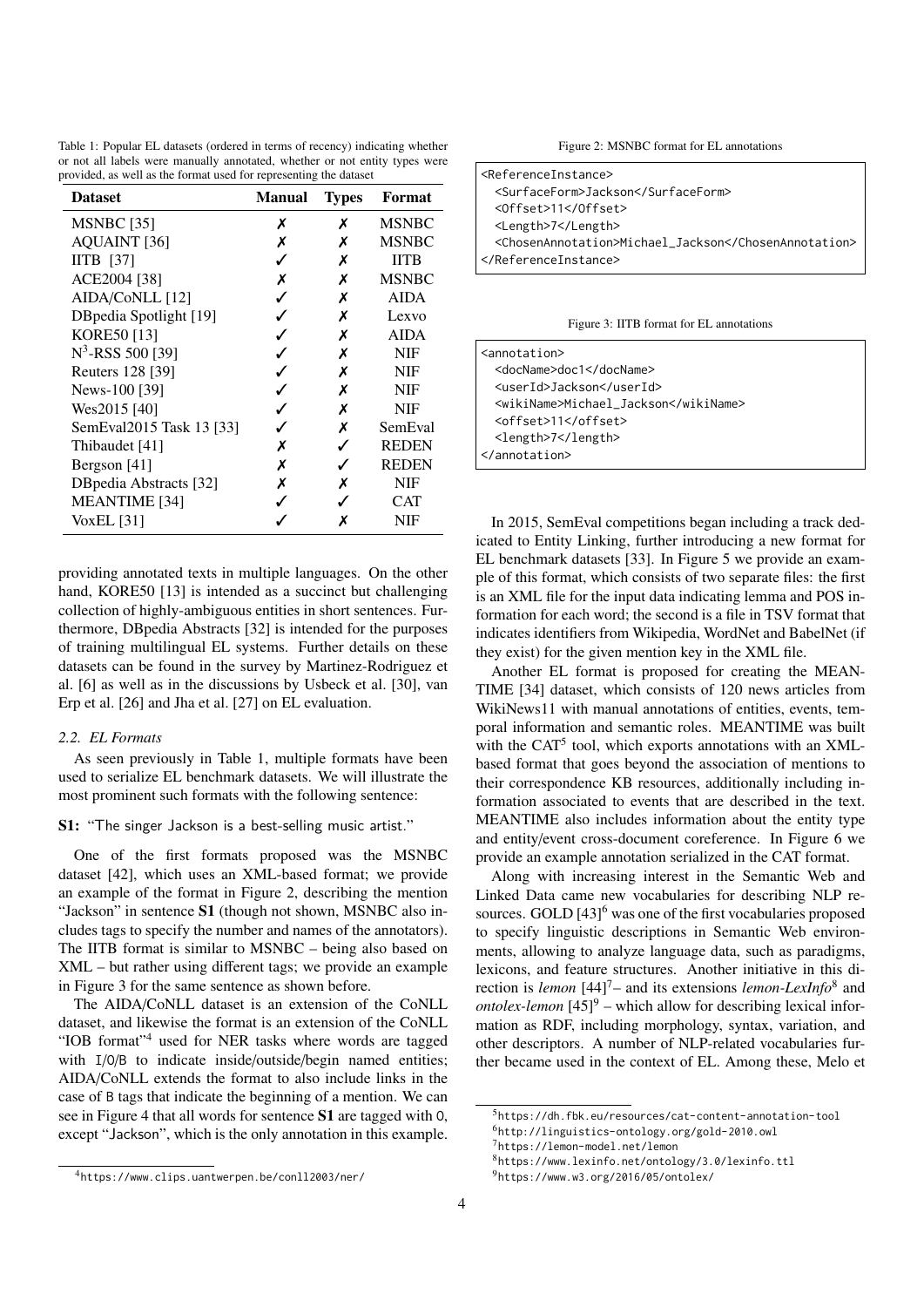Table 1: Popular EL datasets (ordered in terms of recency) indicating whether or not all labels were manually annotated, whether or not entity types were provided, as well as the format used for representing the dataset

| Dataset | Manual | Types | Format |
|---|---|---|---|
| MSNBC [35] | ✗ | ✗ | MSNBC |
| AQUAINT [36] | ✗ | ✗ | MSNBC |
| IITB [37] | ✓ | ✗ | IITB |
| ACE2004 [38] | ✗ | ✗ | MSNBC |
| AIDA/CoNLL [12] | ✓ | ✗ | AIDA |
| DBpedia Spotlight [19] | ✓ | ✗ | Lexvo |
| KORE50 [13] | ✓ | ✗ | AIDA |
| $N^3$-RSS 500 [39] | ✓ | ✗ | NIF |
| Reuters 128 [39] | ✓ | ✗ | NIF |
| News-100 [39] | ✓ | ✗ | NIF |
| Wes2015 [40] | ✓ | ✗ | NIF |
| SemEval2015 Task 13 [33] | ✓ | ✗ | SemEval |
| Thibaudet [41] | ✗ | ✓ | REDEN |
| Bergson [41] | ✗ | ✓ | REDEN |
| DBpedia Abstracts [32] | ✗ | ✗ | NIF |
| MEANTIME [34] | ✓ | ✓ | CAT |
| VoxEL [31] | ✓ | ✗ | NIF |

providing annotated texts in multiple languages. On the other hand, KORE50 [13] is intended as a succinct but challenging collection of highly-ambiguous entities in short sentences. Furthermore, DBpedia Abstracts [32] is intended for the purposes of training multilingual EL systems. Further details on these datasets can be found in the survey by Martinez-Rodriguez et al. [6] as well as in the discussions by Usbeck et al. [30], van Erp et al. [26] and Jha et al. [27] on EL evaluation.

### 2.2. EL Formats

As seen previously in Table 1, multiple formats have been used to serialize EL benchmark datasets. We will illustrate the most prominent such formats with the following sentence:

**S1:** "The singer Jackson is a best-selling music artist."

One of the first formats proposed was the MSNBC dataset [42], which uses an XML-based format; we provide an example of the format in Figure 2, describing the mention "Jackson" in sentence **S1** (though not shown, MSNBC also includes tags to specify the number and names of the annotators). The IITB format is similar to MSNBC – being also based on XML – but rather using different tags; we provide an example in Figure 3 for the same sentence as shown before.

The AIDA/CoNLL dataset is an extension of the CoNLL dataset, and likewise the format is an extension of the CoNLL "IOB format"[4] used for NER tasks where words are tagged with I/O/B to indicate inside/outside/begin named entities; AIDA/CoNLL extends the format to also include links in the case of B tags that indicate the beginning of a mention. We can see in Figure 4 that all words for sentence **S1** are tagged with O, except "Jackson", which is the only annotation in this example.

Figure 2: MSNBC format for EL annotations

```
<ReferenceInstance>
  <SurfaceForm>Jackson</SurfaceForm>
  <Offset>11</Offset>
  <Length>7</Length>
  <ChosenAnnotation>Michael_Jackson</ChosenAnnotation>
</ReferenceInstance>
```

Figure 3: IITB format for EL annotations

```
<annotation>
  <docName>doc1</docName>
  <userId>Jackson</userId>
  <wikiName>Michael_Jackson</wikiName>
  <offset>11</offset>
  <length>7</length>
</annotation>
```

In 2015, SemEval competitions began including a track dedicated to Entity Linking, further introducing a new format for EL benchmark datasets [33]. In Figure 5 we provide an example of this format, which consists of two separate files: the first is an XML file for the input data indicating lemma and POS information for each word; the second is a file in TSV format that indicates identifiers from Wikipedia, WordNet and BabelNet (if they exist) for the given mention key in the XML file.

Another EL format is proposed for creating the MEANTIME [34] dataset, which consists of 120 news articles from WikiNews11 with manual annotations of entities, events, temporal information and semantic roles. MEANTIME was built with the CAT[5] tool, which exports annotations with an XML-based format that goes beyond the association of mentions to their correspondence KB resources, additionally including information associated to events that are described in the text. MEANTIME also includes information about the entity type and entity/event cross-document coreference. In Figure 6 we provide an example annotation serialized in the CAT format.

Along with increasing interest in the Semantic Web and Linked Data came new vocabularies for describing NLP resources. GOLD [43][6] was one of the first vocabularies proposed to specify linguistic descriptions in Semantic Web environments, allowing to analyze language data, such as paradigms, lexicons, and feature structures. Another initiative in this direction is *lemon* [44][7]– and its extensions *lemon-LexInfo*[8] and *ontolex-lemon* [45][9] – which allow for describing lexical information as RDF, including morphology, syntax, variation, and other descriptors. A number of NLP-related vocabularies further became used in the context of EL. Among these, Melo et

[4] https://www.clips.uantwerpen.be/conll2003/ner/

[5] https://dh.fbk.eu/resources/cat-content-annotation-tool

[6] http://linguistics-ontology.org/gold-2010.owl

[7] https://lemon-model.net/lemon

[8] https://www.lexinfo.net/ontology/3.0/lexinfo.ttl

[9] https://www.w3.org/2016/05/ontolex/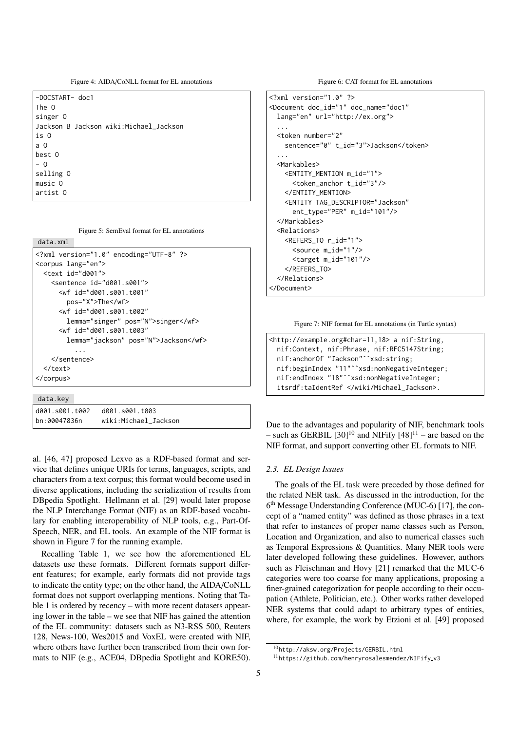Figure 4: AIDA/CoNLL format for EL annotations

```
-DOCSTART- doc1
The O
singer O
Jackson B Jackson wiki:Michael_Jackson
is O
a O
best O
- O
selling O
music O
artist O
```

Figure 5: SemEval format for EL annotations

data.xml

```
<?xml version="1.0" encoding="UTF-8" ?>
<corpus lang="en">
  <text id="d001">
    <sentence id="d001.s001">
      <wf id="d001.s001.t001"
        pos="X">The</wf>
      <wf id="d001.s001.t002"
        lemma="singer" pos="N">singer</wf>
      <wf id="d001.s001.t003"
        lemma="jackson" pos="N">Jackson</wf>
          ...
    </sentence>
  </text>
</corpus>
```

data.key

```
d001.s001.t002   d001.s001.t003
bn:00047836n     wiki:Michael_Jackson
```

al. [46, 47] proposed Lexvo as a RDF-based format and service that defines unique URIs for terms, languages, scripts, and characters from a text corpus; this format would become used in diverse applications, including the serialization of results from DBpedia Spotlight. Hellmann et al. [29] would later propose the NLP Interchange Format (NIF) as an RDF-based vocabulary for enabling interoperability of NLP tools, e.g., Part-Of-Speech, NER, and EL tools. An example of the NIF format is shown in Figure 7 for the running example.

Recalling Table 1, we see how the aforementioned EL datasets use these formats. Different formats support different features; for example, early formats did not provide tags to indicate the entity type; on the other hand, the AIDA/CoNLL format does not support overlapping mentions. Noting that Table 1 is ordered by recency – with more recent datasets appearing lower in the table – we see that NIF has gained the attention of the EL community: datasets such as N3-RSS 500, Reuters 128, News-100, Wes2015 and VoxEL were created with NIF, where others have further been transcribed from their own formats to NIF (e.g., ACE04, DBpedia Spotlight and KORE50).

Figure 6: CAT format for EL annotations

```
<?xml version="1.0" ?>
<Document doc_id="1" doc_name="doc1"
  lang="en" url="http://ex.org">
  ...
  <token number="2"
    sentence="0" t_id="3">Jackson</token>
  ...
  <Markables>
    <ENTITY_MENTION m_id="1">
      <token_anchor t_id="3"/>
    </ENTITY_MENTION>
    <ENTITY TAG_DESCRIPTOR="Jackson"
      ent_type="PER" m_id="101"/>
  </Markables>
  <Relations>
    <REFERS_TO r_id="1">
      <source m_id="1"/>
      <target m_id="101"/>
    </REFERS_TO>
  </Relations>
</Document>
```

Figure 7: NIF format for EL annotations (in Turtle syntax)

```
<http://example.org#char=11,18> a nif:String,
  nif:Context, nif:Phrase, nif:RFC5147String;
  nif:anchorOf "Jackson"^^xsd:string;
  nif:beginIndex "11"^^xsd:nonNegativeInteger;
  nif:endIndex "18"^^xsd:nonNegativeInteger;
  itsrdf:taIdentRef </wiki/Michael_Jackson>.
```

Due to the advantages and popularity of NIF, benchmark tools – such as GERBIL [30][10] and NIFify [48][11] – are based on the NIF format, and support converting other EL formats to NIF.

### 2.3. EL Design Issues

The goals of the EL task were preceded by those defined for the related NER task. As discussed in the introduction, for the 6th Message Understanding Conference (MUC-6) [17], the concept of a "named entity" was defined as those phrases in a text that refer to instances of proper name classes such as Person, Location and Organization, and also to numerical classes such as Temporal Expressions & Quantities. Many NER tools were later developed following these guidelines. However, authors such as Fleischman and Hovy [21] remarked that the MUC-6 categories were too coarse for many applications, proposing a finer-grained categorization for people according to their occupation (Athlete, Politician, etc.). Other works rather developed NER systems that could adapt to arbitrary types of entities, where, for example, the work by Etzioni et al. [49] proposed

[10] http://aksw.org/Projects/GERBIL.html

[11] https://github.com/henryrosalesmendez/NIFify_v3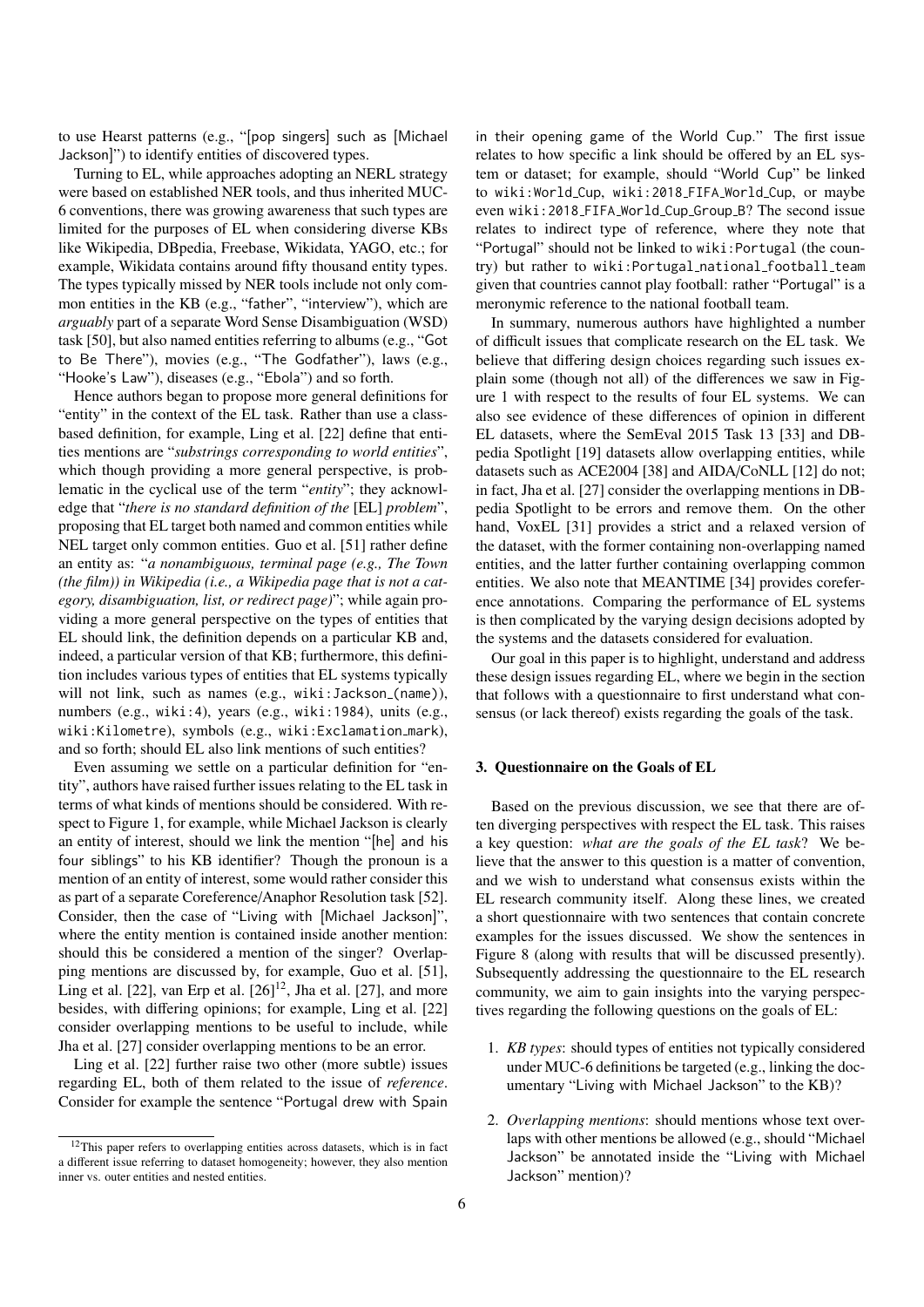to use Hearst patterns (e.g., "[pop singers] such as [Michael Jackson]") to identify entities of discovered types.

Turning to EL, while approaches adopting an NERL strategy were based on established NER tools, and thus inherited MUC-6 conventions, there was growing awareness that such types are limited for the purposes of EL when considering diverse KBs like Wikipedia, DBpedia, Freebase, Wikidata, YAGO, etc.; for example, Wikidata contains around fifty thousand entity types. The types typically missed by NER tools include not only common entities in the KB (e.g., "father", "interview"), which are *arguably* part of a separate Word Sense Disambiguation (WSD) task [50], but also named entities referring to albums (e.g., "Got to Be There"), movies (e.g., "The Godfather"), laws (e.g., "Hooke's Law"), diseases (e.g., "Ebola") and so forth.

Hence authors began to propose more general definitions for "entity" in the context of the EL task. Rather than use a class-based definition, for example, Ling et al. [22] define that entities mentions are "*substrings corresponding to world entities*", which though providing a more general perspective, is problematic in the cyclical use of the term "*entity*"; they acknowledge that "*there is no standard definition of the* [EL] *problem*", proposing that EL target both named and common entities while NEL target only common entities. Guo et al. [51] rather define an entity as: "*a nonambiguous, terminal page (e.g., The Town (the film)) in Wikipedia (i.e., a Wikipedia page that is not a category, disambiguation, list, or redirect page)*"; while again providing a more general perspective on the types of entities that EL should link, the definition depends on a particular KB and, indeed, a particular version of that KB; furthermore, this definition includes various types of entities that EL systems typically will not link, such as names (e.g., wiki:Jackson_(name)), numbers (e.g., wiki:4), years (e.g., wiki:1984), units (e.g., wiki:Kilometre), symbols (e.g., wiki:Exclamation_mark), and so forth; should EL also link mentions of such entities?

Even assuming we settle on a particular definition for "entity", authors have raised further issues relating to the EL task in terms of what kinds of mentions should be considered. With respect to Figure 1, for example, while Michael Jackson is clearly an entity of interest, should we link the mention "[he] and his four siblings" to his KB identifier? Though the pronoun is a mention of an entity of interest, some would rather consider this as part of a separate Coreference/Anaphor Resolution task [52]. Consider, then the case of "Living with [Michael Jackson]", where the entity mention is contained inside another mention: should this be considered a mention of the singer? Overlapping mentions are discussed by, for example, Guo et al. [51], Ling et al. [22], van Erp et al. [26][12], Jha et al. [27], and more besides, with differing opinions; for example, Ling et al. [22] consider overlapping mentions to be useful to include, while Jha et al. [27] consider overlapping mentions to be an error.

Ling et al. [22] further raise two other (more subtle) issues regarding EL, both of them related to the issue of *reference*. Consider for example the sentence "Portugal drew with Spain in their opening game of the World Cup." The first issue relates to how specific a link should be offered by an EL system or dataset; for example, should "World Cup" be linked to wiki:World_Cup, wiki:2018_FIFA_World_Cup, or maybe even wiki:2018_FIFA_World_Cup_Group_B? The second issue relates to indirect type of reference, where they note that "Portugal" should not be linked to wiki:Portugal (the country) but rather to wiki:Portugal_national_football_team given that countries cannot play football: rather "Portugal" is a meronymic reference to the national football team.

In summary, numerous authors have highlighted a number of difficult issues that complicate research on the EL task. We believe that differing design choices regarding such issues explain some (though not all) of the differences we saw in Figure 1 with respect to the results of four EL systems. We can also see evidence of these differences of opinion in different EL datasets, where the SemEval 2015 Task 13 [33] and DBpedia Spotlight [19] datasets allow overlapping entities, while datasets such as ACE2004 [38] and AIDA/CoNLL [12] do not; in fact, Jha et al. [27] consider the overlapping mentions in DBpedia Spotlight to be errors and remove them. On the other hand, VoxEL [31] provides a strict and a relaxed version of the dataset, with the former containing non-overlapping named entities, and the latter further containing overlapping common entities. We also note that MEANTIME [34] provides coreference annotations. Comparing the performance of EL systems is then complicated by the varying design decisions adopted by the systems and the datasets considered for evaluation.

Our goal in this paper is to highlight, understand and address these design issues regarding EL, where we begin in the section that follows with a questionnaire to first understand what consensus (or lack thereof) exists regarding the goals of the task.

### 3. Questionnaire on the Goals of EL

Based on the previous discussion, we see that there are often diverging perspectives with respect the EL task. This raises a key question: *what are the goals of the EL task*? We believe that the answer to this question is a matter of convention, and we wish to understand what consensus exists within the EL research community itself. Along these lines, we created a short questionnaire with two sentences that contain concrete examples for the issues discussed. We show the sentences in Figure 8 (along with results that will be discussed presently). Subsequently addressing the questionnaire to the EL research community, we aim to gain insights into the varying perspectives regarding the following questions on the goals of EL:

1. *KB types*: should types of entities not typically considered under MUC-6 definitions be targeted (e.g., linking the documentary "Living with Michael Jackson" to the KB)?
2. *Overlapping mentions*: should mentions whose text overlaps with other mentions be allowed (e.g., should "Michael Jackson" be annotated inside the "Living with Michael Jackson" mention)?

[12] This paper refers to overlapping entities across datasets, which is in fact a different issue referring to dataset homogeneity; however, they also mention inner vs. outer entities and nested entities.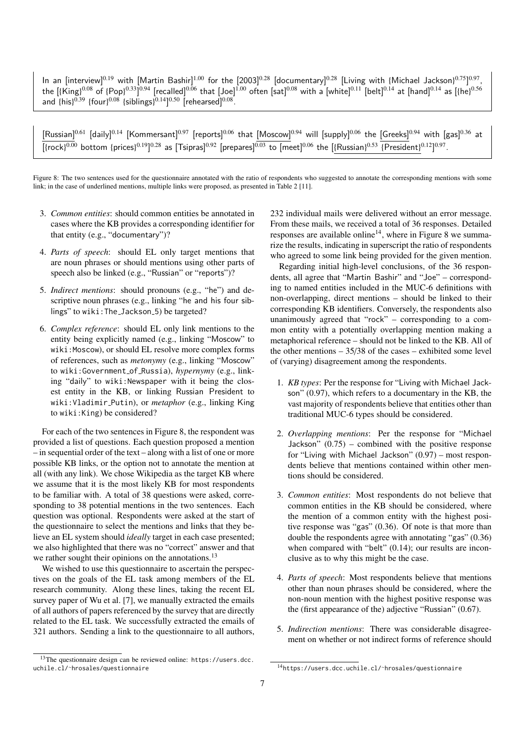In an [interview]$^{0.19}$ with [Martin Bashir]$^{1.00}$ for the [2003]$^{0.28}$ [documentary]$^{0.28}$ [Living with {Michael Jackson}$^{0.75}$]$^{0.97}$, the [{King}$^{0.08}$ of {Pop}$^{0.33}$]$^{0.94}$ [recalled]$^{0.06}$ that [Joe]$^{1.00}$ often [sat]$^{0.08}$ with a [white]$^{0.11}$ [belt]$^{0.14}$ at [hand]$^{0.14}$ as [{he}$^{0.56}$ and {his}$^{0.39}$ {four}$^{0.08}$ {siblings}$^{0.14}$]$^{0.50}$ [rehearsed]$^{0.08}$.

[Russian]$^{0.61}$ [daily]$^{0.14}$ [Kommersant]$^{0.97}$ [reports]$^{0.06}$ that [Moscow]$^{0.94}$ will [supply]$^{0.06}$ the [Greeks]$^{0.94}$ with [gas]$^{0.36}$ at [{rock}$^{0.00}$ bottom {prices}$^{0.19}$]$^{0.28}$ as [Tsipras]$^{0.92}$ [prepares]$^{0.03}$ to [meet]$^{0.06}$ the [{Russian}$^{0.53}$ {President}$^{0.12}$]$^{0.97}$.

Figure 8: The two sentences used for the questionnaire annotated with the ratio of respondents who suggested to annotate the corresponding mentions with some link; in the case of underlined mentions, multiple links were proposed, as presented in Table 2 [11].

3. *Common entities*: should common entities be annotated in cases where the KB provides a corresponding identifier for that entity (e.g., "documentary")?
4. *Parts of speech*: should EL only target mentions that are noun phrases or should mentions using other parts of speech also be linked (e.g., "Russian" or "reports")?
5. *Indirect mentions*: should pronouns (e.g., "he") and descriptive noun phrases (e.g., linking "he and his four siblings" to wiki:The_Jackson_5) be targeted?
6. *Complex reference*: should EL only link mentions to the entity being explicitly named (e.g., linking "Moscow" to wiki:Moscow), or should EL resolve more complex forms of references, such as *metonymy* (e.g., linking "Moscow" to wiki:Government_of_Russia), *hypernymy* (e.g., linking "daily" to wiki:Newspaper with it being the closest entity in the KB, or linking Russian President to wiki:Vladimir_Putin), or *metaphor* (e.g., linking King to wiki:King) be considered?

For each of the two sentences in Figure 8, the respondent was provided a list of questions. Each question proposed a mention – in sequential order of the text – along with a list of one or more possible KB links, or the option not to annotate the mention at all (with any link). We chose Wikipedia as the target KB where we assume that it is the most likely KB for most respondents to be familiar with. A total of 38 questions were asked, corresponding to 38 potential mentions in the two sentences. Each question was optional. Respondents were asked at the start of the questionnaire to select the mentions and links that they believe an EL system should *ideally* target in each case presented; we also highlighted that there was no "correct" answer and that we rather sought their opinions on the annotations.[13]

We wished to use this questionnaire to ascertain the perspectives on the goals of the EL task among members of the EL research community. Along these lines, taking the recent EL survey paper of Wu et al. [7], we manually extracted the emails of all authors of papers referenced by the survey that are directly related to the EL task. We successfully extracted the emails of 321 authors. Sending a link to the questionnaire to all authors, 232 individual mails were delivered without an error message. From these mails, we received a total of 36 responses. Detailed responses are available online[14], where in Figure 8 we summarize the results, indicating in superscript the ratio of respondents who agreed to some link being provided for the given mention.

Regarding initial high-level conclusions, of the 36 respondents, all agree that "Martin Bashir" and "Joe" – corresponding to named entities included in the MUC-6 definitions with non-overlapping, direct mentions – should be linked to their corresponding KB identifiers. Conversely, the respondents also unanimously agreed that "rock" – corresponding to a common entity with a potentially overlapping mention making a metaphorical reference – should not be linked to the KB. All of the other mentions – 35/38 of the cases – exhibited some level of (varying) disagreement among the respondents.

1. *KB types*: Per the response for "Living with Michael Jackson" (0.97), which refers to a documentary in the KB, the vast majority of respondents believe that entities other than traditional MUC-6 types should be considered.
2. *Overlapping mentions*: Per the response for "Michael Jackson" (0.75) – combined with the positive response for "Living with Michael Jackson" (0.97) – most respondents believe that mentions contained within other mentions should be considered.
3. *Common entities*: Most respondents do not believe that common entities in the KB should be considered, where the mention of a common entity with the highest positive response was "gas" (0.36). Of note is that more than double the respondents agree with annotating "gas" (0.36) when compared with "belt" (0.14); our results are inconclusive as to why this might be the case.
4. *Parts of speech*: Most respondents believe that mentions other than noun phrases should be considered, where the non-noun mention with the highest positive response was the (first appearance of the) adjective "Russian" (0.67).
5. *Indirection mentions*: There was considerable disagreement on whether or not indirect forms of reference should

[13] The questionnaire design can be reviewed online: https://users.dcc.uchile.cl/~hrosales/questionnaire

[14] https://users.dcc.uchile.cl/~hrosales/questionnaire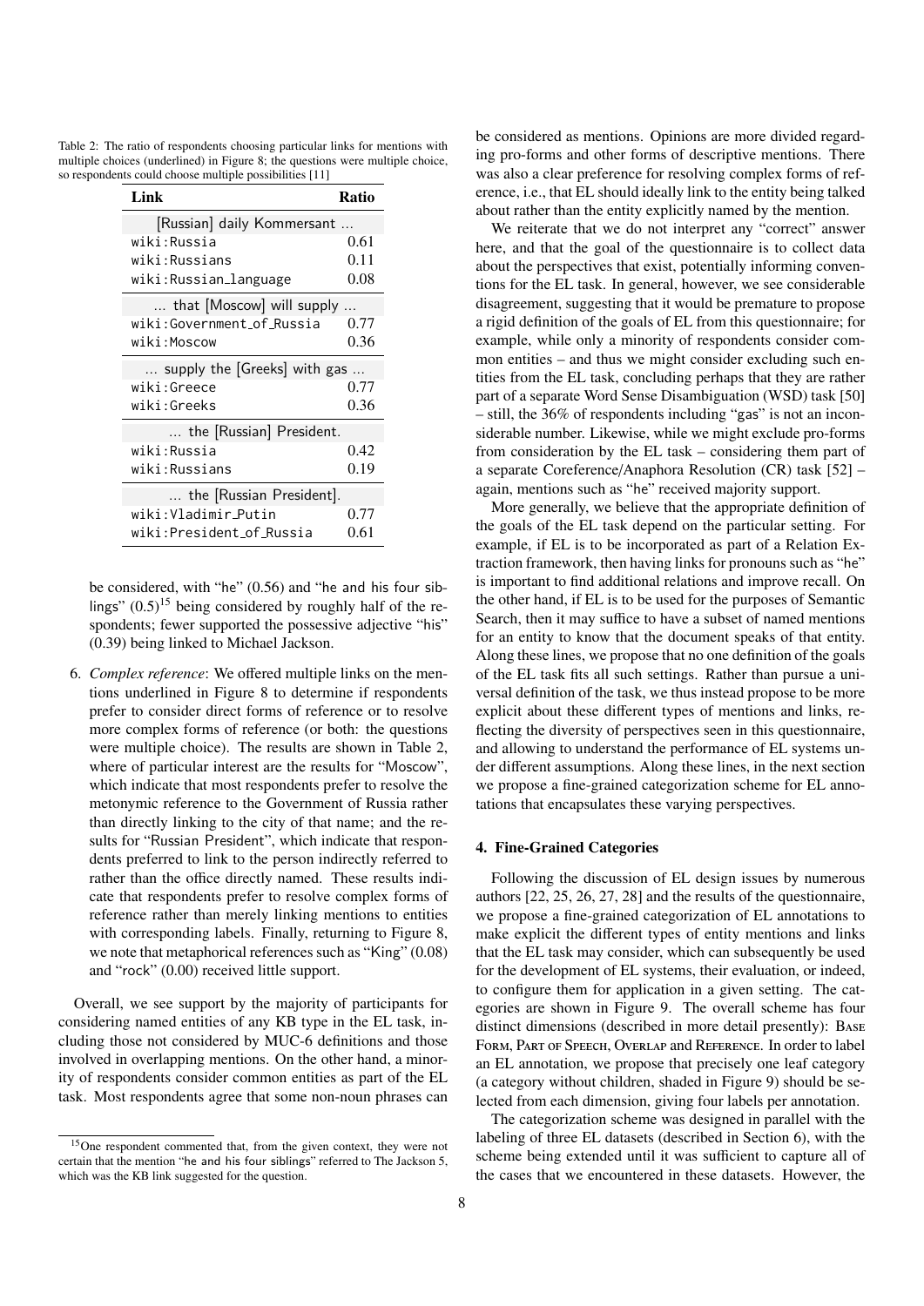Table 2: The ratio of respondents choosing particular links for mentions with multiple choices (underlined) in Figure 8; the questions were multiple choice, so respondents could choose multiple possibilities [11]

| Link | Ratio |
|---|---|
| *[Russian] daily Kommersant ...* | |
| wiki:Russia | 0.61 |
| wiki:Russians | 0.11 |
| wiki:Russian_language | 0.08 |
| *... that [Moscow] will supply ...* | |
| wiki:Government_of_Russia | 0.77 |
| wiki:Moscow | 0.36 |
| *... supply the [Greeks] with gas ...* | |
| wiki:Greece | 0.77 |
| wiki:Greeks | 0.36 |
| *... the [Russian] President.* | |
| wiki:Russia | 0.42 |
| wiki:Russians | 0.19 |
| *... the [Russian President].* | |
| wiki:Vladimir_Putin | 0.77 |
| wiki:President_of_Russia | 0.61 |

be considered, with "he" (0.56) and "he and his four siblings" (0.5)[15] being considered by roughly half of the respondents; fewer supported the possessive adjective "his" (0.39) being linked to Michael Jackson.

6. *Complex reference*: We offered multiple links on the mentions underlined in Figure 8 to determine if respondents prefer to consider direct forms of reference or to resolve more complex forms of reference (or both: the questions were multiple choice). The results are shown in Table 2, where of particular interest are the results for "Moscow", which indicate that most respondents prefer to resolve the metonymic reference to the Government of Russia rather than directly linking to the city of that name; and the results for "Russian President", which indicate that respondents preferred to link to the person indirectly referred to rather than the office directly named. These results indicate that respondents prefer to resolve complex forms of reference rather than merely linking mentions to entities with corresponding labels. Finally, returning to Figure 8, we note that metaphorical references such as "King" (0.08) and "rock" (0.00) received little support.

Overall, we see support by the majority of participants for considering named entities of any KB type in the EL task, including those not considered by MUC-6 definitions and those involved in overlapping mentions. On the other hand, a minority of respondents consider common entities as part of the EL task. Most respondents agree that some non-noun phrases can be considered as mentions. Opinions are more divided regarding pro-forms and other forms of descriptive mentions. There was also a clear preference for resolving complex forms of reference, i.e., that EL should ideally link to the entity being talked about rather than the entity explicitly named by the mention.

We reiterate that we do not interpret any "correct" answer here, and that the goal of the questionnaire is to collect data about the perspectives that exist, potentially informing conventions for the EL task. In general, however, we see considerable disagreement, suggesting that it would be premature to propose a rigid definition of the goals of EL from this questionnaire; for example, while only a minority of respondents consider common entities – and thus we might consider excluding such entities from the EL task, concluding perhaps that they are rather part of a separate Word Sense Disambiguation (WSD) task [50] – still, the 36% of respondents including "gas" is not an inconsiderable number. Likewise, while we might exclude pro-forms from consideration by the EL task – considering them part of a separate Coreference/Anaphora Resolution (CR) task [52] – again, mentions such as "he" received majority support.

More generally, we believe that the appropriate definition of the goals of the EL task depend on the particular setting. For example, if EL is to be incorporated as part of a Relation Extraction framework, then having links for pronouns such as "he" is important to find additional relations and improve recall. On the other hand, if EL is to be used for the purposes of Semantic Search, then it may suffice to have a subset of named mentions for an entity to know that the document speaks of that entity. Along these lines, we propose that no one definition of the goals of the EL task fits all such settings. Rather than pursue a universal definition of the task, we thus instead propose to be more explicit about these different types of mentions and links, reflecting the diversity of perspectives seen in this questionnaire, and allowing to understand the performance of EL systems under different assumptions. Along these lines, in the next section we propose a fine-grained categorization scheme for EL annotations that encapsulates these varying perspectives.

## 4. Fine-Grained Categories

Following the discussion of EL design issues by numerous authors [22, 25, 26, 27, 28] and the results of the questionnaire, we propose a fine-grained categorization of EL annotations to make explicit the different types of entity mentions and links that the EL task may consider, which can subsequently be used for the development of EL systems, their evaluation, or indeed, to configure them for application in a given setting. The categories are shown in Figure 9. The overall scheme has four distinct dimensions (described in more detail presently): Base Form, Part of Speech, Overlap and Reference. In order to label an EL annotation, we propose that precisely one leaf category (a category without children, shaded in Figure 9) should be selected from each dimension, giving four labels per annotation.

The categorization scheme was designed in parallel with the labeling of three EL datasets (described in Section 6), with the scheme being extended until it was sufficient to capture all of the cases that we encountered in these datasets. However, the

[15] One respondent commented that, from the given context, they were not certain that the mention "he and his four siblings" referred to The Jackson 5, which was the KB link suggested for the question.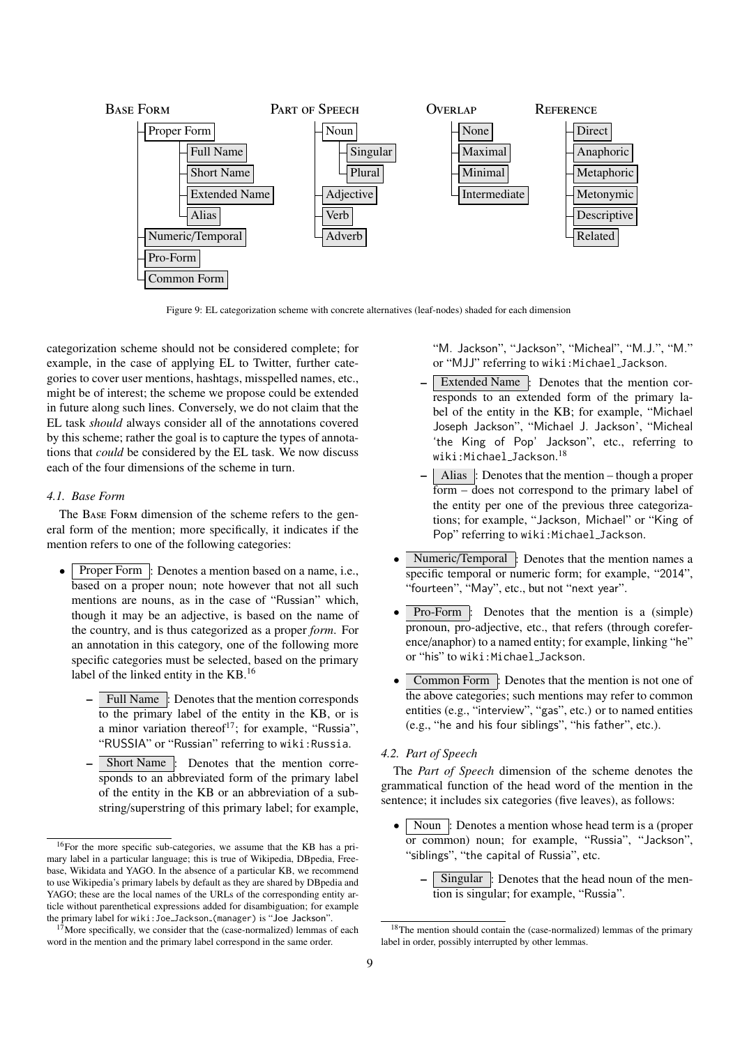BASE FORM

- Proper Form
  - Full Name
  - Short Name
  - Extended Name
  - Alias
- Numeric/Temporal
- Pro-Form
- Common Form

PART OF SPEECH

- Noun
  - Singular
  - Plural
- Adjective
- Verb
- Adverb

OVERLAP

- None
- Maximal
- Minimal
- Intermediate

REFERENCE

- Direct
- Anaphoric
- Metaphoric
- Metonymic
- Descriptive
- Related

Figure 9: EL categorization scheme with concrete alternatives (leaf-nodes) shaded for each dimension

categorization scheme should not be considered complete; for example, in the case of applying EL to Twitter, further categories to cover user mentions, hashtags, misspelled names, etc., might be of interest; the scheme we propose could be extended in future along such lines. Conversely, we do not claim that the EL task *should* always consider all of the annotations covered by this scheme; rather the goal is to capture the types of annotations that *could* be considered by the EL task. We now discuss each of the four dimensions of the scheme in turn.

### 4.1. Base Form

The BASE FORM dimension of the scheme refers to the general form of the mention; more specifically, it indicates if the mention refers to one of the following categories:

- Proper Form: Denotes a mention based on a name, i.e., based on a proper noun; note however that not all such mentions are nouns, as in the case of "Russian" which, though it may be an adjective, is based on the name of the country, and is thus categorized as a proper *form*. For an annotation in this category, one of the following more specific categories must be selected, based on the primary label of the linked entity in the KB.[16]
  - Full Name: Denotes that the mention corresponds to the primary label of the entity in the KB, or is a minor variation thereof[17]; for example, "Russia", "RUSSIA" or "Russian" referring to wiki:Russia.
  - Short Name: Denotes that the mention corresponds to an abbreviated form of the primary label of the entity in the KB or an abbreviation of a substring/superstring of this primary label; for example, "M. Jackson", "Jackson", "Micheal", "M.J.", "M." or "MJJ" referring to wiki:Michael_Jackson.
  - Extended Name: Denotes that the mention corresponds to an extended form of the primary label of the entity in the KB; for example, "Michael Joseph Jackson", "Michael J. Jackson', "Micheal 'the King of Pop' Jackson", etc., referring to wiki:Michael_Jackson.[18]
  - Alias: Denotes that the mention – though a proper form – does not correspond to the primary label of the entity per one of the previous three categorizations; for example, "Jackson, Michael" or "King of Pop" referring to wiki:Michael_Jackson.
- Numeric/Temporal: Denotes that the mention names a specific temporal or numeric form; for example, "2014", "fourteen", "May", etc., but not "next year".
- Pro-Form: Denotes that the mention is a (simple) pronoun, pro-adjective, etc., that refers (through coreference/anaphor) to a named entity; for example, linking "he" or "his" to wiki:Michael_Jackson.
- Common Form: Denotes that the mention is not one of the above categories; such mentions may refer to common entities (e.g., "interview", "gas", etc.) or to named entities (e.g., "he and his four siblings", "his father", etc.).

### 4.2. Part of Speech

The *Part of Speech* dimension of the scheme denotes the grammatical function of the head word of the mention in the sentence; it includes six categories (five leaves), as follows:

- Noun: Denotes a mention whose head term is a (proper or common) noun; for example, "Russia", "Jackson", "siblings", "the capital of Russia", etc.
  - Singular: Denotes that the head noun of the mention is singular; for example, "Russia".

[16] For the more specific sub-categories, we assume that the KB has a primary label in a particular language; this is true of Wikipedia, DBpedia, Freebase, Wikidata and YAGO. In the absence of a particular KB, we recommend to use Wikipedia's primary labels by default as they are shared by DBpedia and YAGO; these are the local names of the URLs of the corresponding entity article without parenthetical expressions added for disambiguation; for example the primary label for wiki:Joe_Jackson_(manager) is "Joe Jackson".

[17] More specifically, we consider that the (case-normalized) lemmas of each word in the mention and the primary label correspond in the same order.

[18] The mention should contain the (case-normalized) lemmas of the primary label in order, possibly interrupted by other lemmas.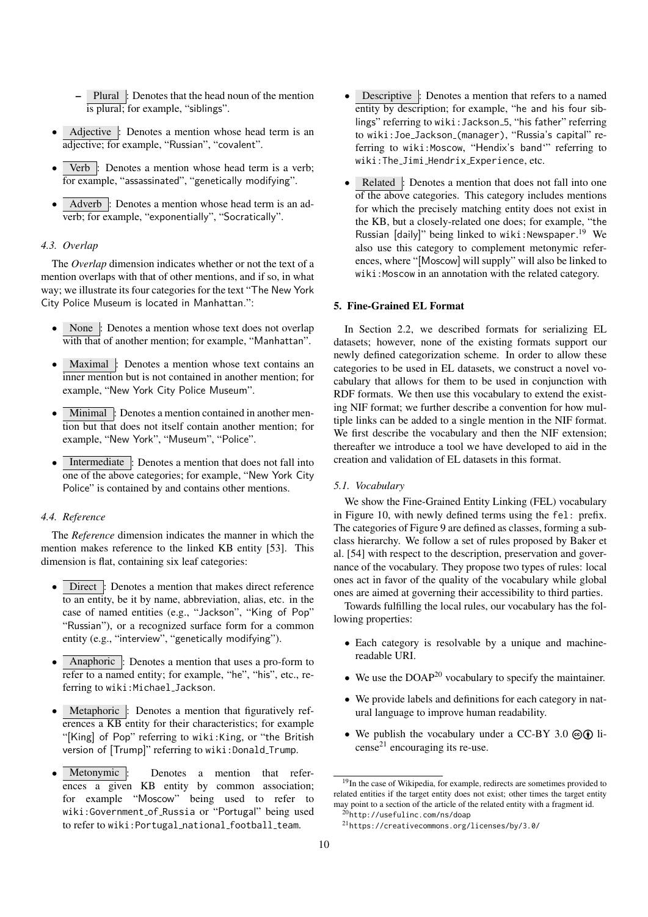- Plural: Denotes that the head noun of the mention is plural; for example, "siblings".

- Adjective: Denotes a mention whose head term is an adjective; for example, "Russian", "covalent".

- Verb: Denotes a mention whose head term is a verb; for example, "assassinated", "genetically modifying".

- Adverb: Denotes a mention whose head term is an adverb; for example, "exponentially", "Socratically".

### 4.3. Overlap

The *Overlap* dimension indicates whether or not the text of a mention overlaps with that of other mentions, and if so, in what way; we illustrate its four categories for the text "The New York City Police Museum is located in Manhattan.":

- None: Denotes a mention whose text does not overlap with that of another mention; for example, "Manhattan".

- Maximal: Denotes a mention whose text contains an inner mention but is not contained in another mention; for example, "New York City Police Museum".

- Minimal: Denotes a mention contained in another mention but that does not itself contain another mention; for example, "New York", "Museum", "Police".

- Intermediate: Denotes a mention that does not fall into one of the above categories; for example, "New York City Police" is contained by and contains other mentions.

### 4.4. Reference

The *Reference* dimension indicates the manner in which the mention makes reference to the linked KB entity [53]. This dimension is flat, containing six leaf categories:

- Direct: Denotes a mention that makes direct reference to an entity, be it by name, abbreviation, alias, etc. in the case of named entities (e.g., "Jackson", "King of Pop" "Russian"), or a recognized surface form for a common entity (e.g., "interview", "genetically modifying").

- Anaphoric: Denotes a mention that uses a pro-form to refer to a named entity; for example, "he", "his", etc., referring to `wiki:Michael_Jackson`.

- Metaphoric: Denotes a mention that figuratively references a KB entity for their characteristics; for example "[King] of Pop" referring to `wiki:King`, or "the British version of [Trump]" referring to `wiki:Donald_Trump`.

- Metonymic: Denotes a mention that references a given KB entity by common association; for example "Moscow" being used to refer to `wiki:Government_of_Russia` or "Portugal" being used to refer to `wiki:Portugal_national_football_team`.

- Descriptive: Denotes a mention that refers to a named entity by description; for example, "he and his four siblings" referring to `wiki:Jackson_5`, "his father" referring to `wiki:Joe_Jackson_(manager)`, "Russia's capital" referring to `wiki:Moscow`, "Hendix's band'" referring to `wiki:The_Jimi_Hendrix_Experience`, etc.

- Related: Denotes a mention that does not fall into one of the above categories. This category includes mentions for which the precisely matching entity does not exist in the KB, but a closely-related one does; for example, "the Russian [daily]" being linked to `wiki:Newspaper`.[19] We also use this category to complement metonymic references, where "[Moscow] will supply" will also be linked to `wiki:Moscow` in an annotation with the related category.

## 5. Fine-Grained EL Format

In Section 2.2, we described formats for serializing EL datasets; however, none of the existing formats support our newly defined categorization scheme. In order to allow these categories to be used in EL datasets, we construct a novel vocabulary that allows for them to be used in conjunction with RDF formats. We then use this vocabulary to extend the existing NIF format; we further describe a convention for how multiple links can be added to a single mention in the NIF format. We first describe the vocabulary and then the NIF extension; thereafter we introduce a tool we have developed to aid in the creation and validation of EL datasets in this format.

### 5.1. Vocabulary

We show the Fine-Grained Entity Linking (FEL) vocabulary in Figure 10, with newly defined terms using the `fel:` prefix. The categories of Figure 9 are defined as classes, forming a subclass hierarchy. We follow a set of rules proposed by Baker et al. [54] with respect to the description, preservation and governance of the vocabulary. They propose two types of rules: local ones act in favor of the quality of the vocabulary while global ones are aimed at governing their accessibility to third parties.

Towards fulfilling the local rules, our vocabulary has the following properties:

- Each category is resolvable by a unique and machine-readable URI.

- We use the DOAP[20] vocabulary to specify the maintainer.

- We provide labels and definitions for each category in natural language to improve human readability.

- We publish the vocabulary under a CC-BY 3.0 license[21] encouraging its re-use.

---

[19] In the case of Wikipedia, for example, redirects are sometimes provided to related entities if the target entity does not exist; other times the target entity may point to a section of the article of the related entity with a fragment id.

[20] `http://usefulinc.com/ns/doap`

[21] `https://creativecommons.org/licenses/by/3.0/`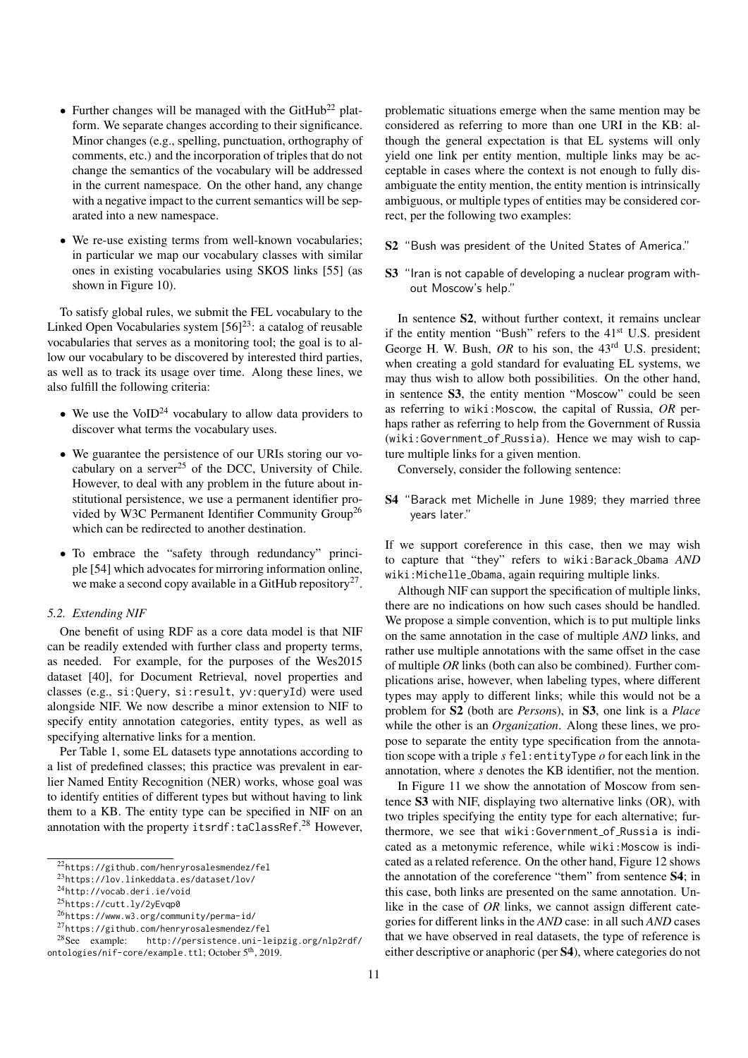- Further changes will be managed with the GitHub[22] platform. We separate changes according to their significance. Minor changes (e.g., spelling, punctuation, orthography of comments, etc.) and the incorporation of triples that do not change the semantics of the vocabulary will be addressed in the current namespace. On the other hand, any change with a negative impact to the current semantics will be separated into a new namespace.
- We re-use existing terms from well-known vocabularies; in particular we map our vocabulary classes with similar ones in existing vocabularies using SKOS links [55] (as shown in Figure 10).

To satisfy global rules, we submit the FEL vocabulary to the Linked Open Vocabularies system [56][23]: a catalog of reusable vocabularies that serves as a monitoring tool; the goal is to allow our vocabulary to be discovered by interested third parties, as well as to track its usage over time. Along these lines, we also fulfill the following criteria:

- We use the VoID[24] vocabulary to allow data providers to discover what terms the vocabulary uses.
- We guarantee the persistence of our URIs storing our vocabulary on a server[25] of the DCC, University of Chile. However, to deal with any problem in the future about institutional persistence, we use a permanent identifier provided by W3C Permanent Identifier Community Group[26] which can be redirected to another destination.
- To embrace the "safety through redundancy" principle [54] which advocates for mirroring information online, we make a second copy available in a GitHub repository[27].

### 5.2. Extending NIF

One benefit of using RDF as a core data model is that NIF can be readily extended with further class and property terms, as needed. For example, for the purposes of the Wes2015 dataset [40], for Document Retrieval, novel properties and classes (e.g., si:Query, si:result, yv:queryId) were used alongside NIF. We now describe a minor extension to NIF to specify entity annotation categories, entity types, as well as specifying alternative links for a mention.

Per Table 1, some EL datasets type annotations according to a list of predefined classes; this practice was prevalent in earlier Named Entity Recognition (NER) works, whose goal was to identify entities of different types but without having to link them to a KB. The entity type can be specified in NIF on an annotation with the property itsrdf:taClassRef.[28] However, problematic situations emerge when the same mention may be considered as referring to more than one URI in the KB: although the general expectation is that EL systems will only yield one link per entity mention, multiple links may be acceptable in cases where the context is not enough to fully disambiguate the entity mention, the entity mention is intrinsically ambiguous, or multiple types of entities may be considered correct, per the following two examples:

**S2** "Bush was president of the United States of America."

**S3** "Iran is not capable of developing a nuclear program without Moscow's help."

In sentence **S2**, without further context, it remains unclear if the entity mention "Bush" refers to the 41st U.S. president George H. W. Bush, *OR* to his son, the 43rd U.S. president; when creating a gold standard for evaluating EL systems, we may thus wish to allow both possibilities. On the other hand, in sentence **S3**, the entity mention "Moscow" could be seen as referring to wiki:Moscow, the capital of Russia, *OR* perhaps rather as referring to help from the Government of Russia (wiki:Government_of_Russia). Hence we may wish to capture multiple links for a given mention.

Conversely, consider the following sentence:

**S4** "Barack met Michelle in June 1989; they married three years later."

If we support coreference in this case, then we may wish to capture that "they" refers to wiki:Barack_Obama *AND* wiki:Michelle_Obama, again requiring multiple links.

Although NIF can support the specification of multiple links, there are no indications on how such cases should be handled. We propose a simple convention, which is to put multiple links on the same annotation in the case of multiple *AND* links, and rather use multiple annotations with the same offset in the case of multiple *OR* links (both can also be combined). Further complications arise, however, when labeling types, where different types may apply to different links; while this would not be a problem for **S2** (both are *Person*s), in **S3**, one link is a *Place* while the other is an *Organization*. Along these lines, we propose to separate the entity type specification from the annotation scope with a triple *s* fel:entityType *o* for each link in the annotation, where *s* denotes the KB identifier, not the mention.

In Figure 11 we show the annotation of Moscow from sentence **S3** with NIF, displaying two alternative links (OR), with two triples specifying the entity type for each alternative; furthermore, we see that wiki:Government_of_Russia is indicated as a metonymic reference, while wiki:Moscow is indicated as a related reference. On the other hand, Figure 12 shows the annotation of the coreference "them" from sentence **S4**; in this case, both links are presented on the same annotation. Unlike in the case of *OR* links, we cannot assign different categories for different links in the *AND* case: in all such *AND* cases that we have observed in real datasets, the type of reference is either descriptive or anaphoric (per **S4**), where categories do not

[22] https://github.com/henryrosalesmendez/fel

[23] https://lov.linkeddata.es/dataset/lov/

[24] http://vocab.deri.ie/void

[25] https://cutt.ly/2yEvqp0

[26] https://www.w3.org/community/perma-id/

[27] https://github.com/henryrosalesmendez/fel

[28] See example: http://persistence.uni-leipzig.org/nlp2rdf/ontologies/nif-core/example.ttl; October 5th, 2019.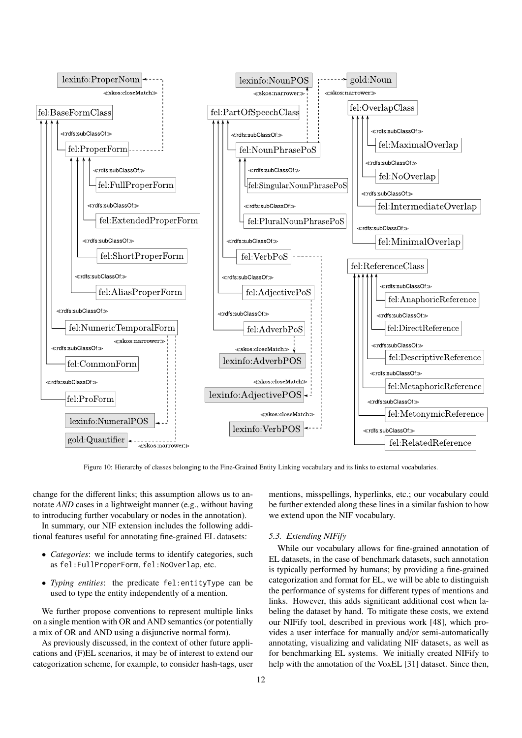Figure 10: Hierarchy of classes belonging to the Fine-Grained Entity Linking vocabulary and its links to external vocabularies.

change for the different links; this assumption allows us to annotate *AND* cases in a lightweight manner (e.g., without having to introducing further vocabulary or nodes in the annotation).

In summary, our NIF extension includes the following additional features useful for annotating fine-grained EL datasets:

- *Categories*: we include terms to identify categories, such as `fel:FullProperForm`, `fel:NoOverlap`, etc.
- *Typing entities*: the predicate `fel:entityType` can be used to type the entity independently of a mention.

We further propose conventions to represent multiple links on a single mention with OR and AND semantics (or potentially a mix of OR and AND using a disjunctive normal form).

As previously discussed, in the context of other future applications and (F)EL scenarios, it may be of interest to extend our categorization scheme, for example, to consider hash-tags, user mentions, misspellings, hyperlinks, etc.; our vocabulary could be further extended along these lines in a similar fashion to how we extend upon the NIF vocabulary.

### 5.3. Extending NIFify

While our vocabulary allows for fine-grained annotation of EL datasets, in the case of benchmark datasets, such annotation is typically performed by humans; by providing a fine-grained categorization and format for EL, we will be able to distinguish the performance of systems for different types of mentions and links. However, this adds significant additional cost when labeling the dataset by hand. To mitigate these costs, we extend our NIFify tool, described in previous work [48], which provides a user interface for manually and/or semi-automatically annotating, visualizing and validating NIF datasets, as well as for benchmarking EL systems. We initially created NIFify to help with the annotation of the VoxEL [31] dataset. Since then,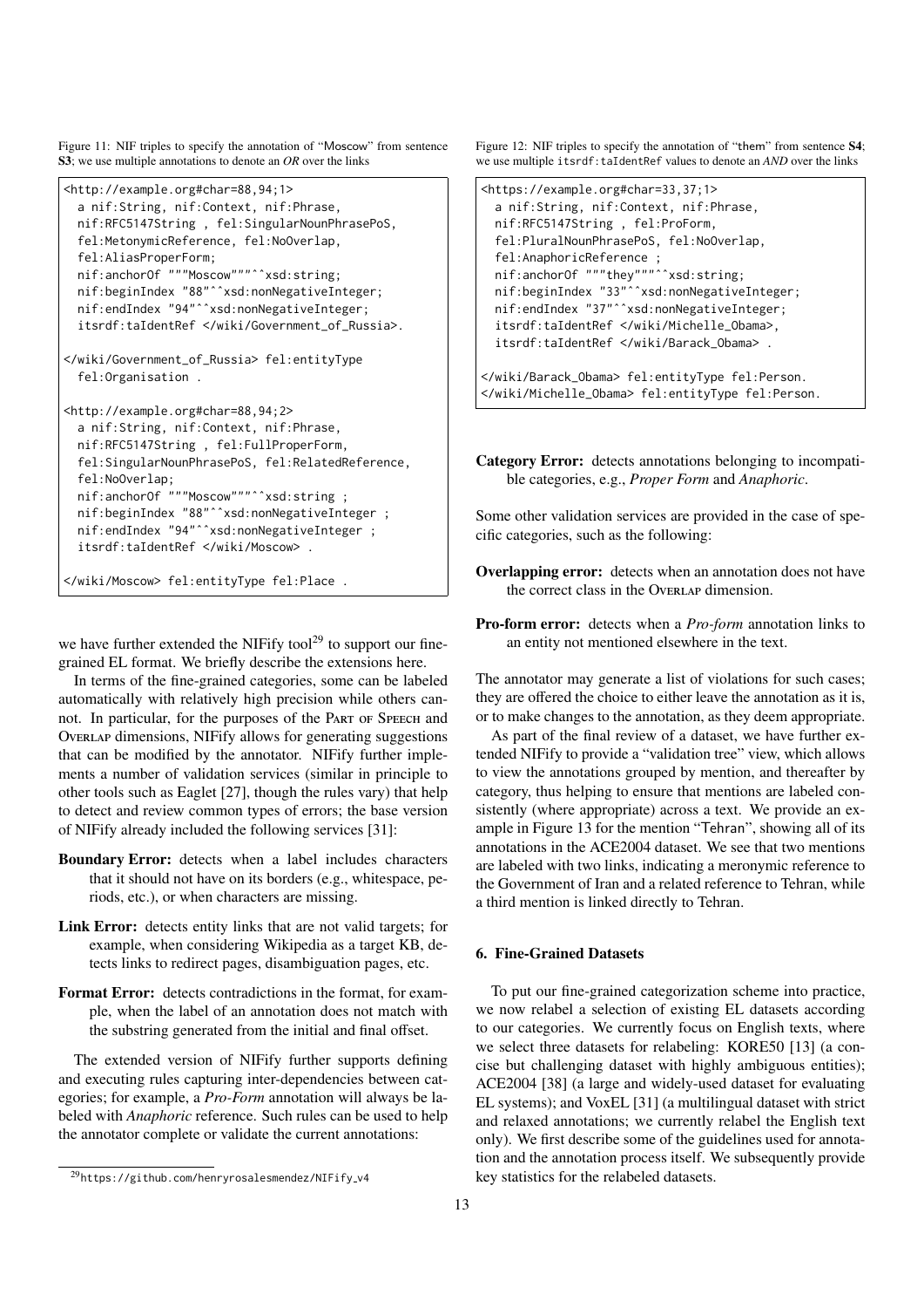Figure 11: NIF triples to specify the annotation of "Moscow" from sentence **S3**; we use multiple annotations to denote an *OR* over the links

```
<http://example.org#char=88,94;1>
  a nif:String, nif:Context, nif:Phrase,
  nif:RFC5147String , fel:SingularNounPhrasePoS,
  fel:MetonymicReference, fel:NoOverlap,
  fel:AliasProperForm;
  nif:anchorOf """Moscow"""^^xsd:string;
  nif:beginIndex "88"^^xsd:nonNegativeInteger;
  nif:endIndex "94"^^xsd:nonNegativeInteger;
  itsrdf:taIdentRef </wiki/Government_of_Russia>.

</wiki/Government_of_Russia> fel:entityType
  fel:Organisation .

<http://example.org#char=88,94;2>
  a nif:String, nif:Context, nif:Phrase,
  nif:RFC5147String , fel:FullProperForm,
  fel:SingularNounPhrasePoS, fel:RelatedReference,
  fel:NoOverlap;
  nif:anchorOf """Moscow"""^^xsd:string ;
  nif:beginIndex "88"^^xsd:nonNegativeInteger ;
  nif:endIndex "94"^^xsd:nonNegativeInteger ;
  itsrdf:taIdentRef </wiki/Moscow> .

</wiki/Moscow> fel:entityType fel:Place .
```

we have further extended the NIFify tool[29] to support our fine-grained EL format. We briefly describe the extensions here.

In terms of the fine-grained categories, some can be labeled automatically with relatively high precision while others cannot. In particular, for the purposes of the Part of Speech and Overlap dimensions, NIFify allows for generating suggestions that can be modified by the annotator. NIFify further implements a number of validation services (similar in principle to other tools such as Eaglet [27], though the rules vary) that help to detect and review common types of errors; the base version of NIFify already included the following services [31]:

**Boundary Error:** detects when a label includes characters that it should not have on its borders (e.g., whitespace, periods, etc.), or when characters are missing.

**Link Error:** detects entity links that are not valid targets; for example, when considering Wikipedia as a target KB, detects links to redirect pages, disambiguation pages, etc.

**Format Error:** detects contradictions in the format, for example, when the label of an annotation does not match with the substring generated from the initial and final offset.

The extended version of NIFify further supports defining and executing rules capturing inter-dependencies between categories; for example, a *Pro-Form* annotation will always be labeled with *Anaphoric* reference. Such rules can be used to help the annotator complete or validate the current annotations:

[29] https://github.com/henryrosalesmendez/NIFify_v4

Figure 12: NIF triples to specify the annotation of "them" from sentence **S4**; we use multiple itsrdf:taIdentRef values to denote an *AND* over the links

```
<https://example.org#char=33,37;1>
  a nif:String, nif:Context, nif:Phrase,
  nif:RFC5147String , fel:ProForm,
  fel:PluralNounPhrasePoS, fel:NoOverlap,
  fel:AnaphoricReference ;
  nif:anchorOf """they"""^^xsd:string;
  nif:beginIndex "33"^^xsd:nonNegativeInteger;
  nif:endIndex "37"^^xsd:nonNegativeInteger;
  itsrdf:taIdentRef </wiki/Michelle_Obama>,
  itsrdf:taIdentRef </wiki/Barack_Obama> .

</wiki/Barack_Obama> fel:entityType fel:Person.
</wiki/Michelle_Obama> fel:entityType fel:Person.
```

**Category Error:** detects annotations belonging to incompatible categories, e.g., *Proper Form* and *Anaphoric*.

Some other validation services are provided in the case of specific categories, such as the following:

**Overlapping error:** detects when an annotation does not have the correct class in the Overlap dimension.

**Pro-form error:** detects when a *Pro-form* annotation links to an entity not mentioned elsewhere in the text.

The annotator may generate a list of violations for such cases; they are offered the choice to either leave the annotation as it is, or to make changes to the annotation, as they deem appropriate.

As part of the final review of a dataset, we have further extended NIFify to provide a "validation tree" view, which allows to view the annotations grouped by mention, and thereafter by category, thus helping to ensure that mentions are labeled consistently (where appropriate) across a text. We provide an example in Figure 13 for the mention "Tehran", showing all of its annotations in the ACE2004 dataset. We see that two mentions are labeled with two links, indicating a meronymic reference to the Government of Iran and a related reference to Tehran, while a third mention is linked directly to Tehran.

## 6. Fine-Grained Datasets

To put our fine-grained categorization scheme into practice, we now relabel a selection of existing EL datasets according to our categories. We currently focus on English texts, where we select three datasets for relabeling: KORE50 [13] (a concise but challenging dataset with highly ambiguous entities); ACE2004 [38] (a large and widely-used dataset for evaluating EL systems); and VoxEL [31] (a multilingual dataset with strict and relaxed annotations; we currently relabel the English text only). We first describe some of the guidelines used for annotation and the annotation process itself. We subsequently provide key statistics for the relabeled datasets.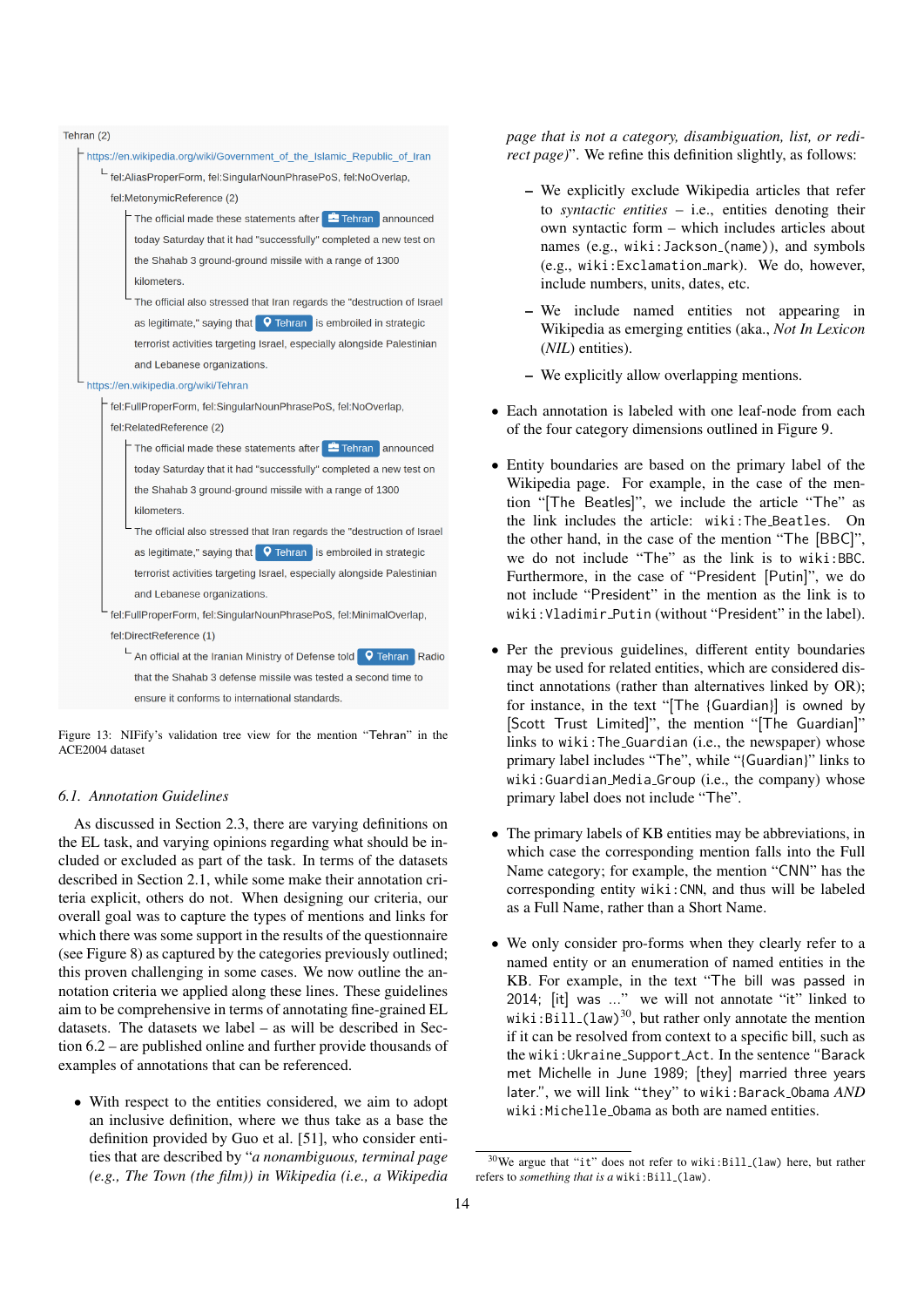Tehran (2)

- https://en.wikipedia.org/wiki/Government_of_the_Islamic_Republic_of_Iran
  - fel:AliasProperForm, fel:SingularNounPhrasePoS, fel:NoOverlap,
    - fel:MetonymicReference (2)
      - The official made these statements after Tehran announced today Saturday that it had "successfully" completed a new test on the Shahab 3 ground-ground missile with a range of 1300 kilometers.
      - The official also stressed that Iran regards the "destruction of Israel as legitimate," saying that Tehran is embroiled in strategic terrorist activities targeting Israel, especially alongside Palestinian and Lebanese organizations.
- https://en.wikipedia.org/wiki/Tehran
  - fel:FullProperForm, fel:SingularNounPhrasePoS, fel:NoOverlap,
    - fel:RelatedReference (2)
      - The official made these statements after Tehran announced today Saturday that it had "successfully" completed a new test on the Shahab 3 ground-ground missile with a range of 1300 kilometers.
      - The official also stressed that Iran regards the "destruction of Israel as legitimate," saying that Tehran is embroiled in strategic terrorist activities targeting Israel, especially alongside Palestinian and Lebanese organizations.
  - fel:FullProperForm, fel:SingularNounPhrasePoS, fel:MinimalOverlap,
    - fel:DirectReference (1)
      - An official at the Iranian Ministry of Defense told Tehran Radio that the Shahab 3 defense missile was tested a second time to ensure it conforms to international standards.

Figure 13: NIFify's validation tree view for the mention "Tehran" in the ACE2004 dataset

### 6.1. Annotation Guidelines

As discussed in Section 2.3, there are varying definitions on the EL task, and varying opinions regarding what should be included or excluded as part of the task. In terms of the datasets described in Section 2.1, while some make their annotation criteria explicit, others do not. When designing our criteria, our overall goal was to capture the types of mentions and links for which there was some support in the results of the questionnaire (see Figure 8) as captured by the categories previously outlined; this proven challenging in some cases. We now outline the annotation criteria we applied along these lines. These guidelines aim to be comprehensive in terms of annotating fine-grained EL datasets. The datasets we label – as will be described in Section 6.2 – are published online and further provide thousands of examples of annotations that can be referenced.

- With respect to the entities considered, we aim to adopt an inclusive definition, where we thus take as a base the definition provided by Guo et al. [51], who consider entities that are described by "*a nonambiguous, terminal page (e.g., The Town (the film)) in Wikipedia (i.e., a Wikipedia page that is not a category, disambiguation, list, or redirect page)*". We refine this definition slightly, as follows:
  - We explicitly exclude Wikipedia articles that refer to *syntactic entities* – i.e., entities denoting their own syntactic form – which includes articles about names (e.g., wiki:Jackson_(name)), and symbols (e.g., wiki:Exclamation_mark). We do, however, include numbers, units, dates, etc.
  - We include named entities not appearing in Wikipedia as emerging entities (aka., *Not In Lexicon (NIL)* entities).
  - We explicitly allow overlapping mentions.
- Each annotation is labeled with one leaf-node from each of the four category dimensions outlined in Figure 9.
- Entity boundaries are based on the primary label of the Wikipedia page. For example, in the case of the mention "[The Beatles]", we include the article "The" as the link includes the article: wiki:The_Beatles. On the other hand, in the case of the mention "The [BBC]", we do not include "The" as the link is to wiki:BBC. Furthermore, in the case of "President [Putin]", we do not include "President" in the mention as the link is to wiki:Vladimir_Putin (without "President" in the label).
- Per the previous guidelines, different entity boundaries may be used for related entities, which are considered distinct annotations (rather than alternatives linked by OR); for instance, in the text "[The {Guardian}] is owned by [Scott Trust Limited]", the mention "[The Guardian]" links to wiki:The_Guardian (i.e., the newspaper) whose primary label includes "The", while "{Guardian}" links to wiki:Guardian_Media_Group (i.e., the company) whose primary label does not include "The".
- The primary labels of KB entities may be abbreviations, in which case the corresponding mention falls into the Full Name category; for example, the mention "CNN" has the corresponding entity wiki:CNN, and thus will be labeled as a Full Name, rather than a Short Name.
- We only consider pro-forms when they clearly refer to a named entity or an enumeration of named entities in the KB. For example, in the text "The bill was passed in 2014; [it] was ..." we will not annotate "it" linked to wiki:Bill_(law)[30], but rather only annotate the mention if it can be resolved from context to a specific bill, such as the wiki:Ukraine_Support_Act. In the sentence "Barack met Michelle in June 1989; [they] married three years later.", we will link "they" to wiki:Barack_Obama *AND* wiki:Michelle_Obama as both are named entities.

[30] We argue that "it" does not refer to wiki:Bill_(law) here, but rather refers to *something that is a* wiki:Bill_(law).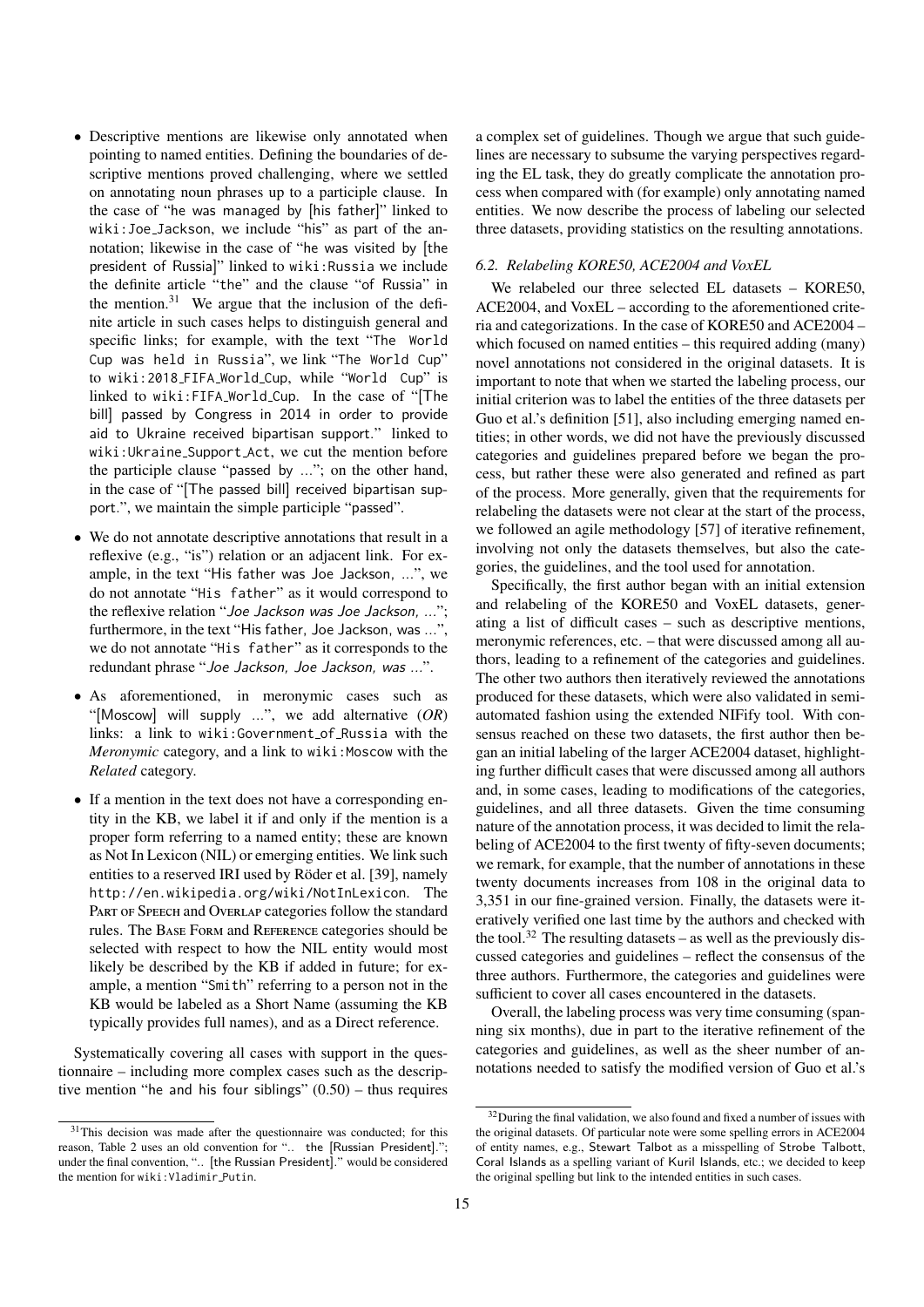- Descriptive mentions are likewise only annotated when pointing to named entities. Defining the boundaries of descriptive mentions proved challenging, where we settled on annotating noun phrases up to a participle clause. In the case of "he was managed by [his father]" linked to wiki:Joe_Jackson, we include "his" as part of the annotation; likewise in the case of "he was visited by [the president of Russia]" linked to wiki:Russia we include the definite article "the" and the clause "of Russia" in the mention.[31] We argue that the inclusion of the definite article in such cases helps to distinguish general and specific links; for example, with the text "The World Cup was held in Russia", we link "The World Cup" to wiki:2018_FIFA_World_Cup, while "World Cup" is linked to wiki:FIFA_World_Cup. In the case of "[The bill] passed by Congress in 2014 in order to provide aid to Ukraine received bipartisan support." linked to wiki:Ukraine_Support_Act, we cut the mention before the participle clause "passed by ..."; on the other hand, in the case of "[The passed bill] received bipartisan support.", we maintain the simple participle "passed".
- We do not annotate descriptive annotations that result in a reflexive (e.g., "is") relation or an adjacent link. For example, in the text "His father was Joe Jackson, ...", we do not annotate "His father" as it would correspond to the reflexive relation "*Joe Jackson was Joe Jackson, ...*"; furthermore, in the text "His father, Joe Jackson, was ...", we do not annotate "His father" as it corresponds to the redundant phrase "*Joe Jackson, Joe Jackson, was ...*".
- As aforementioned, in meronymic cases such as "[Moscow] will supply ...", we add alternative (*OR*) links: a link to wiki:Government_of_Russia with the *Meronymic* category, and a link to wiki:Moscow with the *Related* category.
- If a mention in the text does not have a corresponding entity in the KB, we label it if and only if the mention is a proper form referring to a named entity; these are known as Not In Lexicon (NIL) or emerging entities. We link such entities to a reserved IRI used by Röder et al. [39], namely http://en.wikipedia.org/wiki/NotInLexicon. The Part of Speech and Overlap categories follow the standard rules. The Base Form and Reference categories should be selected with respect to how the NIL entity would most likely be described by the KB if added in future; for example, a mention "Smith" referring to a person not in the KB would be labeled as a Short Name (assuming the KB typically provides full names), and as a Direct reference.

Systematically covering all cases with support in the questionnaire – including more complex cases such as the descriptive mention "he and his four siblings" (0.50) – thus requires a complex set of guidelines. Though we argue that such guidelines are necessary to subsume the varying perspectives regarding the EL task, they do greatly complicate the annotation process when compared with (for example) only annotating named entities. We now describe the process of labeling our selected three datasets, providing statistics on the resulting annotations.

### 6.2. Relabeling KORE50, ACE2004 and VoxEL

We relabeled our three selected EL datasets – KORE50, ACE2004, and VoxEL – according to the aforementioned criteria and categorizations. In the case of KORE50 and ACE2004 – which focused on named entities – this required adding (many) novel annotations not considered in the original datasets. It is important to note that when we started the labeling process, our initial criterion was to label the entities of the three datasets per Guo et al.'s definition [51], also including emerging named entities; in other words, we did not have the previously discussed categories and guidelines prepared before we began the process, but rather these were also generated and refined as part of the process. More generally, given that the requirements for relabeling the datasets were not clear at the start of the process, we followed an agile methodology [57] of iterative refinement, involving not only the datasets themselves, but also the categories, the guidelines, and the tool used for annotation.

Specifically, the first author began with an initial extension and relabeling of the KORE50 and VoxEL datasets, generating a list of difficult cases – such as descriptive mentions, meronymic references, etc. – that were discussed among all authors, leading to a refinement of the categories and guidelines. The other two authors then iteratively reviewed the annotations produced for these datasets, which were also validated in semi-automated fashion using the extended NIFify tool. With consensus reached on these two datasets, the first author then began an initial labeling of the larger ACE2004 dataset, highlighting further difficult cases that were discussed among all authors and, in some cases, leading to modifications of the categories, guidelines, and all three datasets. Given the time consuming nature of the annotation process, it was decided to limit the relabeling of ACE2004 to the first twenty of fifty-seven documents; we remark, for example, that the number of annotations in these twenty documents increases from 108 in the original data to 3,351 in our fine-grained version. Finally, the datasets were iteratively verified one last time by the authors and checked with the tool.[32] The resulting datasets – as well as the previously discussed categories and guidelines – reflect the consensus of the three authors. Furthermore, the categories and guidelines were sufficient to cover all cases encountered in the datasets.

Overall, the labeling process was very time consuming (spanning six months), due in part to the iterative refinement of the categories and guidelines, as well as the sheer number of annotations needed to satisfy the modified version of Guo et al.'s

[31] This decision was made after the questionnaire was conducted; for this reason, Table 2 uses an old convention for ".. the [Russian President]."; under the final convention, ".. [the Russian President]." would be considered the mention for wiki:Vladimir_Putin.

[32] During the final validation, we also found and fixed a number of issues with the original datasets. Of particular note were some spelling errors in ACE2004 of entity names, e.g., Stewart Talbot as a misspelling of Strobe Talbott, Coral Islands as a spelling variant of Kuril Islands, etc.; we decided to keep the original spelling but link to the intended entities in such cases.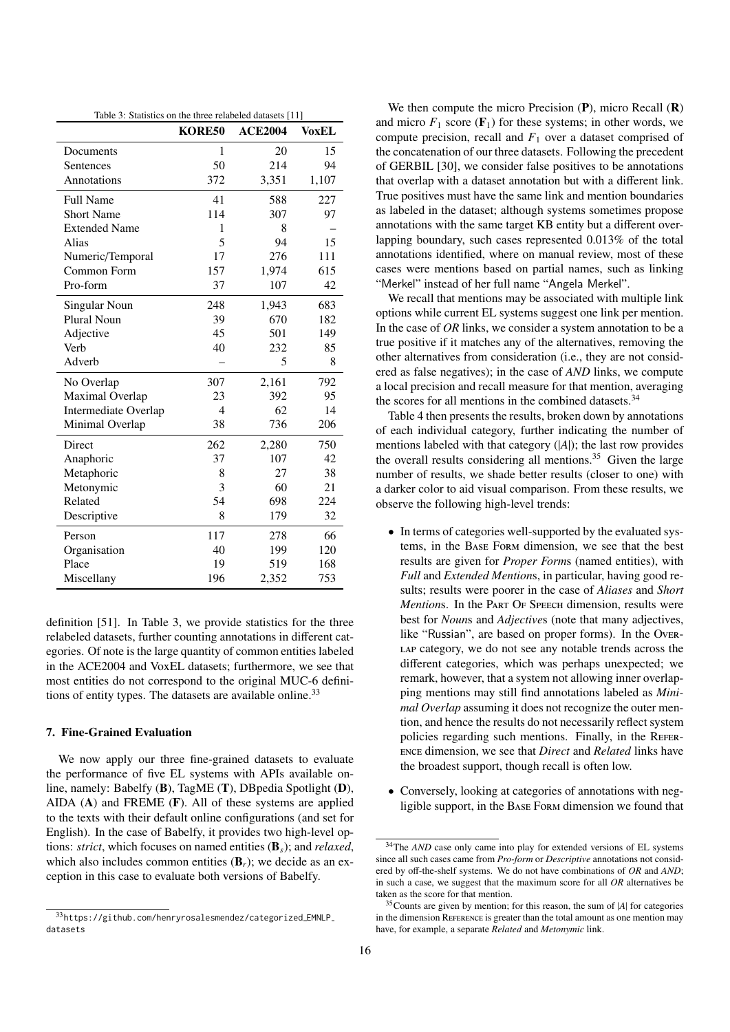Table 3: Statistics on the three relabeled datasets [11]

| | KORE50 | ACE2004 | VoxEL |
|---|---|---|---|
| Documents | 1 | 20 | 15 |
| Sentences | 50 | 214 | 94 |
| Annotations | 372 | 3,351 | 1,107 |
| Full Name | 41 | 588 | 227 |
| Short Name | 114 | 307 | 97 |
| Extended Name | 1 | 8 | – |
| Alias | 5 | 94 | 15 |
| Numeric/Temporal | 17 | 276 | 111 |
| Common Form | 157 | 1,974 | 615 |
| Pro-form | 37 | 107 | 42 |
| Singular Noun | 248 | 1,943 | 683 |
| Plural Noun | 39 | 670 | 182 |
| Adjective | 45 | 501 | 149 |
| Verb | 40 | 232 | 85 |
| Adverb | – | 5 | 8 |
| No Overlap | 307 | 2,161 | 792 |
| Maximal Overlap | 23 | 392 | 95 |
| Intermediate Overlap | 4 | 62 | 14 |
| Minimal Overlap | 38 | 736 | 206 |
| Direct | 262 | 2,280 | 750 |
| Anaphoric | 37 | 107 | 42 |
| Metaphoric | 8 | 27 | 38 |
| Metonymic | 3 | 60 | 21 |
| Related | 54 | 698 | 224 |
| Descriptive | 8 | 179 | 32 |
| Person | 117 | 278 | 66 |
| Organisation | 40 | 199 | 120 |
| Place | 19 | 519 | 168 |
| Miscellany | 196 | 2,352 | 753 |

definition [51]. In Table 3, we provide statistics for the three relabeled datasets, further counting annotations in different categories. Of note is the large quantity of common entities labeled in the ACE2004 and VoxEL datasets; furthermore, we see that most entities do not correspond to the original MUC-6 definitions of entity types. The datasets are available online.[33]

## 7. Fine-Grained Evaluation

We now apply our three fine-grained datasets to evaluate the performance of five EL systems with APIs available online, namely: Babelfy (**B**), TagME (**T**), DBpedia Spotlight (**D**), AIDA (**A**) and FREME (**F**). All of these systems are applied to the texts with their default online configurations (and set for English). In the case of Babelfy, it provides two high-level options: *strict*, which focuses on named entities ($\mathbf{B}_s$); and *relaxed*, which also includes common entities ($\mathbf{B}_r$); we decide as an exception in this case to evaluate both versions of Babelfy.

We then compute the micro Precision (**P**), micro Recall (**R**) and micro $F_1$ score ($\mathbf{F}_1$) for these systems; in other words, we compute precision, recall and $F_1$ over a dataset comprised of the concatenation of our three datasets. Following the precedent of GERBIL [30], we consider false positives to be annotations that overlap with a dataset annotation but with a different link. True positives must have the same link and mention boundaries as labeled in the dataset; although systems sometimes propose annotations with the same target KB entity but a different overlapping boundary, such cases represented 0.013% of the total annotations identified, where on manual review, most of these cases were mentions based on partial names, such as linking "Merkel" instead of her full name "Angela Merkel".

We recall that mentions may be associated with multiple link options while current EL systems suggest one link per mention. In the case of *OR* links, we consider a system annotation to be a true positive if it matches any of the alternatives, removing the other alternatives from consideration (i.e., they are not considered as false negatives); in the case of *AND* links, we compute a local precision and recall measure for that mention, averaging the scores for all mentions in the combined datasets.[34]

Table 4 then presents the results, broken down by annotations of each individual category, further indicating the number of mentions labeled with that category ($|A|$); the last row provides the overall results considering all mentions.[35] Given the large number of results, we shade better results (closer to one) with a darker color to aid visual comparison. From these results, we observe the following high-level trends:

- In terms of categories well-supported by the evaluated systems, in the Base Form dimension, we see that the best results are given for *Proper Form*s (named entities), with *Full* and *Extended Mention*s, in particular, having good results; results were poorer in the case of *Aliases* and *Short Mention*s. In the Part Of Speech dimension, results were best for *Noun*s and *Adjective*s (note that many adjectives, like "Russian", are based on proper forms). In the Overlap category, we do not see any notable trends across the different categories, which was perhaps unexpected; we remark, however, that a system not allowing inner overlapping mentions may still find annotations labeled as *Minimal Overlap* assuming it does not recognize the outer mention, and hence the results do not necessarily reflect system policies regarding such mentions. Finally, in the Reference dimension, we see that *Direct* and *Related* links have the broadest support, though recall is often low.
- Conversely, looking at categories of annotations with negligible support, in the Base Form dimension we found that

[33] https://github.com/henryrosalesmendez/categorized_EMNLP_datasets

[34] The *AND* case only came into play for extended versions of EL systems since all such cases came from *Pro-form* or *Descriptive* annotations not considered by off-the-shelf systems. We do not have combinations of *OR* and *AND*; in such a case, we suggest that the maximum score for all *OR* alternatives be taken as the score for that mention.

[35] Counts are given by mention; for this reason, the sum of $|A|$ for categories in the dimension Reference is greater than the total amount as one mention may have, for example, a separate *Related* and *Metonymic* link.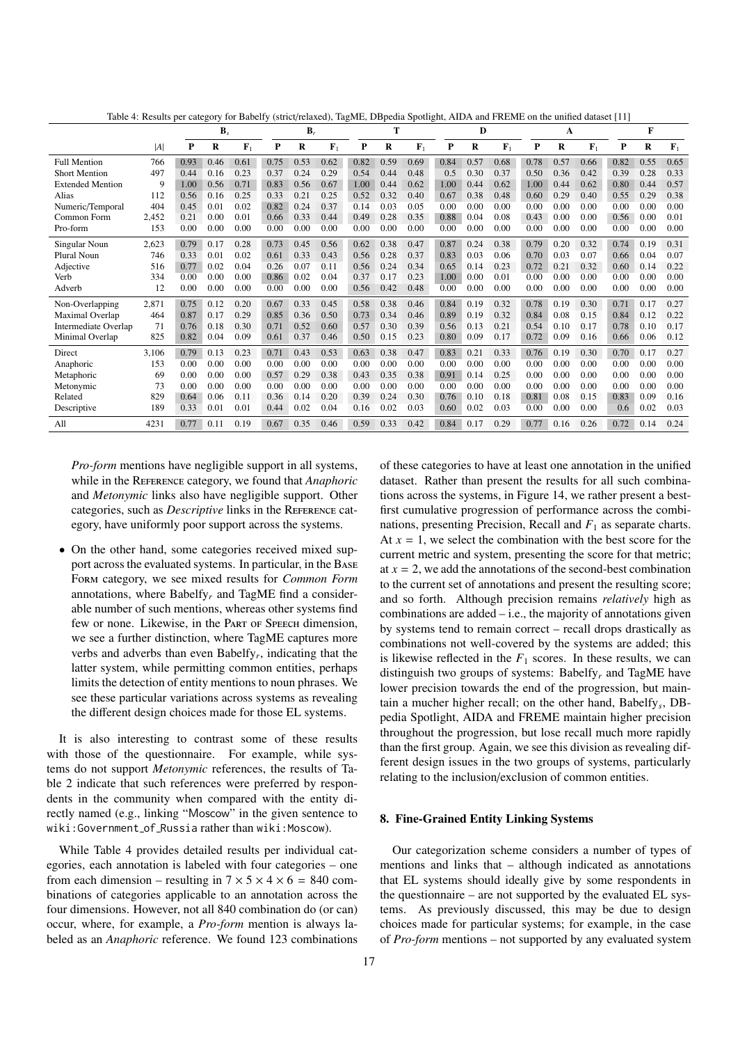Table 4: Results per category for Babelfy (strict/relaxed), TagME, DBpedia Spotlight, AIDA and FREME on the unified dataset [11]

| | $|A|$ | $\mathbf{B}_s$ | | | $\mathbf{B}_r$ | | | **T** | | | **D** | | | **A** | | | **F** | | |
|---|---|---|---|---|---|---|---|---|---|---|---|---|---|---|---|---|---|---|---|
| | | **P** | **R** | $\mathbf{F}_1$ | **P** | **R** | $\mathbf{F}_1$ | **P** | **R** | $\mathbf{F}_1$ | **P** | **R** | $\mathbf{F}_1$ | **P** | **R** | $\mathbf{F}_1$ | **P** | **R** | $\mathbf{F}_1$ |
| Full Mention | 766 | 0.93 | 0.46 | 0.61 | 0.75 | 0.53 | 0.62 | 0.82 | 0.59 | 0.69 | 0.84 | 0.57 | 0.68 | 0.78 | 0.57 | 0.66 | 0.82 | 0.55 | 0.65 |
| Short Mention | 497 | 0.44 | 0.16 | 0.23 | 0.37 | 0.24 | 0.29 | 0.54 | 0.44 | 0.48 | 0.5 | 0.30 | 0.37 | 0.50 | 0.36 | 0.42 | 0.39 | 0.28 | 0.33 |
| Extended Mention | 9 | 1.00 | 0.56 | 0.71 | 0.83 | 0.56 | 0.67 | 1.00 | 0.44 | 0.62 | 1.00 | 0.44 | 0.62 | 1.00 | 0.44 | 0.62 | 0.80 | 0.44 | 0.57 |
| Alias | 112 | 0.56 | 0.16 | 0.25 | 0.33 | 0.21 | 0.25 | 0.52 | 0.32 | 0.40 | 0.67 | 0.38 | 0.48 | 0.60 | 0.29 | 0.40 | 0.55 | 0.29 | 0.38 |
| Numeric/Temporal | 404 | 0.45 | 0.01 | 0.02 | 0.82 | 0.24 | 0.37 | 0.14 | 0.03 | 0.05 | 0.00 | 0.00 | 0.00 | 0.00 | 0.00 | 0.00 | 0.00 | 0.00 | 0.00 |
| Common Form | 2,452 | 0.21 | 0.00 | 0.01 | 0.66 | 0.33 | 0.44 | 0.49 | 0.28 | 0.35 | 0.88 | 0.04 | 0.08 | 0.43 | 0.00 | 0.00 | 0.56 | 0.00 | 0.01 |
| Pro-form | 153 | 0.00 | 0.00 | 0.00 | 0.00 | 0.00 | 0.00 | 0.00 | 0.00 | 0.00 | 0.00 | 0.00 | 0.00 | 0.00 | 0.00 | 0.00 | 0.00 | 0.00 | 0.00 |
| Singular Noun | 2,623 | 0.79 | 0.17 | 0.28 | 0.73 | 0.45 | 0.56 | 0.62 | 0.38 | 0.47 | 0.87 | 0.24 | 0.38 | 0.79 | 0.20 | 0.32 | 0.74 | 0.19 | 0.31 |
| Plural Noun | 746 | 0.33 | 0.01 | 0.02 | 0.61 | 0.33 | 0.43 | 0.56 | 0.28 | 0.37 | 0.83 | 0.03 | 0.06 | 0.70 | 0.03 | 0.07 | 0.66 | 0.04 | 0.07 |
| Adjective | 516 | 0.77 | 0.02 | 0.04 | 0.26 | 0.07 | 0.11 | 0.56 | 0.24 | 0.34 | 0.65 | 0.14 | 0.23 | 0.72 | 0.21 | 0.32 | 0.60 | 0.14 | 0.22 |
| Verb | 334 | 0.00 | 0.00 | 0.00 | 0.86 | 0.02 | 0.04 | 0.37 | 0.17 | 0.23 | 1.00 | 0.00 | 0.01 | 0.00 | 0.00 | 0.00 | 0.00 | 0.00 | 0.00 |
| Adverb | 12 | 0.00 | 0.00 | 0.00 | 0.00 | 0.00 | 0.00 | 0.56 | 0.42 | 0.48 | 0.00 | 0.00 | 0.00 | 0.00 | 0.00 | 0.00 | 0.00 | 0.00 | 0.00 |
| Non-Overlapping | 2,871 | 0.75 | 0.12 | 0.20 | 0.67 | 0.33 | 0.45 | 0.58 | 0.38 | 0.46 | 0.84 | 0.19 | 0.32 | 0.78 | 0.19 | 0.30 | 0.71 | 0.17 | 0.27 |
| Maximal Overlap | 464 | 0.87 | 0.17 | 0.29 | 0.85 | 0.36 | 0.50 | 0.73 | 0.34 | 0.46 | 0.89 | 0.19 | 0.32 | 0.84 | 0.08 | 0.15 | 0.84 | 0.12 | 0.22 |
| Intermediate Overlap | 71 | 0.76 | 0.18 | 0.30 | 0.71 | 0.52 | 0.60 | 0.57 | 0.30 | 0.39 | 0.56 | 0.13 | 0.21 | 0.54 | 0.10 | 0.17 | 0.78 | 0.10 | 0.17 |
| Minimal Overlap | 825 | 0.82 | 0.04 | 0.09 | 0.61 | 0.37 | 0.46 | 0.50 | 0.15 | 0.23 | 0.80 | 0.09 | 0.17 | 0.72 | 0.09 | 0.16 | 0.66 | 0.06 | 0.12 |
| Direct | 3,106 | 0.79 | 0.13 | 0.23 | 0.71 | 0.43 | 0.53 | 0.63 | 0.38 | 0.47 | 0.83 | 0.21 | 0.33 | 0.76 | 0.19 | 0.30 | 0.70 | 0.17 | 0.27 |
| Anaphoric | 153 | 0.00 | 0.00 | 0.00 | 0.00 | 0.00 | 0.00 | 0.00 | 0.00 | 0.00 | 0.00 | 0.00 | 0.00 | 0.00 | 0.00 | 0.00 | 0.00 | 0.00 | 0.00 |
| Metaphoric | 69 | 0.00 | 0.00 | 0.00 | 0.57 | 0.29 | 0.38 | 0.43 | 0.35 | 0.38 | 0.91 | 0.14 | 0.25 | 0.00 | 0.00 | 0.00 | 0.00 | 0.00 | 0.00 |
| Metonymic | 73 | 0.00 | 0.00 | 0.00 | 0.00 | 0.00 | 0.00 | 0.00 | 0.00 | 0.00 | 0.00 | 0.00 | 0.00 | 0.00 | 0.00 | 0.00 | 0.00 | 0.00 | 0.00 |
| Related | 829 | 0.64 | 0.06 | 0.11 | 0.36 | 0.14 | 0.20 | 0.39 | 0.24 | 0.30 | 0.76 | 0.10 | 0.18 | 0.81 | 0.08 | 0.15 | 0.83 | 0.09 | 0.16 |
| Descriptive | 189 | 0.33 | 0.01 | 0.01 | 0.44 | 0.02 | 0.04 | 0.16 | 0.02 | 0.03 | 0.60 | 0.02 | 0.03 | 0.00 | 0.00 | 0.00 | 0.6 | 0.02 | 0.03 |
| All | 4231 | 0.77 | 0.11 | 0.19 | 0.67 | 0.35 | 0.46 | 0.59 | 0.33 | 0.42 | 0.84 | 0.17 | 0.29 | 0.77 | 0.16 | 0.26 | 0.72 | 0.14 | 0.24 |

*Pro-form* mentions have negligible support in all systems, while in the Reference category, we found that *Anaphoric* and *Metonymic* links also have negligible support. Other categories, such as *Descriptive* links in the Reference category, have uniformly poor support across the systems.

- On the other hand, some categories received mixed support across the evaluated systems. In particular, in the Base Form category, we see mixed results for *Common Form* annotations, where Babelfy$_r$ and TagME find a considerable number of such mentions, whereas other systems find few or none. Likewise, in the Part of Speech dimension, we see a further distinction, where TagME captures more verbs and adverbs than even Babelfy$_r$, indicating that the latter system, while permitting common entities, perhaps limits the detection of entity mentions to noun phrases. We see these particular variations across systems as revealing the different design choices made for those EL systems.

It is also interesting to contrast some of these results with those of the questionnaire. For example, while systems do not support *Metonymic* references, the results of Table 2 indicate that such references were preferred by respondents in the community when compared with the entity directly named (e.g., linking "Moscow" in the given sentence to `wiki:Government_of_Russia` rather than `wiki:Moscow`).

While Table 4 provides detailed results per individual categories, each annotation is labeled with four categories – one from each dimension – resulting in $7 \times 5 \times 4 \times 6 = 840$ combinations of categories applicable to an annotation across the four dimensions. However, not all 840 combination do (or can) occur, where, for example, a *Pro-form* mention is always labeled as an *Anaphoric* reference. We found 123 combinations of these categories to have at least one annotation in the unified dataset. Rather than present the results for all such combinations across the systems, in Figure 14, we rather present a best-first cumulative progression of performance across the combinations, presenting Precision, Recall and $F_1$ as separate charts. At $x = 1$, we select the combination with the best score for the current metric and system, presenting the score for that metric; at $x = 2$, we add the annotations of the second-best combination to the current set of annotations and present the resulting score; and so forth. Although precision remains *relatively* high as combinations are added – i.e., the majority of annotations given by systems tend to remain correct – recall drops drastically as combinations not well-covered by the systems are added; this is likewise reflected in the $F_1$ scores. In these results, we can distinguish two groups of systems: Babelfy$_r$ and TagME have lower precision towards the end of the progression, but maintain a mucher higher recall; on the other hand, Babelfy$_s$, DBpedia Spotlight, AIDA and FREME maintain higher precision throughout the progression, but lose recall much more rapidly than the first group. Again, we see this division as revealing different design issues in the two groups of systems, particularly relating to the inclusion/exclusion of common entities.

## 8. Fine-Grained Entity Linking Systems

Our categorization scheme considers a number of types of mentions and links that – although indicated as annotations that EL systems should ideally give by some respondents in the questionnaire – are not supported by the evaluated EL systems. As previously discussed, this may be due to design choices made for particular systems; for example, in the case of *Pro-form* mentions – not supported by any evaluated system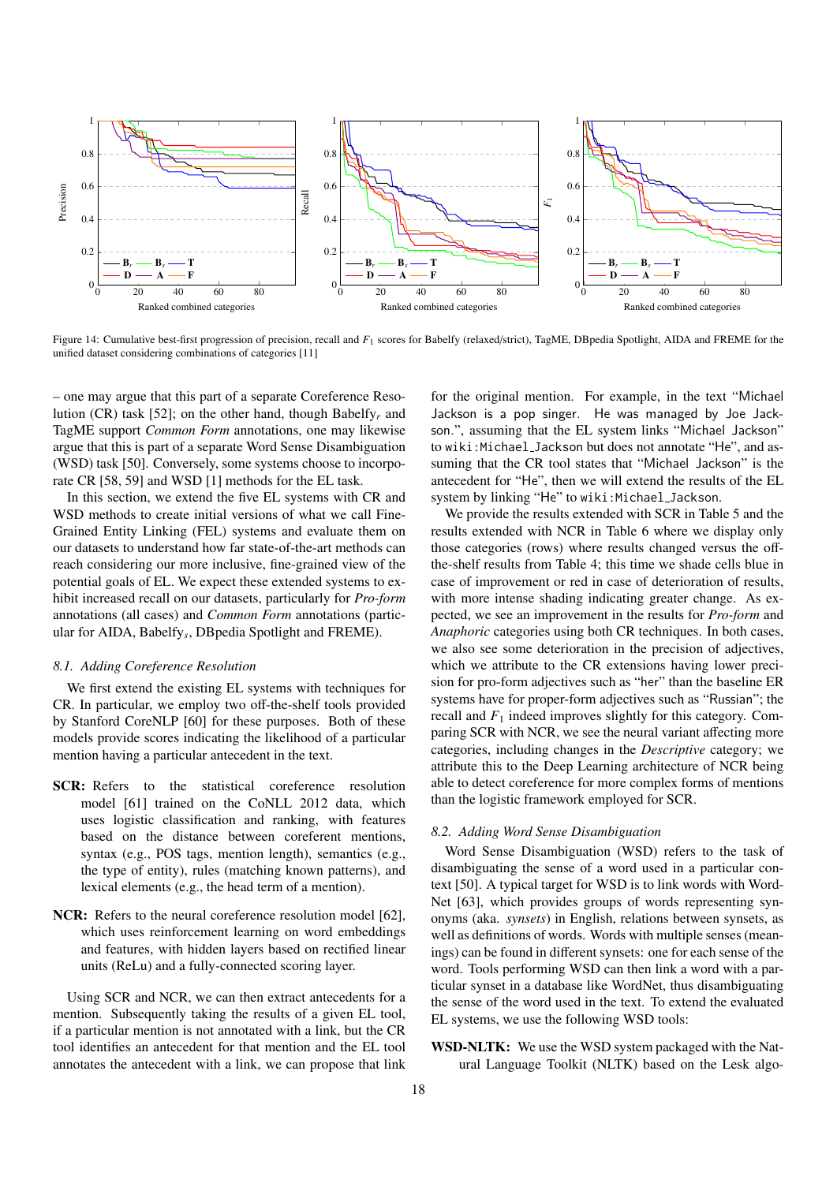Figure 14: Cumulative best-first progression of precision, recall and $F_1$ scores for Babelfy (relaxed/strict), TagME, DBpedia Spotlight, AIDA and FREME for the unified dataset considering combinations of categories [11]

– one may argue that this part of a separate Coreference Resolution (CR) task [52]; on the other hand, though Babelfy$_r$ and TagME support *Common Form* annotations, one may likewise argue that this is part of a separate Word Sense Disambiguation (WSD) task [50]. Conversely, some systems choose to incorporate CR [58, 59] and WSD [1] methods for the EL task.

In this section, we extend the five EL systems with CR and WSD methods to create initial versions of what we call Fine-Grained Entity Linking (FEL) systems and evaluate them on our datasets to understand how far state-of-the-art methods can reach considering our more inclusive, fine-grained view of the potential goals of EL. We expect these extended systems to exhibit increased recall on our datasets, particularly for *Pro-form* annotations (all cases) and *Common Form* annotations (particular for AIDA, Babelfy$_s$, DBpedia Spotlight and FREME).

### 8.1. Adding Coreference Resolution

We first extend the existing EL systems with techniques for CR. In particular, we employ two off-the-shelf tools provided by Stanford CoreNLP [60] for these purposes. Both of these models provide scores indicating the likelihood of a particular mention having a particular antecedent in the text.

**SCR:** Refers to the statistical coreference resolution model [61] trained on the CoNLL 2012 data, which uses logistic classification and ranking, with features based on the distance between coreferent mentions, syntax (e.g., POS tags, mention length), semantics (e.g., the type of entity), rules (matching known patterns), and lexical elements (e.g., the head term of a mention).

**NCR:** Refers to the neural coreference resolution model [62], which uses reinforcement learning on word embeddings and features, with hidden layers based on rectified linear units (ReLu) and a fully-connected scoring layer.

Using SCR and NCR, we can then extract antecedents for a mention. Subsequently taking the results of a given EL tool, if a particular mention is not annotated with a link, but the CR tool identifies an antecedent for that mention and the EL tool annotates the antecedent with a link, we can propose that link for the original mention. For example, in the text "Michael Jackson is a pop singer. He was managed by Joe Jackson.", assuming that the EL system links "Michael Jackson" to `wiki:Michael_Jackson` but does not annotate "He", and assuming that the CR tool states that "Michael Jackson" is the antecedent for "He", then we will extend the results of the EL system by linking "He" to `wiki:Michael_Jackson`.

We provide the results extended with SCR in Table 5 and the results extended with NCR in Table 6 where we display only those categories (rows) where results changed versus the off-the-shelf results from Table 4; this time we shade cells blue in case of improvement or red in case of deterioration of results, with more intense shading indicating greater change. As expected, we see an improvement in the results for *Pro-form* and *Anaphoric* categories using both CR techniques. In both cases, we also see some deterioration in the precision of adjectives, which we attribute to the CR extensions having lower precision for pro-form adjectives such as "her" than the baseline ER systems have for proper-form adjectives such as "Russian"; the recall and $F_1$ indeed improves slightly for this category. Comparing SCR with NCR, we see the neural variant affecting more categories, including changes in the *Descriptive* category; we attribute this to the Deep Learning architecture of NCR being able to detect coreference for more complex forms of mentions than the logistic framework employed for SCR.

### 8.2. Adding Word Sense Disambiguation

Word Sense Disambiguation (WSD) refers to the task of disambiguating the sense of a word used in a particular context [50]. A typical target for WSD is to link words with WordNet [63], which provides groups of words representing synonyms (aka. *synsets*) in English, relations between synsets, as well as definitions of words. Words with multiple senses (meanings) can be found in different synsets: one for each sense of the word. Tools performing WSD can then link a word with a particular synset in a database like WordNet, thus disambiguating the sense of the word used in the text. To extend the evaluated EL systems, we use the following WSD tools:

**WSD-NLTK:** We use the WSD system packaged with the Natural Language Toolkit (NLTK) based on the Lesk algo-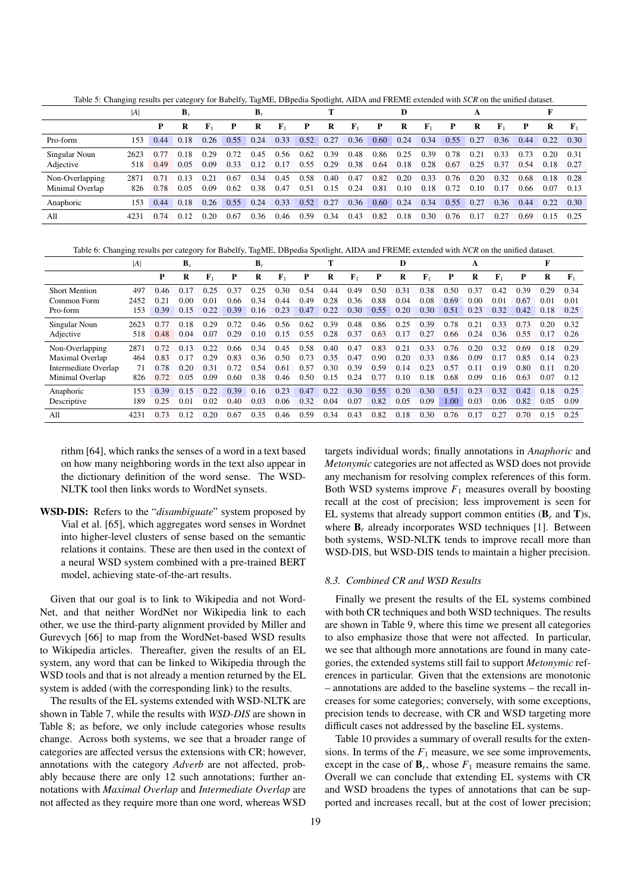Table 5: Changing results per category for Babelfy, TagME, DBpedia Spotlight, AIDA and FREME extended with *SCR* on the unified dataset.

| | $\|A\|$ | $\mathbf{B}_s$ | | | $\mathbf{B}_r$ | | | **T** | | | **D** | | | **A** | | | **F** | | |
|---|---|---|---|---|---|---|---|---|---|---|---|---|---|---|---|---|---|---|---|
| | | **P** | **R** | $\mathbf{F}_1$ | **P** | **R** | $\mathbf{F}_1$ | **P** | **R** | $\mathbf{F}_1$ | **P** | **R** | $\mathbf{F}_1$ | **P** | **R** | $\mathbf{F}_1$ | **P** | **R** | $\mathbf{F}_1$ |
| Pro-form | 153 | 0.44 | 0.18 | 0.26 | 0.55 | 0.24 | 0.33 | 0.52 | 0.27 | 0.36 | 0.60 | 0.24 | 0.34 | 0.55 | 0.27 | 0.36 | 0.44 | 0.22 | 0.30 |
| Singular Noun | 2623 | 0.77 | 0.18 | 0.29 | 0.72 | 0.45 | 0.56 | 0.62 | 0.39 | 0.48 | 0.86 | 0.25 | 0.39 | 0.78 | 0.21 | 0.33 | 0.73 | 0.20 | 0.31 |
| Adjective | 518 | 0.49 | 0.05 | 0.09 | 0.33 | 0.12 | 0.17 | 0.55 | 0.29 | 0.38 | 0.64 | 0.18 | 0.28 | 0.67 | 0.25 | 0.37 | 0.54 | 0.18 | 0.27 |
| Non-Overlapping | 2871 | 0.71 | 0.13 | 0.21 | 0.67 | 0.34 | 0.45 | 0.58 | 0.40 | 0.47 | 0.82 | 0.20 | 0.33 | 0.76 | 0.20 | 0.32 | 0.68 | 0.18 | 0.28 |
| Minimal Overlap | 826 | 0.78 | 0.05 | 0.09 | 0.62 | 0.38 | 0.47 | 0.51 | 0.15 | 0.24 | 0.81 | 0.10 | 0.18 | 0.72 | 0.10 | 0.17 | 0.66 | 0.07 | 0.13 |
| Anaphoric | 153 | 0.44 | 0.18 | 0.26 | 0.55 | 0.24 | 0.33 | 0.52 | 0.27 | 0.36 | 0.60 | 0.24 | 0.34 | 0.55 | 0.27 | 0.36 | 0.44 | 0.22 | 0.30 |
| All | 4231 | 0.74 | 0.12 | 0.20 | 0.67 | 0.36 | 0.46 | 0.59 | 0.34 | 0.43 | 0.82 | 0.18 | 0.30 | 0.76 | 0.17 | 0.27 | 0.69 | 0.15 | 0.25 |

Table 6: Changing results per category for Babelfy, TagME, DBpedia Spotlight, AIDA and FREME extended with *NCR* on the unified dataset.

| | $\|A\|$ | $\mathbf{B}_s$ | | | $\mathbf{B}_r$ | | | **T** | | | **D** | | | **A** | | | **F** | | |
|---|---|---|---|---|---|---|---|---|---|---|---|---|---|---|---|---|---|---|---|
| | | **P** | **R** | $\mathbf{F}_1$ | **P** | **R** | $\mathbf{F}_1$ | **P** | **R** | $\mathbf{F}_1$ | **P** | **R** | $\mathbf{F}_1$ | **P** | **R** | $\mathbf{F}_1$ | **P** | **R** | $\mathbf{F}_1$ |
| Short Mention | 497 | 0.46 | 0.17 | 0.25 | 0.37 | 0.25 | 0.30 | 0.54 | 0.44 | 0.49 | 0.50 | 0.31 | 0.38 | 0.50 | 0.37 | 0.42 | 0.39 | 0.29 | 0.34 |
| Common Form | 2452 | 0.21 | 0.00 | 0.01 | 0.66 | 0.34 | 0.44 | 0.49 | 0.28 | 0.36 | 0.88 | 0.04 | 0.08 | 0.69 | 0.00 | 0.01 | 0.67 | 0.01 | 0.01 |
| Pro-form | 153 | 0.39 | 0.15 | 0.22 | 0.39 | 0.16 | 0.23 | 0.47 | 0.22 | 0.30 | 0.55 | 0.20 | 0.30 | 0.51 | 0.23 | 0.32 | 0.42 | 0.18 | 0.25 |
| Singular Noun | 2623 | 0.77 | 0.18 | 0.29 | 0.72 | 0.46 | 0.56 | 0.62 | 0.39 | 0.48 | 0.86 | 0.25 | 0.39 | 0.78 | 0.21 | 0.33 | 0.73 | 0.20 | 0.32 |
| Adjective | 518 | 0.48 | 0.04 | 0.07 | 0.29 | 0.10 | 0.15 | 0.55 | 0.28 | 0.37 | 0.63 | 0.17 | 0.27 | 0.66 | 0.24 | 0.36 | 0.55 | 0.17 | 0.26 |
| Non-Overlapping | 2871 | 0.72 | 0.13 | 0.22 | 0.66 | 0.34 | 0.45 | 0.58 | 0.40 | 0.47 | 0.83 | 0.21 | 0.33 | 0.76 | 0.20 | 0.32 | 0.69 | 0.18 | 0.29 |
| Maximal Overlap | 464 | 0.83 | 0.17 | 0.29 | 0.83 | 0.36 | 0.50 | 0.73 | 0.35 | 0.47 | 0.90 | 0.20 | 0.33 | 0.86 | 0.09 | 0.17 | 0.85 | 0.14 | 0.23 |
| Intermediate Overlap | 71 | 0.78 | 0.20 | 0.31 | 0.72 | 0.54 | 0.61 | 0.57 | 0.30 | 0.39 | 0.59 | 0.14 | 0.23 | 0.57 | 0.11 | 0.19 | 0.80 | 0.11 | 0.20 |
| Minimal Overlap | 826 | 0.72 | 0.05 | 0.09 | 0.60 | 0.38 | 0.46 | 0.50 | 0.15 | 0.24 | 0.77 | 0.10 | 0.18 | 0.68 | 0.09 | 0.16 | 0.63 | 0.07 | 0.12 |
| Anaphoric | 153 | 0.39 | 0.15 | 0.22 | 0.39 | 0.16 | 0.23 | 0.47 | 0.22 | 0.30 | 0.55 | 0.20 | 0.30 | 0.51 | 0.23 | 0.32 | 0.42 | 0.18 | 0.25 |
| Descriptive | 189 | 0.25 | 0.01 | 0.02 | 0.40 | 0.03 | 0.06 | 0.32 | 0.04 | 0.07 | 0.82 | 0.05 | 0.09 | 1.00 | 0.03 | 0.06 | 0.82 | 0.05 | 0.09 |
| All | 4231 | 0.73 | 0.12 | 0.20 | 0.67 | 0.35 | 0.46 | 0.59 | 0.34 | 0.43 | 0.82 | 0.18 | 0.30 | 0.76 | 0.17 | 0.27 | 0.70 | 0.15 | 0.25 |

rithm [64], which ranks the senses of a word in a text based on how many neighboring words in the text also appear in the dictionary definition of the word sense. The WSD-NLTK tool then links words to WordNet synsets.

**WSD-DIS:** Refers to the "*disambiguate*" system proposed by Vial et al. [65], which aggregates word senses in Wordnet into higher-level clusters of sense based on the semantic relations it contains. These are then used in the context of a neural WSD system combined with a pre-trained BERT model, achieving state-of-the-art results.

Given that our goal is to link to Wikipedia and not WordNet, and that neither WordNet nor Wikipedia link to each other, we use the third-party alignment provided by Miller and Gurevych [66] to map from the WordNet-based WSD results to Wikipedia articles. Thereafter, given the results of an EL system, any word that can be linked to Wikipedia through the WSD tools and that is not already a mention returned by the EL system is added (with the corresponding link) to the results.

The results of the EL systems extended with WSD-NLTK are shown in Table 7, while the results with *WSD-DIS* are shown in Table 8; as before, we only include categories whose results change. Across both systems, we see that a broader range of categories are affected versus the extensions with CR; however, annotations with the category *Adverb* are not affected, probably because there are only 12 such annotations; further annotations with *Maximal Overlap* and *Intermediate Overlap* are not affected as they require more than one word, whereas WSD targets individual words; finally annotations in *Anaphoric* and *Metonymic* categories are not affected as WSD does not provide any mechanism for resolving complex references of this form. Both WSD systems improve $F_1$ measures overall by boosting recall at the cost of precision; less improvement is seen for EL systems that already support common entities ($\mathbf{B}_r$ and $\mathbf{T}$)s, where $\mathbf{B}_r$ already incorporates WSD techniques [1]. Between both systems, WSD-NLTK tends to improve recall more than WSD-DIS, but WSD-DIS tends to maintain a higher precision.

### 8.3. Combined CR and WSD Results

Finally we present the results of the EL systems combined with both CR techniques and both WSD techniques. The results are shown in Table 9, where this time we present all categories to also emphasize those that were not affected. In particular, we see that although more annotations are found in many categories, the extended systems still fail to support *Metonymic* references in particular. Given that the extensions are monotonic – annotations are added to the baseline systems – the recall increases for some categories; conversely, with some exceptions, precision tends to decrease, with CR and WSD targeting more difficult cases not addressed by the baseline EL systems.

Table 10 provides a summary of overall results for the extensions. In terms of the $F_1$ measure, we see some improvements, except in the case of $\mathbf{B}_r$, whose $F_1$ measure remains the same. Overall we can conclude that extending EL systems with CR and WSD broadens the types of annotations that can be supported and increases recall, but at the cost of lower precision;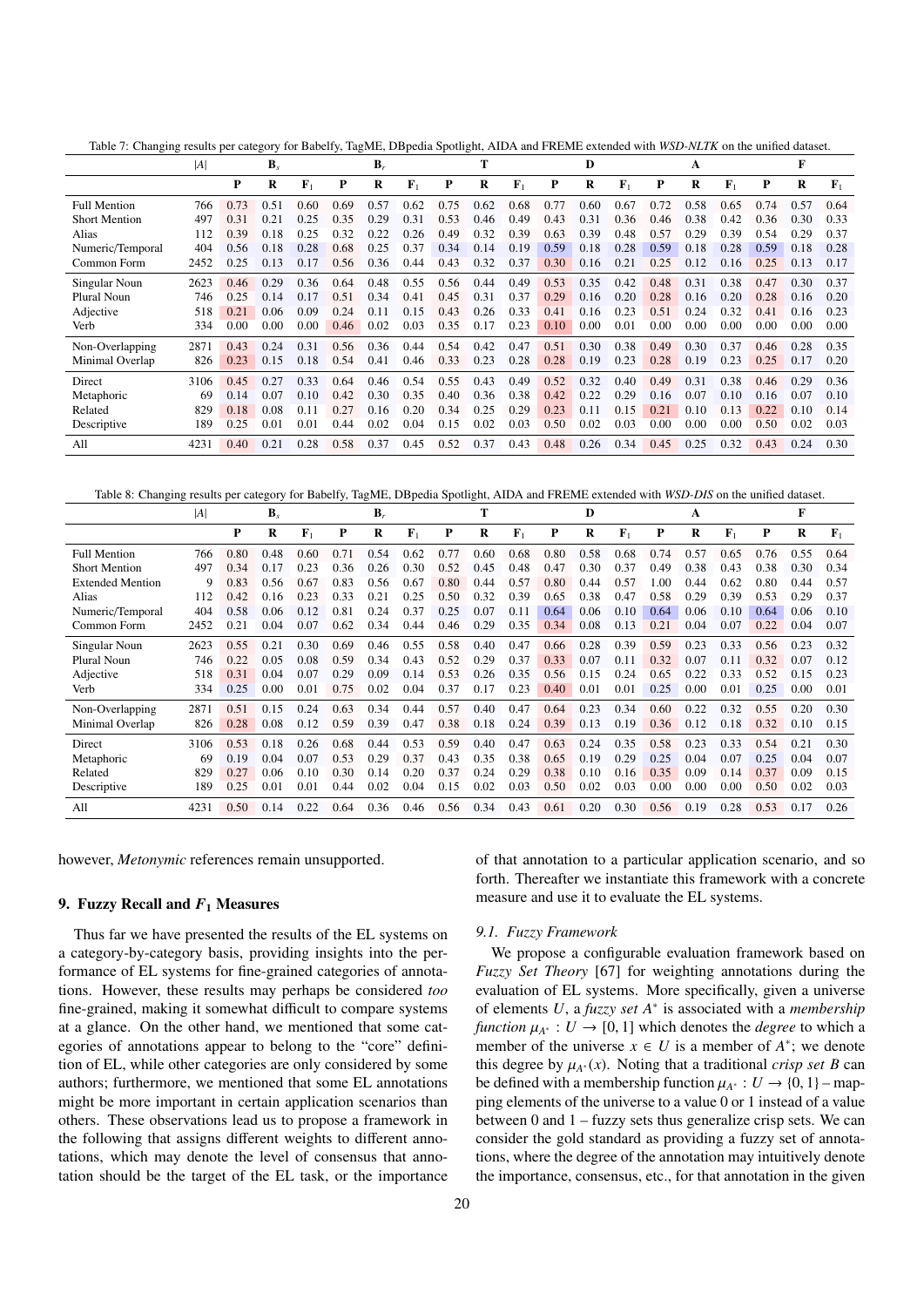Table 7: Changing results per category for Babelfy, TagME, DBpedia Spotlight, AIDA and FREME extended with *WSD-NLTK* on the unified dataset.

| | $\|A\|$ | $\mathbf{B}_s$ | | | $\mathbf{B}_r$ | | | **T** | | | **D** | | | **A** | | | **F** | | |
|---|---|---|---|---|---|---|---|---|---|---|---|---|---|---|---|---|---|---|---|
| | | **P** | **R** | $\mathbf{F}_1$ | **P** | **R** | $\mathbf{F}_1$ | **P** | **R** | $\mathbf{F}_1$ | **P** | **R** | $\mathbf{F}_1$ | **P** | **R** | $\mathbf{F}_1$ | **P** | **R** | $\mathbf{F}_1$ |
| Full Mention | 766 | 0.73 | 0.51 | 0.60 | 0.69 | 0.57 | 0.62 | 0.75 | 0.62 | 0.68 | 0.77 | 0.60 | 0.67 | 0.72 | 0.58 | 0.65 | 0.74 | 0.57 | 0.64 |
| Short Mention | 497 | 0.31 | 0.21 | 0.25 | 0.35 | 0.29 | 0.31 | 0.53 | 0.46 | 0.49 | 0.43 | 0.31 | 0.36 | 0.46 | 0.38 | 0.42 | 0.36 | 0.30 | 0.33 |
| Alias | 112 | 0.39 | 0.18 | 0.25 | 0.32 | 0.22 | 0.26 | 0.49 | 0.32 | 0.39 | 0.63 | 0.39 | 0.48 | 0.57 | 0.29 | 0.39 | 0.54 | 0.29 | 0.37 |
| Numeric/Temporal | 404 | 0.56 | 0.18 | 0.28 | 0.68 | 0.25 | 0.37 | 0.34 | 0.14 | 0.19 | 0.59 | 0.18 | 0.28 | 0.59 | 0.18 | 0.28 | 0.59 | 0.18 | 0.28 |
| Common Form | 2452 | 0.25 | 0.13 | 0.17 | 0.56 | 0.36 | 0.44 | 0.43 | 0.32 | 0.37 | 0.30 | 0.16 | 0.21 | 0.25 | 0.12 | 0.16 | 0.25 | 0.13 | 0.17 |
| Singular Noun | 2623 | 0.46 | 0.29 | 0.36 | 0.64 | 0.48 | 0.55 | 0.56 | 0.44 | 0.49 | 0.53 | 0.35 | 0.42 | 0.48 | 0.31 | 0.38 | 0.47 | 0.30 | 0.37 |
| Plural Noun | 746 | 0.25 | 0.14 | 0.17 | 0.51 | 0.34 | 0.41 | 0.45 | 0.31 | 0.37 | 0.29 | 0.16 | 0.20 | 0.28 | 0.16 | 0.20 | 0.28 | 0.16 | 0.20 |
| Adjective | 518 | 0.21 | 0.06 | 0.09 | 0.24 | 0.11 | 0.15 | 0.43 | 0.26 | 0.33 | 0.41 | 0.16 | 0.23 | 0.51 | 0.24 | 0.32 | 0.41 | 0.16 | 0.23 |
| Verb | 334 | 0.00 | 0.00 | 0.00 | 0.46 | 0.02 | 0.03 | 0.35 | 0.17 | 0.23 | 0.10 | 0.00 | 0.01 | 0.00 | 0.00 | 0.00 | 0.00 | 0.00 | 0.00 |
| Non-Overlapping | 2871 | 0.43 | 0.24 | 0.31 | 0.56 | 0.36 | 0.44 | 0.54 | 0.42 | 0.47 | 0.51 | 0.30 | 0.38 | 0.49 | 0.30 | 0.37 | 0.46 | 0.28 | 0.35 |
| Minimal Overlap | 826 | 0.23 | 0.15 | 0.18 | 0.54 | 0.41 | 0.46 | 0.33 | 0.23 | 0.28 | 0.28 | 0.19 | 0.23 | 0.28 | 0.19 | 0.23 | 0.25 | 0.17 | 0.20 |
| Direct | 3106 | 0.45 | 0.27 | 0.33 | 0.64 | 0.46 | 0.54 | 0.55 | 0.43 | 0.49 | 0.52 | 0.32 | 0.40 | 0.49 | 0.31 | 0.38 | 0.46 | 0.29 | 0.36 |
| Metaphoric | 69 | 0.14 | 0.07 | 0.10 | 0.42 | 0.30 | 0.35 | 0.40 | 0.36 | 0.38 | 0.42 | 0.22 | 0.29 | 0.16 | 0.07 | 0.10 | 0.16 | 0.07 | 0.10 |
| Related | 829 | 0.18 | 0.08 | 0.11 | 0.27 | 0.16 | 0.20 | 0.34 | 0.25 | 0.29 | 0.23 | 0.11 | 0.15 | 0.21 | 0.10 | 0.13 | 0.22 | 0.10 | 0.14 |
| Descriptive | 189 | 0.25 | 0.01 | 0.01 | 0.44 | 0.02 | 0.04 | 0.15 | 0.02 | 0.03 | 0.50 | 0.02 | 0.03 | 0.00 | 0.00 | 0.00 | 0.50 | 0.02 | 0.03 |
| All | 4231 | 0.40 | 0.21 | 0.28 | 0.58 | 0.37 | 0.45 | 0.52 | 0.37 | 0.43 | 0.48 | 0.26 | 0.34 | 0.45 | 0.25 | 0.32 | 0.43 | 0.24 | 0.30 |

Table 8: Changing results per category for Babelfy, TagME, DBpedia Spotlight, AIDA and FREME extended with *WSD-DIS* on the unified dataset.

| | $\|A\|$ | $\mathbf{B}_s$ | | | $\mathbf{B}_r$ | | | **T** | | | **D** | | | **A** | | | **F** | | |
|---|---|---|---|---|---|---|---|---|---|---|---|---|---|---|---|---|---|---|---|
| | | **P** | **R** | $\mathbf{F}_1$ | **P** | **R** | $\mathbf{F}_1$ | **P** | **R** | $\mathbf{F}_1$ | **P** | **R** | $\mathbf{F}_1$ | **P** | **R** | $\mathbf{F}_1$ | **P** | **R** | $\mathbf{F}_1$ |
| Full Mention | 766 | 0.80 | 0.48 | 0.60 | 0.71 | 0.54 | 0.62 | 0.77 | 0.60 | 0.68 | 0.80 | 0.58 | 0.68 | 0.74 | 0.57 | 0.65 | 0.76 | 0.55 | 0.64 |
| Short Mention | 497 | 0.34 | 0.17 | 0.23 | 0.36 | 0.26 | 0.30 | 0.52 | 0.45 | 0.48 | 0.47 | 0.30 | 0.37 | 0.49 | 0.38 | 0.43 | 0.38 | 0.30 | 0.34 |
| Extended Mention | 9 | 0.83 | 0.56 | 0.67 | 0.83 | 0.56 | 0.67 | 0.80 | 0.44 | 0.57 | 0.80 | 0.44 | 0.57 | 1.00 | 0.44 | 0.62 | 0.80 | 0.44 | 0.57 |
| Alias | 112 | 0.42 | 0.16 | 0.23 | 0.33 | 0.21 | 0.25 | 0.50 | 0.32 | 0.39 | 0.65 | 0.38 | 0.47 | 0.58 | 0.29 | 0.39 | 0.53 | 0.29 | 0.37 |
| Numeric/Temporal | 404 | 0.58 | 0.06 | 0.12 | 0.81 | 0.24 | 0.37 | 0.25 | 0.07 | 0.11 | 0.64 | 0.06 | 0.10 | 0.64 | 0.06 | 0.10 | 0.64 | 0.06 | 0.10 |
| Common Form | 2452 | 0.21 | 0.04 | 0.07 | 0.62 | 0.34 | 0.44 | 0.46 | 0.29 | 0.35 | 0.34 | 0.08 | 0.13 | 0.21 | 0.04 | 0.07 | 0.22 | 0.04 | 0.07 |
| Singular Noun | 2623 | 0.55 | 0.21 | 0.30 | 0.69 | 0.46 | 0.55 | 0.58 | 0.40 | 0.47 | 0.66 | 0.28 | 0.39 | 0.59 | 0.23 | 0.33 | 0.56 | 0.23 | 0.32 |
| Plural Noun | 746 | 0.22 | 0.05 | 0.08 | 0.59 | 0.34 | 0.43 | 0.52 | 0.29 | 0.37 | 0.33 | 0.07 | 0.11 | 0.32 | 0.07 | 0.11 | 0.32 | 0.07 | 0.12 |
| Adjective | 518 | 0.31 | 0.04 | 0.07 | 0.29 | 0.09 | 0.14 | 0.53 | 0.26 | 0.35 | 0.56 | 0.15 | 0.24 | 0.65 | 0.22 | 0.33 | 0.52 | 0.15 | 0.23 |
| Verb | 334 | 0.25 | 0.00 | 0.01 | 0.75 | 0.02 | 0.04 | 0.37 | 0.17 | 0.23 | 0.40 | 0.01 | 0.01 | 0.25 | 0.00 | 0.01 | 0.25 | 0.00 | 0.01 |
| Non-Overlapping | 2871 | 0.51 | 0.15 | 0.24 | 0.63 | 0.34 | 0.44 | 0.57 | 0.40 | 0.47 | 0.64 | 0.23 | 0.34 | 0.60 | 0.22 | 0.32 | 0.55 | 0.20 | 0.30 |
| Minimal Overlap | 826 | 0.28 | 0.08 | 0.12 | 0.59 | 0.39 | 0.47 | 0.38 | 0.18 | 0.24 | 0.39 | 0.13 | 0.19 | 0.36 | 0.12 | 0.18 | 0.32 | 0.10 | 0.15 |
| Direct | 3106 | 0.53 | 0.18 | 0.26 | 0.68 | 0.44 | 0.53 | 0.59 | 0.40 | 0.47 | 0.63 | 0.24 | 0.35 | 0.58 | 0.23 | 0.33 | 0.54 | 0.21 | 0.30 |
| Metaphoric | 69 | 0.19 | 0.04 | 0.07 | 0.53 | 0.29 | 0.37 | 0.43 | 0.35 | 0.38 | 0.65 | 0.19 | 0.29 | 0.25 | 0.04 | 0.07 | 0.25 | 0.04 | 0.07 |
| Related | 829 | 0.27 | 0.06 | 0.10 | 0.30 | 0.14 | 0.20 | 0.37 | 0.24 | 0.29 | 0.38 | 0.10 | 0.16 | 0.35 | 0.09 | 0.14 | 0.37 | 0.09 | 0.15 |
| Descriptive | 189 | 0.25 | 0.01 | 0.01 | 0.44 | 0.02 | 0.04 | 0.15 | 0.02 | 0.03 | 0.50 | 0.02 | 0.03 | 0.00 | 0.00 | 0.00 | 0.50 | 0.02 | 0.03 |
| All | 4231 | 0.50 | 0.14 | 0.22 | 0.64 | 0.36 | 0.46 | 0.56 | 0.34 | 0.43 | 0.61 | 0.20 | 0.30 | 0.56 | 0.19 | 0.28 | 0.53 | 0.17 | 0.26 |

however, *Metonymic* references remain unsupported.

## 9. Fuzzy Recall and $F_1$ Measures

Thus far we have presented the results of the EL systems on a category-by-category basis, providing insights into the performance of EL systems for fine-grained categories of annotations. However, these results may perhaps be considered *too* fine-grained, making it somewhat difficult to compare systems at a glance. On the other hand, we mentioned that some categories of annotations appear to belong to the "core" definition of EL, while other categories are only considered by some authors; furthermore, we mentioned that some EL annotations might be more important in certain application scenarios than others. These observations lead us to propose a framework in the following that assigns different weights to different annotations, which may denote the level of consensus that annotation should be the target of the EL task, or the importance of that annotation to a particular application scenario, and so forth. Thereafter we instantiate this framework with a concrete measure and use it to evaluate the EL systems.

### 9.1. Fuzzy Framework

We propose a configurable evaluation framework based on *Fuzzy Set Theory* [67] for weighting annotations during the evaluation of EL systems. More specifically, given a universe of elements $U$, a *fuzzy set* $A^*$ is associated with a *membership function* $\mu_{A^*} : U \to [0, 1]$ which denotes the *degree* to which a member of the universe $x \in U$ is a member of $A^*$; we denote this degree by $\mu_{A^*}(x)$. Noting that a traditional *crisp set* $B$ can be defined with a membership function $\mu_{A^*} : U \to \{0, 1\}$ – mapping elements of the universe to a value 0 or 1 instead of a value between 0 and 1 – fuzzy sets thus generalize crisp sets. We can consider the gold standard as providing a fuzzy set of annotations, where the degree of the annotation may intuitively denote the importance, consensus, etc., for that annotation in the given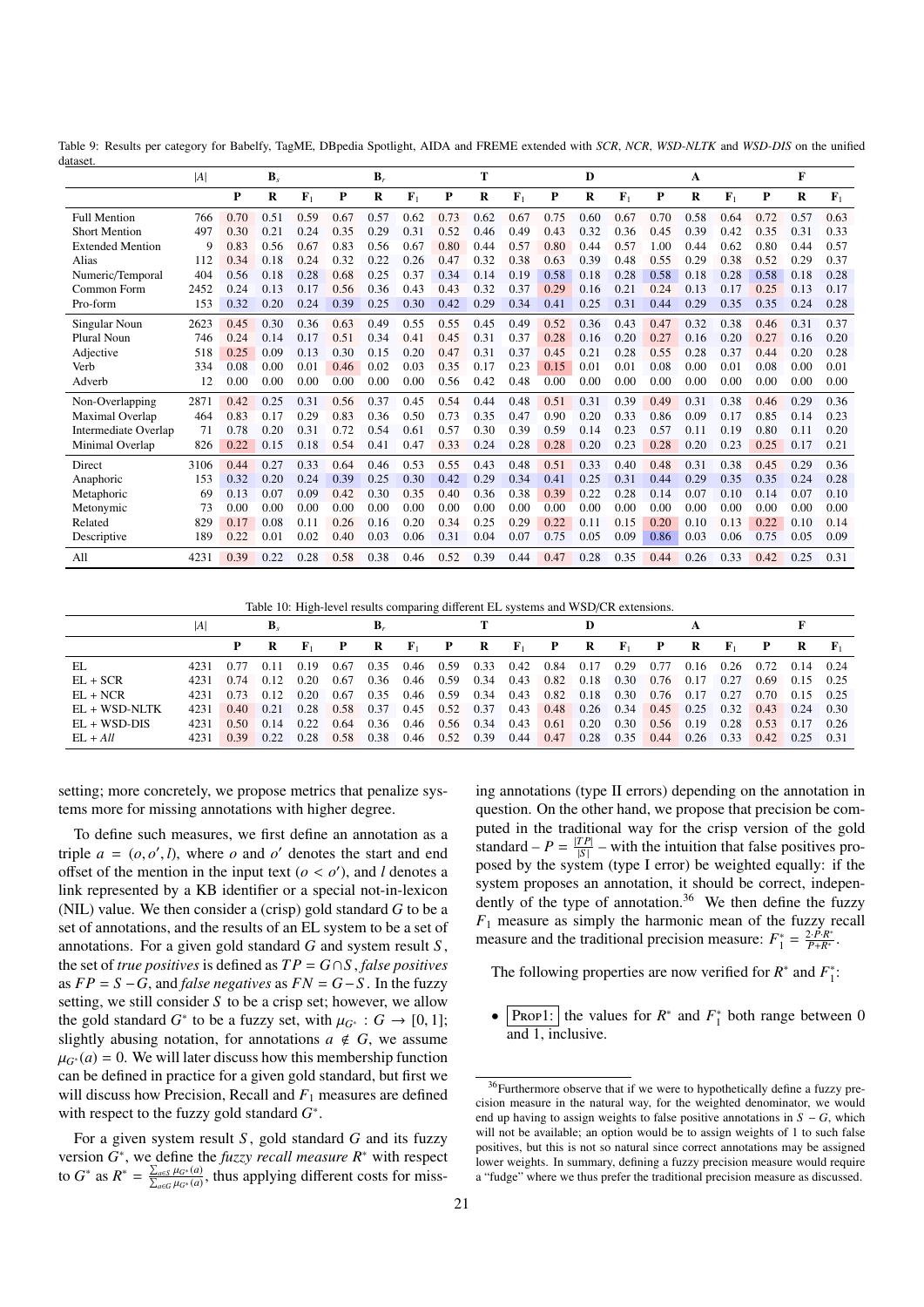Table 9: Results per category for Babelfy, TagME, DBpedia Spotlight, AIDA and FREME extended with *SCR*, *NCR*, *WSD-NLTK* and *WSD-DIS* on the unified dataset.

| | $\|A\|$ | $\mathbf{B}_s$ | | | $\mathbf{B}_r$ | | | **T** | | | **D** | | | **A** | | | **F** | | |
|---|---|---|---|---|---|---|---|---|---|---|---|---|---|---|---|---|---|---|---|
| | | **P** | **R** | $\mathbf{F}_1$ | **P** | **R** | $\mathbf{F}_1$ | **P** | **R** | $\mathbf{F}_1$ | **P** | **R** | $\mathbf{F}_1$ | **P** | **R** | $\mathbf{F}_1$ | **P** | **R** | $\mathbf{F}_1$ |
| Full Mention | 766 | 0.70 | 0.51 | 0.59 | 0.67 | 0.57 | 0.62 | 0.73 | 0.62 | 0.67 | 0.75 | 0.60 | 0.67 | 0.70 | 0.58 | 0.64 | 0.72 | 0.57 | 0.63 |
| Short Mention | 497 | 0.30 | 0.21 | 0.24 | 0.35 | 0.29 | 0.31 | 0.52 | 0.46 | 0.49 | 0.43 | 0.32 | 0.36 | 0.45 | 0.39 | 0.42 | 0.35 | 0.31 | 0.33 |
| Extended Mention | 9 | 0.83 | 0.56 | 0.67 | 0.83 | 0.56 | 0.67 | 0.80 | 0.44 | 0.57 | 0.80 | 0.44 | 0.57 | 1.00 | 0.44 | 0.62 | 0.80 | 0.44 | 0.57 |
| Alias | 112 | 0.34 | 0.18 | 0.24 | 0.32 | 0.22 | 0.26 | 0.47 | 0.32 | 0.38 | 0.63 | 0.39 | 0.48 | 0.55 | 0.29 | 0.38 | 0.52 | 0.29 | 0.37 |
| Numeric/Temporal | 404 | 0.56 | 0.18 | 0.28 | 0.68 | 0.25 | 0.37 | 0.34 | 0.14 | 0.19 | 0.58 | 0.18 | 0.28 | 0.58 | 0.18 | 0.28 | 0.58 | 0.18 | 0.28 |
| Common Form | 2452 | 0.24 | 0.13 | 0.17 | 0.56 | 0.36 | 0.43 | 0.43 | 0.32 | 0.37 | 0.29 | 0.16 | 0.21 | 0.24 | 0.13 | 0.17 | 0.25 | 0.13 | 0.17 |
| Pro-form | 153 | 0.32 | 0.20 | 0.24 | 0.39 | 0.25 | 0.30 | 0.42 | 0.29 | 0.34 | 0.41 | 0.25 | 0.31 | 0.44 | 0.29 | 0.35 | 0.35 | 0.24 | 0.28 |
| Singular Noun | 2623 | 0.45 | 0.30 | 0.36 | 0.63 | 0.49 | 0.55 | 0.55 | 0.45 | 0.49 | 0.52 | 0.36 | 0.43 | 0.47 | 0.32 | 0.38 | 0.46 | 0.31 | 0.37 |
| Plural Noun | 746 | 0.24 | 0.14 | 0.17 | 0.51 | 0.34 | 0.41 | 0.45 | 0.31 | 0.37 | 0.28 | 0.16 | 0.20 | 0.27 | 0.16 | 0.20 | 0.27 | 0.16 | 0.20 |
| Adjective | 518 | 0.25 | 0.09 | 0.13 | 0.30 | 0.15 | 0.20 | 0.47 | 0.31 | 0.37 | 0.45 | 0.21 | 0.28 | 0.55 | 0.28 | 0.37 | 0.44 | 0.20 | 0.28 |
| Verb | 334 | 0.08 | 0.00 | 0.01 | 0.46 | 0.02 | 0.03 | 0.35 | 0.17 | 0.23 | 0.15 | 0.01 | 0.01 | 0.08 | 0.00 | 0.01 | 0.08 | 0.00 | 0.01 |
| Adverb | 12 | 0.00 | 0.00 | 0.00 | 0.00 | 0.00 | 0.00 | 0.56 | 0.42 | 0.48 | 0.00 | 0.00 | 0.00 | 0.00 | 0.00 | 0.00 | 0.00 | 0.00 | 0.00 |
| Non-Overlapping | 2871 | 0.42 | 0.25 | 0.31 | 0.56 | 0.37 | 0.45 | 0.54 | 0.44 | 0.48 | 0.51 | 0.31 | 0.39 | 0.49 | 0.31 | 0.38 | 0.46 | 0.29 | 0.36 |
| Maximal Overlap | 464 | 0.83 | 0.17 | 0.29 | 0.83 | 0.36 | 0.50 | 0.73 | 0.35 | 0.47 | 0.90 | 0.20 | 0.33 | 0.86 | 0.09 | 0.17 | 0.85 | 0.14 | 0.23 |
| Intermediate Overlap | 71 | 0.78 | 0.20 | 0.31 | 0.72 | 0.54 | 0.61 | 0.57 | 0.30 | 0.39 | 0.59 | 0.14 | 0.23 | 0.57 | 0.11 | 0.19 | 0.80 | 0.11 | 0.20 |
| Minimal Overlap | 826 | 0.22 | 0.15 | 0.18 | 0.54 | 0.41 | 0.47 | 0.33 | 0.24 | 0.28 | 0.28 | 0.20 | 0.23 | 0.28 | 0.20 | 0.23 | 0.25 | 0.17 | 0.21 |
| Direct | 3106 | 0.44 | 0.27 | 0.33 | 0.64 | 0.46 | 0.53 | 0.55 | 0.43 | 0.48 | 0.51 | 0.33 | 0.40 | 0.48 | 0.31 | 0.38 | 0.45 | 0.29 | 0.36 |
| Anaphoric | 153 | 0.32 | 0.20 | 0.24 | 0.39 | 0.25 | 0.30 | 0.42 | 0.29 | 0.34 | 0.41 | 0.25 | 0.31 | 0.44 | 0.29 | 0.35 | 0.35 | 0.24 | 0.28 |
| Metaphoric | 69 | 0.13 | 0.07 | 0.09 | 0.42 | 0.30 | 0.35 | 0.40 | 0.36 | 0.38 | 0.39 | 0.22 | 0.28 | 0.14 | 0.07 | 0.10 | 0.14 | 0.07 | 0.10 |
| Metonymic | 73 | 0.00 | 0.00 | 0.00 | 0.00 | 0.00 | 0.00 | 0.00 | 0.00 | 0.00 | 0.00 | 0.00 | 0.00 | 0.00 | 0.00 | 0.00 | 0.00 | 0.00 | 0.00 |
| Related | 829 | 0.17 | 0.08 | 0.11 | 0.26 | 0.16 | 0.20 | 0.34 | 0.25 | 0.29 | 0.22 | 0.11 | 0.15 | 0.20 | 0.10 | 0.13 | 0.22 | 0.10 | 0.14 |
| Descriptive | 189 | 0.22 | 0.01 | 0.02 | 0.40 | 0.03 | 0.06 | 0.31 | 0.04 | 0.07 | 0.75 | 0.05 | 0.09 | 0.86 | 0.03 | 0.06 | 0.75 | 0.05 | 0.09 |
| All | 4231 | 0.39 | 0.22 | 0.28 | 0.58 | 0.38 | 0.46 | 0.52 | 0.39 | 0.44 | 0.47 | 0.28 | 0.35 | 0.44 | 0.26 | 0.33 | 0.42 | 0.25 | 0.31 |

Table 10: High-level results comparing different EL systems and WSD/CR extensions.

| | $\|A\|$ | $\mathbf{B}_s$ | | | $\mathbf{B}_r$ | | | **T** | | | **D** | | | **A** | | | **F** | | |
|---|---|---|---|---|---|---|---|---|---|---|---|---|---|---|---|---|---|---|---|
| | | **P** | **R** | $\mathbf{F}_1$ | **P** | **R** | $\mathbf{F}_1$ | **P** | **R** | $\mathbf{F}_1$ | **P** | **R** | $\mathbf{F}_1$ | **P** | **R** | $\mathbf{F}_1$ | **P** | **R** | $\mathbf{F}_1$ |
| EL | 4231 | 0.77 | 0.11 | 0.19 | 0.67 | 0.35 | 0.46 | 0.59 | 0.33 | 0.42 | 0.84 | 0.17 | 0.29 | 0.77 | 0.16 | 0.26 | 0.72 | 0.14 | 0.24 |
| EL + SCR | 4231 | 0.74 | 0.12 | 0.20 | 0.67 | 0.36 | 0.46 | 0.59 | 0.34 | 0.43 | 0.82 | 0.18 | 0.30 | 0.76 | 0.17 | 0.27 | 0.69 | 0.15 | 0.25 |
| EL + NCR | 4231 | 0.73 | 0.12 | 0.20 | 0.67 | 0.35 | 0.46 | 0.59 | 0.34 | 0.43 | 0.82 | 0.18 | 0.30 | 0.76 | 0.17 | 0.27 | 0.70 | 0.15 | 0.25 |
| EL + WSD-NLTK | 4231 | 0.40 | 0.21 | 0.28 | 0.58 | 0.37 | 0.45 | 0.52 | 0.37 | 0.43 | 0.48 | 0.26 | 0.34 | 0.45 | 0.25 | 0.32 | 0.43 | 0.24 | 0.30 |
| EL + WSD-DIS | 4231 | 0.50 | 0.14 | 0.22 | 0.64 | 0.36 | 0.46 | 0.56 | 0.34 | 0.43 | 0.61 | 0.20 | 0.30 | 0.56 | 0.19 | 0.28 | 0.53 | 0.17 | 0.26 |
| EL + *All* | 4231 | 0.39 | 0.22 | 0.28 | 0.58 | 0.38 | 0.46 | 0.52 | 0.39 | 0.44 | 0.47 | 0.28 | 0.35 | 0.44 | 0.26 | 0.33 | 0.42 | 0.25 | 0.31 |

setting; more concretely, we propose metrics that penalize systems more for missing annotations with higher degree.

To define such measures, we first define an annotation as a triple $a = (o, o', l)$, where $o$ and $o'$ denotes the start and end offset of the mention in the input text ($o < o'$), and $l$ denotes a link represented by a KB identifier or a special not-in-lexicon (NIL) value. We then consider a (crisp) gold standard $G$ to be a set of annotations, and the results of an EL system to be a set of annotations. For a given gold standard $G$ and system result $S$, the set of *true positives* is defined as $TP = G \cap S$, *false positives* as $FP = S - G$, and *false negatives* as $FN = G - S$. In the fuzzy setting, we still consider $S$ to be a crisp set; however, we allow the gold standard $G^*$ to be a fuzzy set, with $\mu_{G^*} : G \to [0, 1]$; slightly abusing notation, for annotations $a \notin G$, we assume $\mu_{G^*}(a) = 0$. We will later discuss how this membership function can be defined in practice for a given gold standard, but first we will discuss how Precision, Recall and $F_1$ measures are defined with respect to the fuzzy gold standard $G^*$.

For a given system result $S$, gold standard $G$ and its fuzzy version $G^*$, we define the *fuzzy recall measure* $R^*$ with respect to $G^*$ as $R^* = \frac{\sum_{a \in S} \mu_{G^*}(a)}{\sum_{a \in G} \mu_{G^*}(a)}$, thus applying different costs for missing annotations (type II errors) depending on the annotation in question. On the other hand, we propose that precision be computed in the traditional way for the crisp version of the gold standard – $P = \frac{|TP|}{|S|}$ – with the intuition that false positives proposed by the system (type I error) should be weighted equally: if the system proposes an annotation, it should be correct, independently of the type of annotation.[36] We then define the fuzzy $F_1$ measure as simply the harmonic mean of the fuzzy recall measure and the traditional precision measure: $F_1^* = \frac{2 \cdot P \cdot R^*}{P + R^*}$.

The following properties are now verified for $R^*$ and $F_1^*$:

- PROP1: the values for $R^*$ and $F_1^*$ both range between 0 and 1, inclusive.

[36] Furthermore observe that if we were to hypothetically define a fuzzy precision measure in the natural way, for the weighted denominator, we would end up having to assign weights to false positive annotations in $S - G$, which will not be available; an option would be to assign weights of 1 to such false positives, but this is not so natural since correct annotations may be assigned lower weights. In summary, defining a fuzzy precision measure would require a "fudge" where we thus prefer the traditional precision measure as discussed.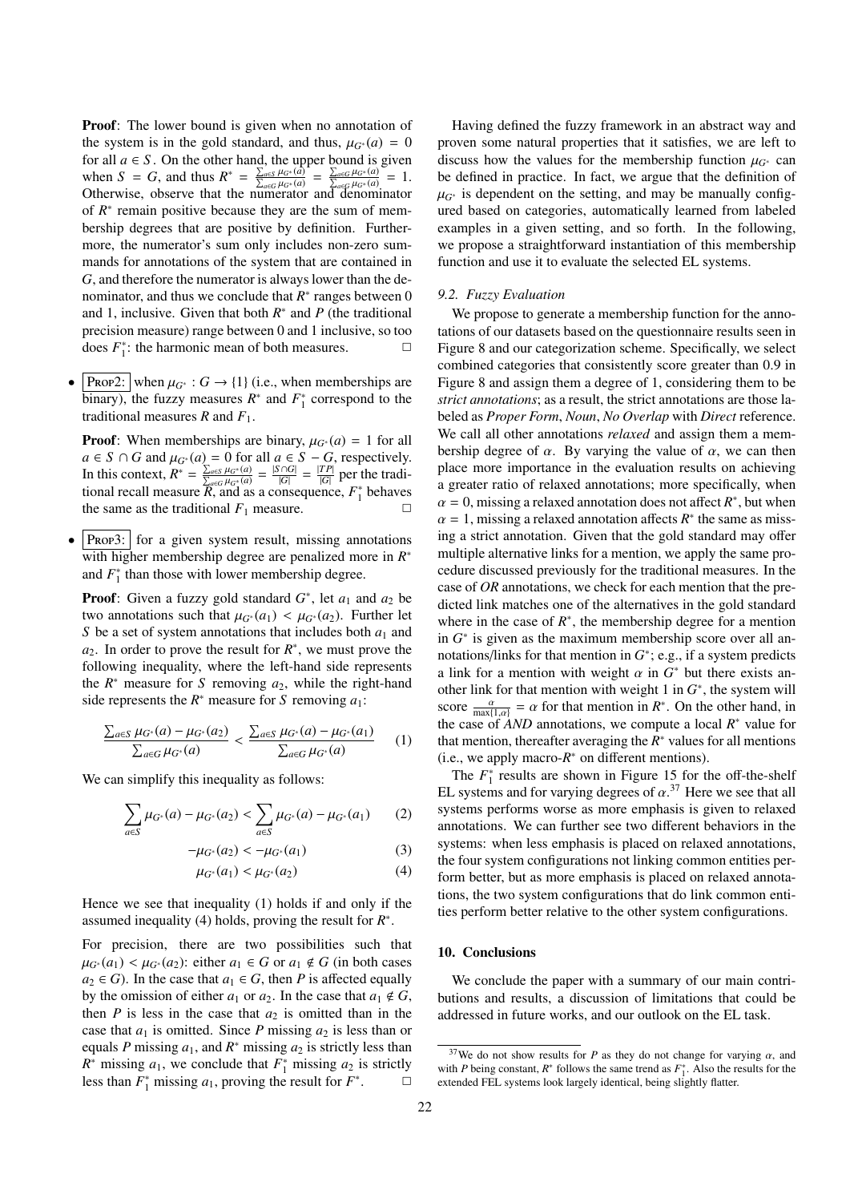**Proof**: The lower bound is given when no annotation of the system is in the gold standard, and thus, $\mu_{G^*}(a) = 0$ for all $a \in S$. On the other hand, the upper bound is given when $S = G$, and thus $R^* = \frac{\sum_{a \in S} \mu_{G^*}(a)}{\sum_{a \in G} \mu_{G^*}(a)} = \frac{\sum_{a \in G} \mu_{G^*}(a)}{\sum_{a \in G} \mu_{G^*}(a)} = 1$. Otherwise, observe that the numerator and denominator of $R^*$ remain positive because they are the sum of membership degrees that are positive by definition. Furthermore, the numerator's sum only includes non-zero summands for annotations of the system that are contained in $G$, and therefore the numerator is always lower than the denominator, and thus we conclude that $R^*$ ranges between 0 and 1, inclusive. Given that both $R^*$ and $P$ (the traditional precision measure) range between 0 and 1 inclusive, so too does $F_1^*$: the harmonic mean of both measures. □

- PROP2: when $\mu_{G^*} : G \to \{1\}$ (i.e., when memberships are binary), the fuzzy measures $R^*$ and $F_1^*$ correspond to the traditional measures $R$ and $F_1$.

  **Proof**: When memberships are binary, $\mu_{G^*}(a) = 1$ for all $a \in S \cap G$ and $\mu_{G^*}(a) = 0$ for all $a \in S - G$, respectively. In this context, $R^* = \frac{\sum_{a \in S} \mu_{G^*}(a)}{\sum_{a \in G} \mu_{G^*}(a)} = \frac{|S \cap G|}{|G|} = \frac{|TP|}{|G|}$ per the traditional recall measure $R$, and as a consequence, $F_1^*$ behaves the same as the traditional $F_1$ measure. □

- PROP3: for a given system result, missing annotations with higher membership degree are penalized more in $R^*$ and $F_1^*$ than those with lower membership degree.

  **Proof**: Given a fuzzy gold standard $G^*$, let $a_1$ and $a_2$ be two annotations such that $\mu_{G^*}(a_1) < \mu_{G^*}(a_2)$. Further let $S$ be a set of system annotations that includes both $a_1$ and $a_2$. In order to prove the result for $R^*$, we must prove the following inequality, where the left-hand side represents the $R^*$ measure for $S$ removing $a_2$, while the right-hand side represents the $R^*$ measure for $S$ removing $a_1$:

$$\frac{\sum_{a \in S} \mu_{G^*}(a) - \mu_{G^*}(a_2)}{\sum_{a \in G} \mu_{G^*}(a)} < \frac{\sum_{a \in S} \mu_{G^*}(a) - \mu_{G^*}(a_1)}{\sum_{a \in G} \mu_{G^*}(a)} \quad (1)$$

We can simplify this inequality as follows:

$$\sum_{a \in S} \mu_{G^*}(a) - \mu_{G^*}(a_2) < \sum_{a \in S} \mu_{G^*}(a) - \mu_{G^*}(a_1) \quad (2)$$

$$-\mu_{G^*}(a_2) < -\mu_{G^*}(a_1) \quad (3)$$

$$\mu_{G^*}(a_1) < \mu_{G^*}(a_2) \quad (4)$$

Hence we see that inequality (1) holds if and only if the assumed inequality (4) holds, proving the result for $R^*$.

For precision, there are two possibilities such that $\mu_{G^*}(a_1) < \mu_{G^*}(a_2)$: either $a_1 \in G$ or $a_1 \notin G$ (in both cases $a_2 \in G$). In the case that $a_1 \in G$, then $P$ is affected equally by the omission of either $a_1$ or $a_2$. In the case that $a_1 \notin G$, then $P$ is less in the case that $a_2$ is omitted than in the case that $a_1$ is omitted. Since $P$ missing $a_2$ is less than or equals $P$ missing $a_1$, and $R^*$ missing $a_2$ is strictly less than $R^*$ missing $a_1$, we conclude that $F_1^*$ missing $a_2$ is strictly less than $F_1^*$ missing $a_1$, proving the result for $F^*$. □

Having defined the fuzzy framework in an abstract way and proven some natural properties that it satisfies, we are left to discuss how the values for the membership function $\mu_{G^*}$ can be defined in practice. In fact, we argue that the definition of $\mu_{G^*}$ is dependent on the setting, and may be manually configured based on categories, automatically learned from labeled examples in a given setting, and so forth. In the following, we propose a straightforward instantiation of this membership function and use it to evaluate the selected EL systems.

### 9.2. Fuzzy Evaluation

We propose to generate a membership function for the annotations of our datasets based on the questionnaire results seen in Figure 8 and our categorization scheme. Specifically, we select combined categories that consistently score greater than 0.9 in Figure 8 and assign them a degree of 1, considering them to be *strict annotations*; as a result, the strict annotations are those labeled as *Proper Form*, *Noun*, *No Overlap* with *Direct* reference. We call all other annotations *relaxed* and assign them a membership degree of $\alpha$. By varying the value of $\alpha$, we can then place more importance in the evaluation results on achieving a greater ratio of relaxed annotations; more specifically, when $\alpha = 0$, missing a relaxed annotation does not affect $R^*$, but when $\alpha = 1$, missing a relaxed annotation affects $R^*$ the same as missing a strict annotation. Given that the gold standard may offer multiple alternative links for a mention, we apply the same procedure discussed previously for the traditional measures. In the case of *OR* annotations, we check for each mention that the predicted link matches one of the alternatives in the gold standard where in the case of $R^*$, the membership degree for a mention in $G^*$ is given as the maximum membership score over all annotations/links for that mention in $G^*$; e.g., if a system predicts a link for a mention with weight $\alpha$ in $G^*$ but there exists another link for that mention with weight 1 in $G^*$, the system will score $\frac{\alpha}{\max\{1,\alpha\}} = \alpha$ for that mention in $R^*$. On the other hand, in the case of *AND* annotations, we compute a local $R^*$ value for that mention, thereafter averaging the $R^*$ values for all mentions (i.e., we apply macro-$R^*$ on different mentions).

The $F_1^*$ results are shown in Figure 15 for the off-the-shelf EL systems and for varying degrees of $\alpha$.[37] Here we see that all systems performs worse as more emphasis is given to relaxed annotations. We can further see two different behaviors in the systems: when less emphasis is placed on relaxed annotations, the four system configurations not linking common entities perform better, but as more emphasis is placed on relaxed annotations, the two system configurations that do link common entities perform better relative to the other system configurations.

## 10. Conclusions

We conclude the paper with a summary of our main contributions and results, a discussion of limitations that could be addressed in future works, and our outlook on the EL task.

[37] We do not show results for $P$ as they do not change for varying $\alpha$, and with $P$ being constant, $R^*$ follows the same trend as $F_1^*$. Also the results for the extended FEL systems look largely identical, being slightly flatter.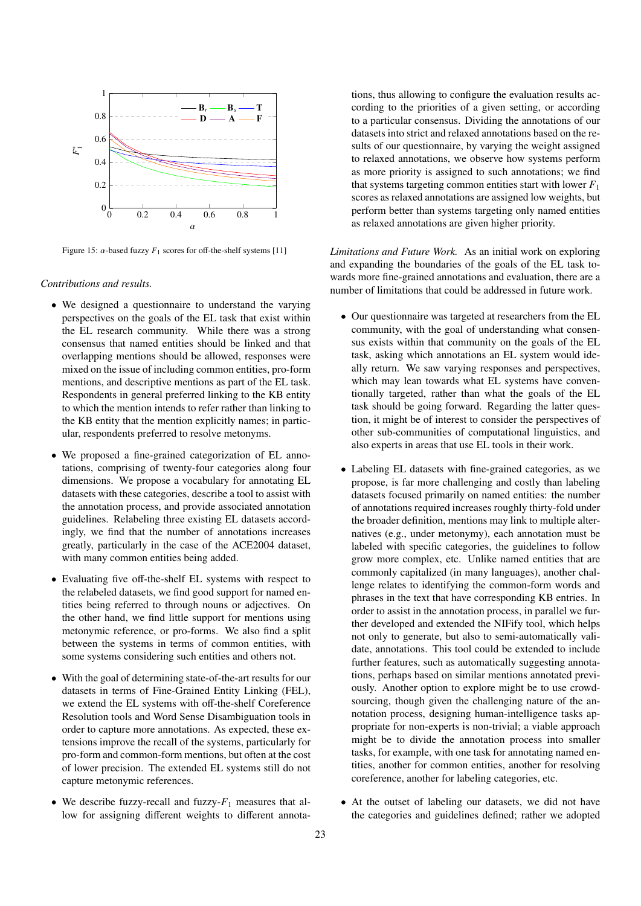1

0.8

0.6

0.4

0.2

0

$F_1^*$

0 0.2 0.4 0.6 0.8 1

$\alpha$

$\mathbf{B}_r$ $\mathbf{B}_s$ **T** **D** **A** **F**

Figure 15: $\alpha$-based fuzzy $F_1$ scores for off-the-shelf systems [11]

*Contributions and results.*

- We designed a questionnaire to understand the varying perspectives on the goals of the EL task that exist within the EL research community. While there was a strong consensus that named entities should be linked and that overlapping mentions should be allowed, responses were mixed on the issue of including common entities, pro-form mentions, and descriptive mentions as part of the EL task. Respondents in general preferred linking to the KB entity to which the mention intends to refer rather than linking to the KB entity that the mention explicitly names; in particular, respondents preferred to resolve metonyms.
- We proposed a fine-grained categorization of EL annotations, comprising of twenty-four categories along four dimensions. We propose a vocabulary for annotating EL datasets with these categories, describe a tool to assist with the annotation process, and provide associated annotation guidelines. Relabeling three existing EL datasets accordingly, we find that the number of annotations increases greatly, particularly in the case of the ACE2004 dataset, with many common entities being added.
- Evaluating five off-the-shelf EL systems with respect to the relabeled datasets, we find good support for named entities being referred to through nouns or adjectives. On the other hand, we find little support for mentions using metonymic reference, or pro-forms. We also find a split between the systems in terms of common entities, with some systems considering such entities and others not.
- With the goal of determining state-of-the-art results for our datasets in terms of Fine-Grained Entity Linking (FEL), we extend the EL systems with off-the-shelf Coreference Resolution tools and Word Sense Disambiguation tools in order to capture more annotations. As expected, these extensions improve the recall of the systems, particularly for pro-form and common-form mentions, but often at the cost of lower precision. The extended EL systems still do not capture metonymic references.
- We describe fuzzy-recall and fuzzy-$F_1$ measures that allow for assigning different weights to different annotations, thus allowing to configure the evaluation results according to the priorities of a given setting, or according to a particular consensus. Dividing the annotations of our datasets into strict and relaxed annotations based on the results of our questionnaire, by varying the weight assigned to relaxed annotations, we observe how systems perform as more priority is assigned to such annotations; we find that systems targeting common entities start with lower $F_1$ scores as relaxed annotations are assigned low weights, but perform better than systems targeting only named entities as relaxed annotations are given higher priority.

*Limitations and Future Work.* As an initial work on exploring and expanding the boundaries of the goals of the EL task towards more fine-grained annotations and evaluation, there are a number of limitations that could be addressed in future work.

- Our questionnaire was targeted at researchers from the EL community, with the goal of understanding what consensus exists within that community on the goals of the EL task, asking which annotations an EL system would ideally return. We saw varying responses and perspectives, which may lean towards what EL systems have conventionally targeted, rather than what the goals of the EL task should be going forward. Regarding the latter question, it might be of interest to consider the perspectives of other sub-communities of computational linguistics, and also experts in areas that use EL tools in their work.
- Labeling EL datasets with fine-grained categories, as we propose, is far more challenging and costly than labeling datasets focused primarily on named entities: the number of annotations required increases roughly thirty-fold under the broader definition, mentions may link to multiple alternatives (e.g., under metonymy), each annotation must be labeled with specific categories, the guidelines to follow grow more complex, etc. Unlike named entities that are commonly capitalized (in many languages), another challenge relates to identifying the common-form words and phrases in the text that have corresponding KB entries. In order to assist in the annotation process, in parallel we further developed and extended the NIFify tool, which helps not only to generate, but also to semi-automatically validate, annotations. This tool could be extended to include further features, such as automatically suggesting annotations, perhaps based on similar mentions annotated previously. Another option to explore might be to use crowdsourcing, though given the challenging nature of the annotation process, designing human-intelligence tasks appropriate for non-experts is non-trivial; a viable approach might be to divide the annotation process into smaller tasks, for example, with one task for annotating named entities, another for common entities, another for resolving coreference, another for labeling categories, etc.
- At the outset of labeling our datasets, we did not have the categories and guidelines defined; rather we adopted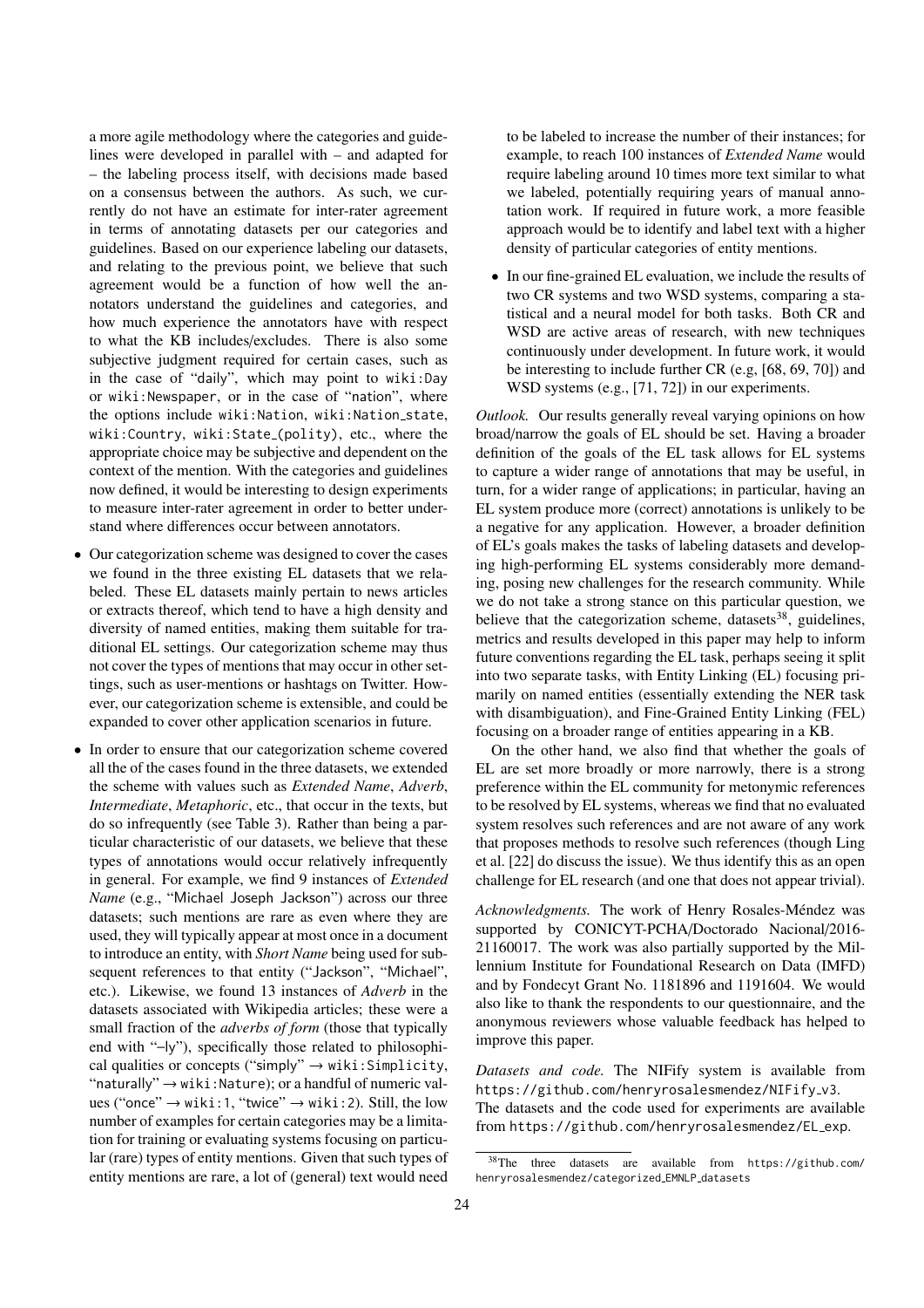a more agile methodology where the categories and guidelines were developed in parallel with – and adapted for – the labeling process itself, with decisions made based on a consensus between the authors. As such, we currently do not have an estimate for inter-rater agreement in terms of annotating datasets per our categories and guidelines. Based on our experience labeling our datasets, and relating to the previous point, we believe that such agreement would be a function of how well the annotators understand the guidelines and categories, and how much experience the annotators have with respect to what the KB includes/excludes. There is also some subjective judgment required for certain cases, such as in the case of "daily", which may point to wiki:Day or wiki:Newspaper, or in the case of "nation", where the options include wiki:Nation, wiki:Nation_state, wiki:Country, wiki:State_(polity), etc., where the appropriate choice may be subjective and dependent on the context of the mention. With the categories and guidelines now defined, it would be interesting to design experiments to measure inter-rater agreement in order to better understand where differences occur between annotators.

- Our categorization scheme was designed to cover the cases we found in the three existing EL datasets that we relabeled. These EL datasets mainly pertain to news articles or extracts thereof, which tend to have a high density and diversity of named entities, making them suitable for traditional EL settings. Our categorization scheme may thus not cover the types of mentions that may occur in other settings, such as user-mentions or hashtags on Twitter. However, our categorization scheme is extensible, and could be expanded to cover other application scenarios in future.
- In order to ensure that our categorization scheme covered all the of the cases found in the three datasets, we extended the scheme with values such as *Extended Name*, *Adverb*, *Intermediate*, *Metaphoric*, etc., that occur in the texts, but do so infrequently (see Table 3). Rather than being a particular characteristic of our datasets, we believe that these types of annotations would occur relatively infrequently in general. For example, we find 9 instances of *Extended Name* (e.g., "Michael Joseph Jackson") across our three datasets; such mentions are rare as even where they are used, they will typically appear at most once in a document to introduce an entity, with *Short Name* being used for subsequent references to that entity ("Jackson", "Michael", etc.). Likewise, we found 13 instances of *Adverb* in the datasets associated with Wikipedia articles; these were a small fraction of the *adverbs of form* (those that typically end with "–ly"), specifically those related to philosophical qualities or concepts ("simply" → wiki:Simplicity, "naturally" → wiki:Nature); or a handful of numeric values ("once" → wiki:1, "twice" → wiki:2). Still, the low number of examples for certain categories may be a limitation for training or evaluating systems focusing on particular (rare) types of entity mentions. Given that such types of entity mentions are rare, a lot of (general) text would need to be labeled to increase the number of their instances; for example, to reach 100 instances of *Extended Name* would require labeling around 10 times more text similar to what we labeled, potentially requiring years of manual annotation work. If required in future work, a more feasible approach would be to identify and label text with a higher density of particular categories of entity mentions.
- In our fine-grained EL evaluation, we include the results of two CR systems and two WSD systems, comparing a statistical and a neural model for both tasks. Both CR and WSD are active areas of research, with new techniques continuously under development. In future work, it would be interesting to include further CR (e.g, [68, 69, 70]) and WSD systems (e.g., [71, 72]) in our experiments.

*Outlook.* Our results generally reveal varying opinions on how broad/narrow the goals of EL should be set. Having a broader definition of the goals of the EL task allows for EL systems to capture a wider range of annotations that may be useful, in turn, for a wider range of applications; in particular, having an EL system produce more (correct) annotations is unlikely to be a negative for any application. However, a broader definition of EL's goals makes the tasks of labeling datasets and developing high-performing EL systems considerably more demanding, posing new challenges for the research community. While we do not take a strong stance on this particular question, we believe that the categorization scheme, datasets[38], guidelines, metrics and results developed in this paper may help to inform future conventions regarding the EL task, perhaps seeing it split into two separate tasks, with Entity Linking (EL) focusing primarily on named entities (essentially extending the NER task with disambiguation), and Fine-Grained Entity Linking (FEL) focusing on a broader range of entities appearing in a KB.

On the other hand, we also find that whether the goals of EL are set more broadly or more narrowly, there is a strong preference within the EL community for metonymic references to be resolved by EL systems, whereas we find that no evaluated system resolves such references and are not aware of any work that proposes methods to resolve such references (though Ling et al. [22] do discuss the issue). We thus identify this as an open challenge for EL research (and one that does not appear trivial).

*Acknowledgments.* The work of Henry Rosales-Méndez was supported by CONICYT-PCHA/Doctorado Nacional/2016-21160017. The work was also partially supported by the Millennium Institute for Foundational Research on Data (IMFD) and by Fondecyt Grant No. 1181896 and 1191604. We would also like to thank the respondents to our questionnaire, and the anonymous reviewers whose valuable feedback has helped to improve this paper.

*Datasets and code.* The NIFify system is available from https://github.com/henryrosalesmendez/NIFify_v3. The datasets and the code used for experiments are available from https://github.com/henryrosalesmendez/EL_exp.

[38]The three datasets are available from https://github.com/henryrosalesmendez/categorized_EMNLP_datasets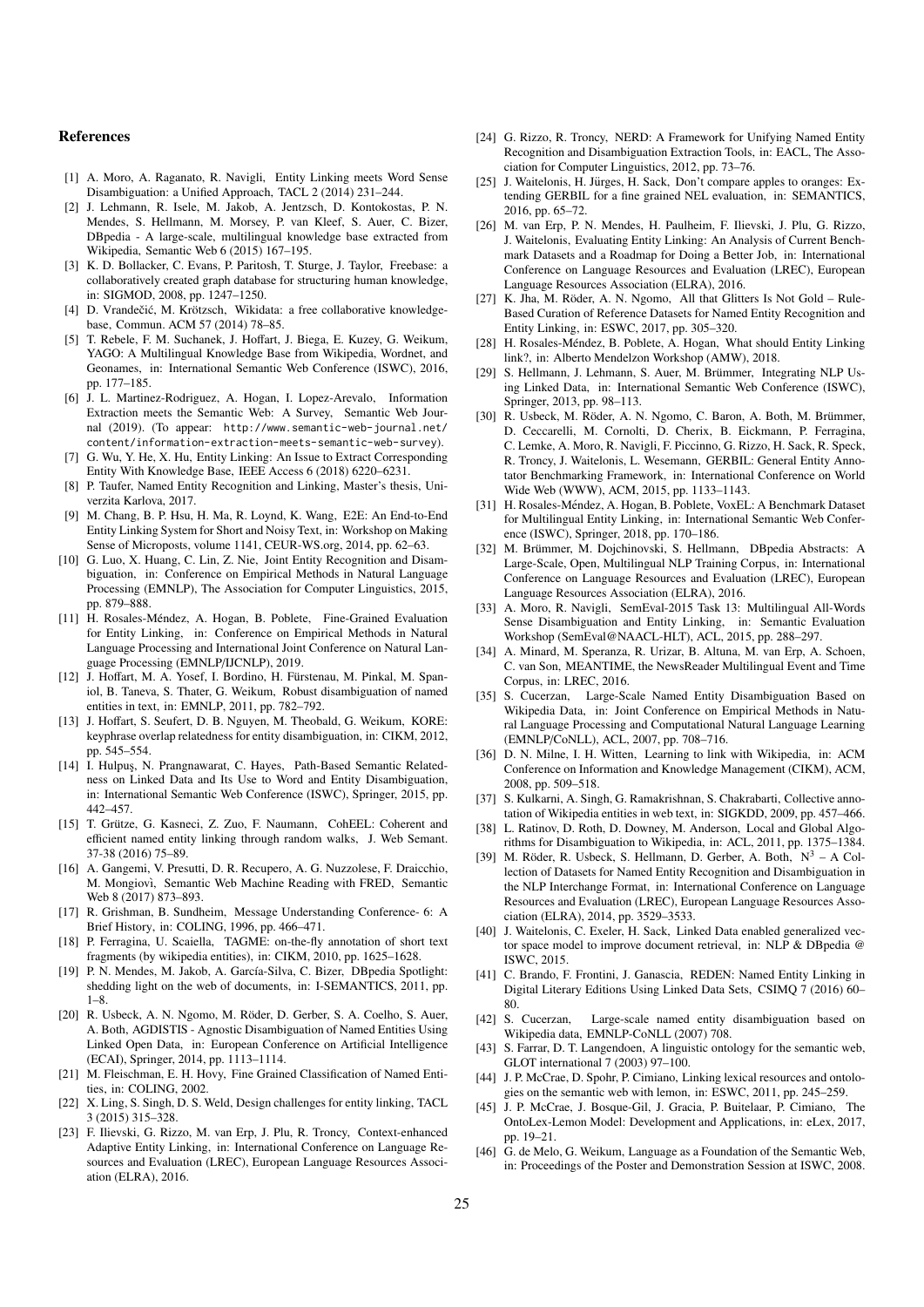## References

[1] A. Moro, A. Raganato, R. Navigli, Entity Linking meets Word Sense Disambiguation: a Unified Approach, TACL 2 (2014) 231–244.

[2] J. Lehmann, R. Isele, M. Jakob, A. Jentzsch, D. Kontokostas, P. N. Mendes, S. Hellmann, M. Morsey, P. van Kleef, S. Auer, C. Bizer, DBpedia - A large-scale, multilingual knowledge base extracted from Wikipedia, Semantic Web 6 (2015) 167–195.

[3] K. D. Bollacker, C. Evans, P. Paritosh, T. Sturge, J. Taylor, Freebase: a collaboratively created graph database for structuring human knowledge, in: SIGMOD, 2008, pp. 1247–1250.

[4] D. Vrandečić, M. Krötzsch, Wikidata: a free collaborative knowledgebase, Commun. ACM 57 (2014) 78–85.

[5] T. Rebele, F. M. Suchanek, J. Hoffart, J. Biega, E. Kuzey, G. Weikum, YAGO: A Multilingual Knowledge Base from Wikipedia, Wordnet, and Geonames, in: International Semantic Web Conference (ISWC), 2016, pp. 177–185.

[6] J. L. Martinez-Rodriguez, A. Hogan, I. Lopez-Arevalo, Information Extraction meets the Semantic Web: A Survey, Semantic Web Journal (2019). (To appear: http://www.semantic-web-journal.net/content/information-extraction-meets-semantic-web-survey).

[7] G. Wu, Y. He, X. Hu, Entity Linking: An Issue to Extract Corresponding Entity With Knowledge Base, IEEE Access 6 (2018) 6220–6231.

[8] P. Taufer, Named Entity Recognition and Linking, Master's thesis, Univerzita Karlova, 2017.

[9] M. Chang, B. P. Hsu, H. Ma, R. Loynd, K. Wang, E2E: An End-to-End Entity Linking System for Short and Noisy Text, in: Workshop on Making Sense of Microposts, volume 1141, CEUR-WS.org, 2014, pp. 62–63.

[10] G. Luo, X. Huang, C. Lin, Z. Nie, Joint Entity Recognition and Disambiguation, in: Conference on Empirical Methods in Natural Language Processing (EMNLP), The Association for Computer Linguistics, 2015, pp. 879–888.

[11] H. Rosales-Méndez, A. Hogan, B. Poblete, Fine-Grained Evaluation for Entity Linking, in: Conference on Empirical Methods in Natural Language Processing and International Joint Conference on Natural Language Processing (EMNLP/IJCNLP), 2019.

[12] J. Hoffart, M. A. Yosef, I. Bordino, H. Fürstenau, M. Pinkal, M. Spaniol, B. Taneva, S. Thater, G. Weikum, Robust disambiguation of named entities in text, in: EMNLP, 2011, pp. 782–792.

[13] J. Hoffart, S. Seufert, D. B. Nguyen, M. Theobald, G. Weikum, KORE: keyphrase overlap relatedness for entity disambiguation, in: CIKM, 2012, pp. 545–554.

[14] I. Hulpuş, N. Prangnawarat, C. Hayes, Path-Based Semantic Relatedness on Linked Data and Its Use to Word and Entity Disambiguation, in: International Semantic Web Conference (ISWC), Springer, 2015, pp. 442–457.

[15] T. Grütze, G. Kasneci, Z. Zuo, F. Naumann, CohEEL: Coherent and efficient named entity linking through random walks, J. Web Semant. 37-38 (2016) 75–89.

[16] A. Gangemi, V. Presutti, D. R. Recupero, A. G. Nuzzolese, F. Draicchio, M. Mongiovì, Semantic Web Machine Reading with FRED, Semantic Web 8 (2017) 873–893.

[17] R. Grishman, B. Sundheim, Message Understanding Conference- 6: A Brief History, in: COLING, 1996, pp. 466–471.

[18] P. Ferragina, U. Scaiella, TAGME: on-the-fly annotation of short text fragments (by wikipedia entities), in: CIKM, 2010, pp. 1625–1628.

[19] P. N. Mendes, M. Jakob, A. García-Silva, C. Bizer, DBpedia Spotlight: shedding light on the web of documents, in: I-SEMANTICS, 2011, pp. 1–8.

[20] R. Usbeck, A. N. Ngomo, M. Röder, D. Gerber, S. A. Coelho, S. Auer, A. Both, AGDISTIS - Agnostic Disambiguation of Named Entities Using Linked Open Data, in: European Conference on Artificial Intelligence (ECAI), Springer, 2014, pp. 1113–1114.

[21] M. Fleischman, E. H. Hovy, Fine Grained Classification of Named Entities, in: COLING, 2002.

[22] X. Ling, S. Singh, D. S. Weld, Design challenges for entity linking, TACL 3 (2015) 315–328.

[23] F. Ilievski, G. Rizzo, M. van Erp, J. Plu, R. Troncy, Context-enhanced Adaptive Entity Linking, in: International Conference on Language Resources and Evaluation (LREC), European Language Resources Association (ELRA), 2016.

[24] G. Rizzo, R. Troncy, NERD: A Framework for Unifying Named Entity Recognition and Disambiguation Extraction Tools, in: EACL, The Association for Computer Linguistics, 2012, pp. 73–76.

[25] J. Waitelonis, H. Jürges, H. Sack, Don't compare apples to oranges: Extending GERBIL for a fine grained NEL evaluation, in: SEMANTICS, 2016, pp. 65–72.

[26] M. van Erp, P. N. Mendes, H. Paulheim, F. Ilievski, J. Plu, G. Rizzo, J. Waitelonis, Evaluating Entity Linking: An Analysis of Current Benchmark Datasets and a Roadmap for Doing a Better Job, in: International Conference on Language Resources and Evaluation (LREC), European Language Resources Association (ELRA), 2016.

[27] K. Jha, M. Röder, A. N. Ngomo, All that Glitters Is Not Gold – Rule-Based Curation of Reference Datasets for Named Entity Recognition and Entity Linking, in: ESWC, 2017, pp. 305–320.

[28] H. Rosales-Méndez, B. Poblete, A. Hogan, What should Entity Linking link?, in: Alberto Mendelzon Workshop (AMW), 2018.

[29] S. Hellmann, J. Lehmann, S. Auer, M. Brümmer, Integrating NLP Using Linked Data, in: International Semantic Web Conference (ISWC), Springer, 2013, pp. 98–113.

[30] R. Usbeck, M. Röder, A. N. Ngomo, C. Baron, A. Both, M. Brümmer, D. Ceccarelli, M. Cornolti, D. Cherix, B. Eickmann, P. Ferragina, C. Lemke, A. Moro, R. Navigli, F. Piccinno, G. Rizzo, H. Sack, R. Speck, R. Troncy, J. Waitelonis, L. Wesemann, GERBIL: General Entity Annotator Benchmarking Framework, in: International Conference on World Wide Web (WWW), ACM, 2015, pp. 1133–1143.

[31] H. Rosales-Méndez, A. Hogan, B. Poblete, VoxEL: A Benchmark Dataset for Multilingual Entity Linking, in: International Semantic Web Conference (ISWC), Springer, 2018, pp. 170–186.

[32] M. Brümmer, M. Dojchinovski, S. Hellmann, DBpedia Abstracts: A Large-Scale, Open, Multilingual NLP Training Corpus, in: International Conference on Language Resources and Evaluation (LREC), European Language Resources Association (ELRA), 2016.

[33] A. Moro, R. Navigli, SemEval-2015 Task 13: Multilingual All-Words Sense Disambiguation and Entity Linking, in: Semantic Evaluation Workshop (SemEval@NAACL-HLT), ACL, 2015, pp. 288–297.

[34] A. Minard, M. Speranza, R. Urizar, B. Altuna, M. van Erp, A. Schoen, C. van Son, MEANTIME, the NewsReader Multilingual Event and Time Corpus, in: LREC, 2016.

[35] S. Cucerzan, Large-Scale Named Entity Disambiguation Based on Wikipedia Data, in: Joint Conference on Empirical Methods in Natural Language Processing and Computational Natural Language Learning (EMNLP/CoNLL), ACL, 2007, pp. 708–716.

[36] D. N. Milne, I. H. Witten, Learning to link with Wikipedia, in: ACM Conference on Information and Knowledge Management (CIKM), ACM, 2008, pp. 509–518.

[37] S. Kulkarni, A. Singh, G. Ramakrishnan, S. Chakrabarti, Collective annotation of Wikipedia entities in web text, in: SIGKDD, 2009, pp. 457–466.

[38] L. Ratinov, D. Roth, D. Downey, M. Anderson, Local and Global Algorithms for Disambiguation to Wikipedia, in: ACL, 2011, pp. 1375–1384.

[39] M. Röder, R. Usbeck, S. Hellmann, D. Gerber, A. Both, $N^3$ – A Collection of Datasets for Named Entity Recognition and Disambiguation in the NLP Interchange Format, in: International Conference on Language Resources and Evaluation (LREC), European Language Resources Association (ELRA), 2014, pp. 3529–3533.

[40] J. Waitelonis, C. Exeler, H. Sack, Linked Data enabled generalized vector space model to improve document retrieval, in: NLP & DBpedia @ ISWC, 2015.

[41] C. Brando, F. Frontini, J. Ganascia, REDEN: Named Entity Linking in Digital Literary Editions Using Linked Data Sets, CSIMQ 7 (2016) 60–80.

[42] S. Cucerzan, Large-scale named entity disambiguation based on Wikipedia data, EMNLP-CoNLL (2007) 708.

[43] S. Farrar, D. T. Langendoen, A linguistic ontology for the semantic web, GLOT international 7 (2003) 97–100.

[44] J. P. McCrae, D. Spohr, P. Cimiano, Linking lexical resources and ontologies on the semantic web with lemon, in: ESWC, 2011, pp. 245–259.

[45] J. P. McCrae, J. Bosque-Gil, J. Gracia, P. Buitelaar, P. Cimiano, The OntoLex-Lemon Model: Development and Applications, in: eLex, 2017, pp. 19–21.

[46] G. de Melo, G. Weikum, Language as a Foundation of the Semantic Web, in: Proceedings of the Poster and Demonstration Session at ISWC, 2008.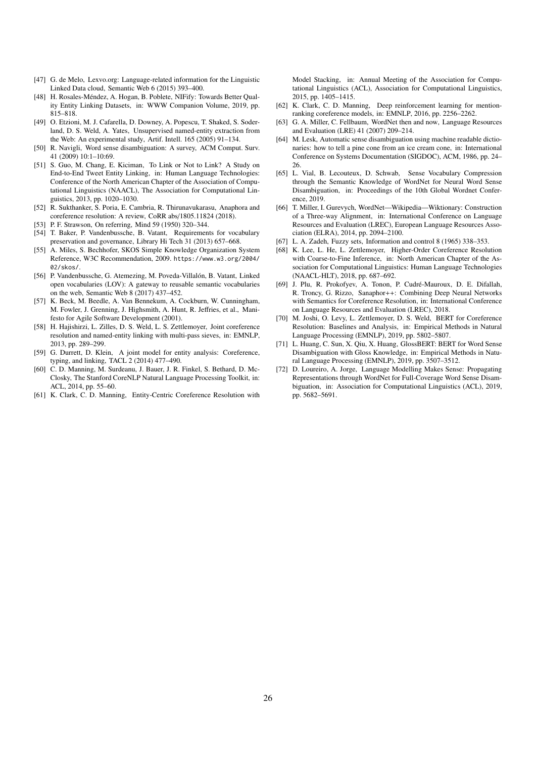[47] G. de Melo, Lexvo.org: Language-related information for the Linguistic Linked Data cloud, Semantic Web 6 (2015) 393–400.

[48] H. Rosales-Méndez, A. Hogan, B. Poblete, NIFify: Towards Better Quality Entity Linking Datasets, in: WWW Companion Volume, 2019, pp. 815–818.

[49] O. Etzioni, M. J. Cafarella, D. Downey, A. Popescu, T. Shaked, S. Soderland, D. S. Weld, A. Yates, Unsupervised named-entity extraction from the Web: An experimental study, Artif. Intell. 165 (2005) 91–134.

[50] R. Navigli, Word sense disambiguation: A survey, ACM Comput. Surv. 41 (2009) 10:1–10:69.

[51] S. Guo, M. Chang, E. Kiciman, To Link or Not to Link? A Study on End-to-End Tweet Entity Linking, in: Human Language Technologies: Conference of the North American Chapter of the Association of Computational Linguistics (NAACL), The Association for Computational Linguistics, 2013, pp. 1020–1030.

[52] R. Sukthanker, S. Poria, E. Cambria, R. Thirunavukarasu, Anaphora and coreference resolution: A review, CoRR abs/1805.11824 (2018).

[53] P. F. Strawson, On referring, Mind 59 (1950) 320–344.

[54] T. Baker, P. Vandenbussche, B. Vatant, Requirements for vocabulary preservation and governance, Library Hi Tech 31 (2013) 657–668.

[55] A. Miles, S. Bechhofer, SKOS Simple Knowledge Organization System Reference, W3C Recommendation, 2009. https://www.w3.org/2004/02/skos/.

[56] P. Vandenbussche, G. Atemezing, M. Poveda-Villalón, B. Vatant, Linked open vocabularies (LOV): A gateway to reusable semantic vocabularies on the web, Semantic Web 8 (2017) 437–452.

[57] K. Beck, M. Beedle, A. Van Bennekum, A. Cockburn, W. Cunningham, M. Fowler, J. Grenning, J. Highsmith, A. Hunt, R. Jeffries, et al., Manifesto for Agile Software Development (2001).

[58] H. Hajishirzi, L. Zilles, D. S. Weld, L. S. Zettlemoyer, Joint coreference resolution and named-entity linking with multi-pass sieves, in: EMNLP, 2013, pp. 289–299.

[59] G. Durrett, D. Klein, A joint model for entity analysis: Coreference, typing, and linking, TACL 2 (2014) 477–490.

[60] C. D. Manning, M. Surdeanu, J. Bauer, J. R. Finkel, S. Bethard, D. McClosky, The Stanford CoreNLP Natural Language Processing Toolkit, in: ACL, 2014, pp. 55–60.

[61] K. Clark, C. D. Manning, Entity-Centric Coreference Resolution with Model Stacking, in: Annual Meeting of the Association for Computational Linguistics (ACL), Association for Computational Linguistics, 2015, pp. 1405–1415.

[62] K. Clark, C. D. Manning, Deep reinforcement learning for mention-ranking coreference models, in: EMNLP, 2016, pp. 2256–2262.

[63] G. A. Miller, C. Fellbaum, WordNet then and now, Language Resources and Evaluation (LRE) 41 (2007) 209–214.

[64] M. Lesk, Automatic sense disambiguation using machine readable dictionaries: how to tell a pine cone from an ice cream cone, in: International Conference on Systems Documentation (SIGDOC), ACM, 1986, pp. 24–26.

[65] L. Vial, B. Lecouteux, D. Schwab, Sense Vocabulary Compression through the Semantic Knowledge of WordNet for Neural Word Sense Disambiguation, in: Proceedings of the 10th Global Wordnet Conference, 2019.

[66] T. Miller, I. Gurevych, WordNet—Wikipedia—Wiktionary: Construction of a Three-way Alignment, in: International Conference on Language Resources and Evaluation (LREC), European Language Resources Association (ELRA), 2014, pp. 2094–2100.

[67] L. A. Zadeh, Fuzzy sets, Information and control 8 (1965) 338–353.

[68] K. Lee, L. He, L. Zettlemoyer, Higher-Order Coreference Resolution with Coarse-to-Fine Inference, in: North American Chapter of the Association for Computational Linguistics: Human Language Technologies (NAACL-HLT), 2018, pp. 687–692.

[69] J. Plu, R. Prokofyev, A. Tonon, P. Cudré-Mauroux, D. E. Difallah, R. Troncy, G. Rizzo, Sanaphor++: Combining Deep Neural Networks with Semantics for Coreference Resolution, in: International Conference on Language Resources and Evaluation (LREC), 2018.

[70] M. Joshi, O. Levy, L. Zettlemoyer, D. S. Weld, BERT for Coreference Resolution: Baselines and Analysis, in: Empirical Methods in Natural Language Processing (EMNLP), 2019, pp. 5802–5807.

[71] L. Huang, C. Sun, X. Qiu, X. Huang, GlossBERT: BERT for Word Sense Disambiguation with Gloss Knowledge, in: Empirical Methods in Natural Language Processing (EMNLP), 2019, pp. 3507–3512.

[72] D. Loureiro, A. Jorge, Language Modelling Makes Sense: Propagating Representations through WordNet for Full-Coverage Word Sense Disambiguation, in: Association for Computational Linguistics (ACL), 2019, pp. 5682–5691.